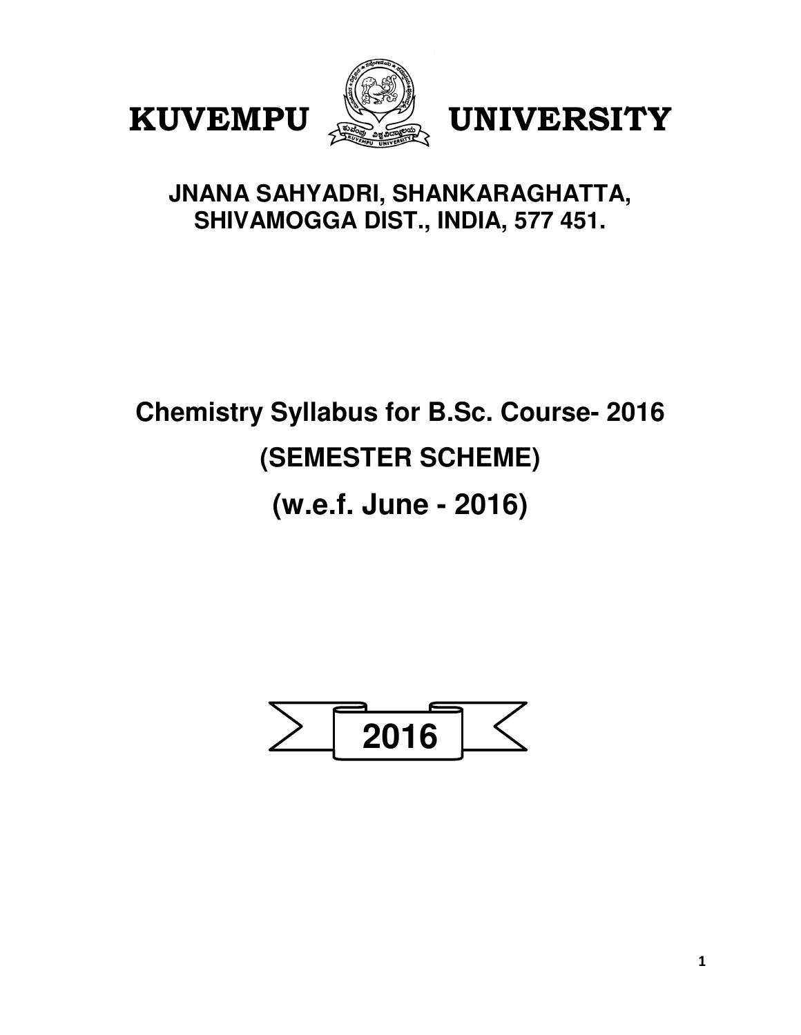# KUVEMPU UNIVERSITY

**JNANA SAHYADRI, SHANKARAGHATTA, SHIVAMOGGA DIST., INDIA, 577 451.**

## Chemistry Syllabus for B.Sc. Course- 2016

## (SEMESTER SCHEME)

## (w.e.f. June - 2016)

**2016**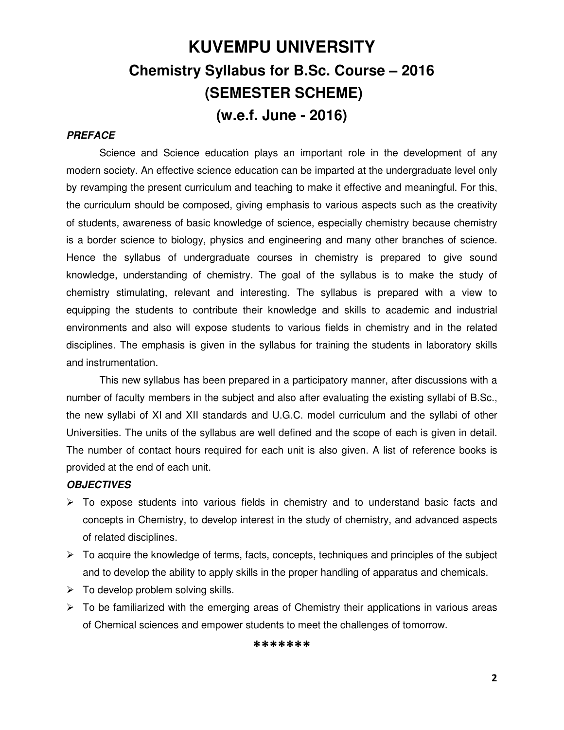# KUVEMPU UNIVERSITY
## Chemistry Syllabus for B.Sc. Course – 2016
## (SEMESTER SCHEME)
## (w.e.f. June - 2016)

***PREFACE***

Science and Science education plays an important role in the development of any modern society. An effective science education can be imparted at the undergraduate level only by revamping the present curriculum and teaching to make it effective and meaningful. For this, the curriculum should be composed, giving emphasis to various aspects such as the creativity of students, awareness of basic knowledge of science, especially chemistry because chemistry is a border science to biology, physics and engineering and many other branches of science. Hence the syllabus of undergraduate courses in chemistry is prepared to give sound knowledge, understanding of chemistry. The goal of the syllabus is to make the study of chemistry stimulating, relevant and interesting. The syllabus is prepared with a view to equipping the students to contribute their knowledge and skills to academic and industrial environments and also will expose students to various fields in chemistry and in the related disciplines. The emphasis is given in the syllabus for training the students in laboratory skills and instrumentation.

This new syllabus has been prepared in a participatory manner, after discussions with a number of faculty members in the subject and also after evaluating the existing syllabi of B.Sc., the new syllabi of XI and XII standards and U.G.C. model curriculum and the syllabi of other Universities. The units of the syllabus are well defined and the scope of each is given in detail. The number of contact hours required for each unit is also given. A list of reference books is provided at the end of each unit.

***OBJECTIVES***

- To expose students into various fields in chemistry and to understand basic facts and concepts in Chemistry, to develop interest in the study of chemistry, and advanced aspects of related disciplines.
- To acquire the knowledge of terms, facts, concepts, techniques and principles of the subject and to develop the ability to apply skills in the proper handling of apparatus and chemicals.
- To develop problem solving skills.
- To be familiarized with the emerging areas of Chemistry their applications in various areas of Chemical sciences and empower students to meet the challenges of tomorrow.

*******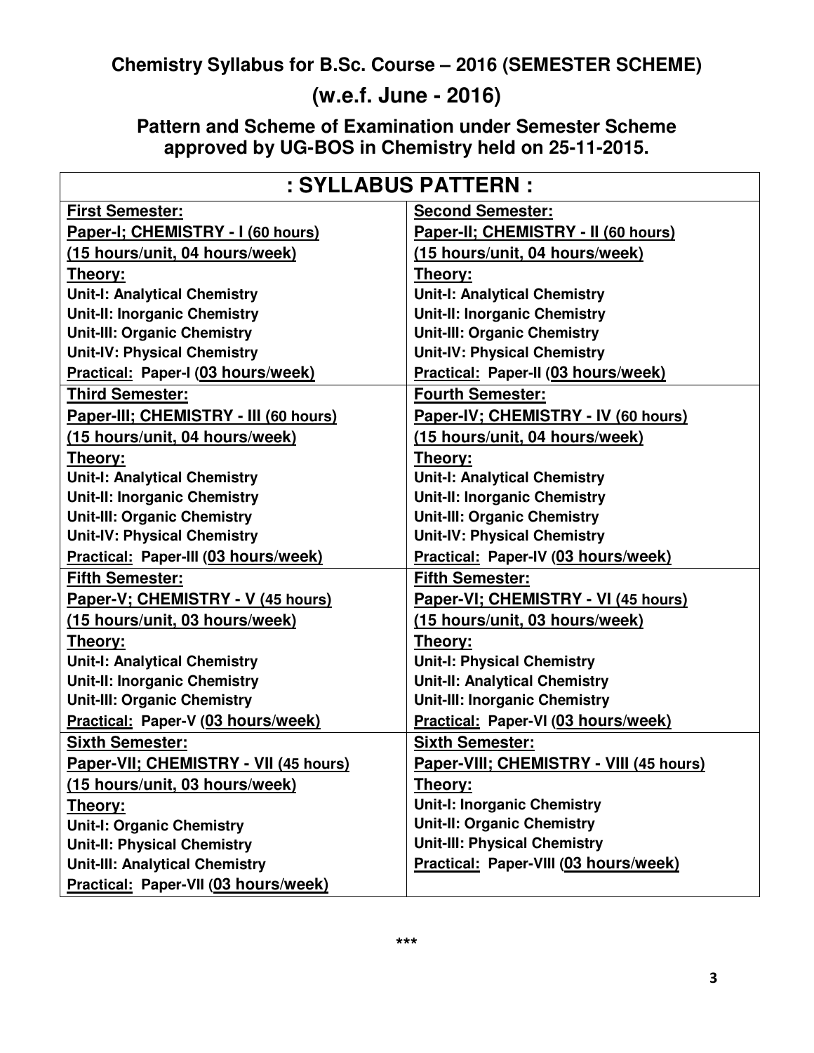# Chemistry Syllabus for B.Sc. Course – 2016 (SEMESTER SCHEME)

## (w.e.f. June - 2016)

### Pattern and Scheme of Examination under Semester Scheme approved by UG-BOS in Chemistry held on 25-11-2015.

| : SYLLABUS PATTERN : | |
|---|---|
| **First Semester:**<br>**Paper-I; CHEMISTRY - I (60 hours)**<br>**(15 hours/unit, 04 hours/week)**<br>**Theory:**<br>**Unit-I: Analytical Chemistry**<br>**Unit-II: Inorganic Chemistry**<br>**Unit-III: Organic Chemistry**<br>**Unit-IV: Physical Chemistry**<br>**Practical: Paper-I (03 hours/week)** | **Second Semester:**<br>**Paper-II; CHEMISTRY - II (60 hours)**<br>**(15 hours/unit, 04 hours/week)**<br>**Theory:**<br>**Unit-I: Analytical Chemistry**<br>**Unit-II: Inorganic Chemistry**<br>**Unit-III: Organic Chemistry**<br>**Unit-IV: Physical Chemistry**<br>**Practical: Paper-II (03 hours/week)** |
| **Third Semester:**<br>**Paper-III; CHEMISTRY - III (60 hours)**<br>**(15 hours/unit, 04 hours/week)**<br>**Theory:**<br>**Unit-I: Analytical Chemistry**<br>**Unit-II: Inorganic Chemistry**<br>**Unit-III: Organic Chemistry**<br>**Unit-IV: Physical Chemistry**<br>**Practical: Paper-III (03 hours/week)** | **Fourth Semester:**<br>**Paper-IV; CHEMISTRY - IV (60 hours)**<br>**(15 hours/unit, 04 hours/week)**<br>**Theory:**<br>**Unit-I: Analytical Chemistry**<br>**Unit-II: Inorganic Chemistry**<br>**Unit-III: Organic Chemistry**<br>**Unit-IV: Physical Chemistry**<br>**Practical: Paper-IV (03 hours/week)** |
| **Fifth Semester:**<br>**Paper-V; CHEMISTRY - V (45 hours)**<br>**(15 hours/unit, 03 hours/week)**<br>**Theory:**<br>**Unit-I: Analytical Chemistry**<br>**Unit-II: Inorganic Chemistry**<br>**Unit-III: Organic Chemistry**<br>**Practical: Paper-V (03 hours/week)** | **Fifth Semester:**<br>**Paper-VI; CHEMISTRY - VI (45 hours)**<br>**(15 hours/unit, 03 hours/week)**<br>**Theory:**<br>**Unit-I: Physical Chemistry**<br>**Unit-II: Analytical Chemistry**<br>**Unit-III: Inorganic Chemistry**<br>**Practical: Paper-VI (03 hours/week)** |
| **Sixth Semester:**<br>**Paper-VII; CHEMISTRY - VII (45 hours)**<br>**(15 hours/unit, 03 hours/week)**<br>**Theory:**<br>**Unit-I: Organic Chemistry**<br>**Unit-II: Physical Chemistry**<br>**Unit-III: Analytical Chemistry**<br>**Practical: Paper-VII (03 hours/week)** | **Sixth Semester:**<br>**Paper-VIII; CHEMISTRY - VIII (45 hours)**<br>**Theory:**<br>**Unit-I: Inorganic Chemistry**<br>**Unit-II: Organic Chemistry**<br>**Unit-III: Physical Chemistry**<br>**Practical: Paper-VIII (03 hours/week)** |

***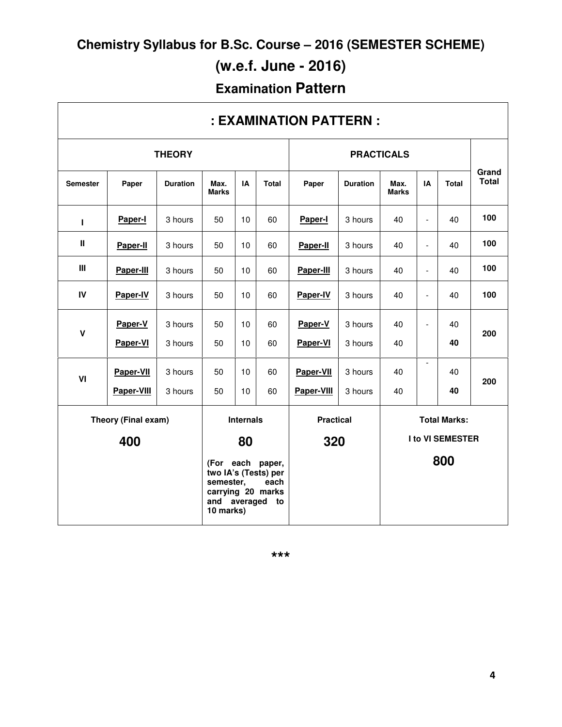# Chemistry Syllabus for B.Sc. Course – 2016 (SEMESTER SCHEME)

## (w.e.f. June - 2016)

### Examination Pattern

**: EXAMINATION PATTERN :**

| THEORY | | | | | | PRACTICALS | | | | | Grand Total |
|---|---|---|---|---|---|---|---|---|---|---|---|
| **Semester** | **Paper** | **Duration** | **Max. Marks** | **IA** | **Total** | **Paper** | **Duration** | **Max. Marks** | **IA** | **Total** | |
| **I** | **Paper-I** | 3 hours | 50 | 10 | 60 | **Paper-I** | 3 hours | 40 | - | 40 | **100** |
| **II** | **Paper-II** | 3 hours | 50 | 10 | 60 | **Paper-II** | 3 hours | 40 | - | 40 | **100** |
| **III** | **Paper-III** | 3 hours | 50 | 10 | 60 | **Paper-III** | 3 hours | 40 | - | 40 | **100** |
| **IV** | **Paper-IV** | 3 hours | 50 | 10 | 60 | **Paper-IV** | 3 hours | 40 | - | 40 | **100** |
| **V** | **Paper-V** | 3 hours | 50 | 10 | 60 | **Paper-V** | 3 hours | 40 | - | 40 | **200** |
| | **Paper-VI** | 3 hours | 50 | 10 | 60 | **Paper-VI** | 3 hours | 40 | | **40** | |
| **VI** | **Paper-VII** | 3 hours | 50 | 10 | 60 | **Paper-VII** | 3 hours | 40 | - | 40 | **200** |
| | **Paper-VIII** | 3 hours | 50 | 10 | 60 | **Paper-VIII** | 3 hours | 40 | | **40** | |
| **Theory (Final exam)** **400** | | | **Internals** **80** (For each paper, two IA's (Tests) per semester, each carrying 20 marks and averaged to 10 marks) | | | **Practical** **320** | | **Total Marks: I to VI SEMESTER** **800** | | | |

***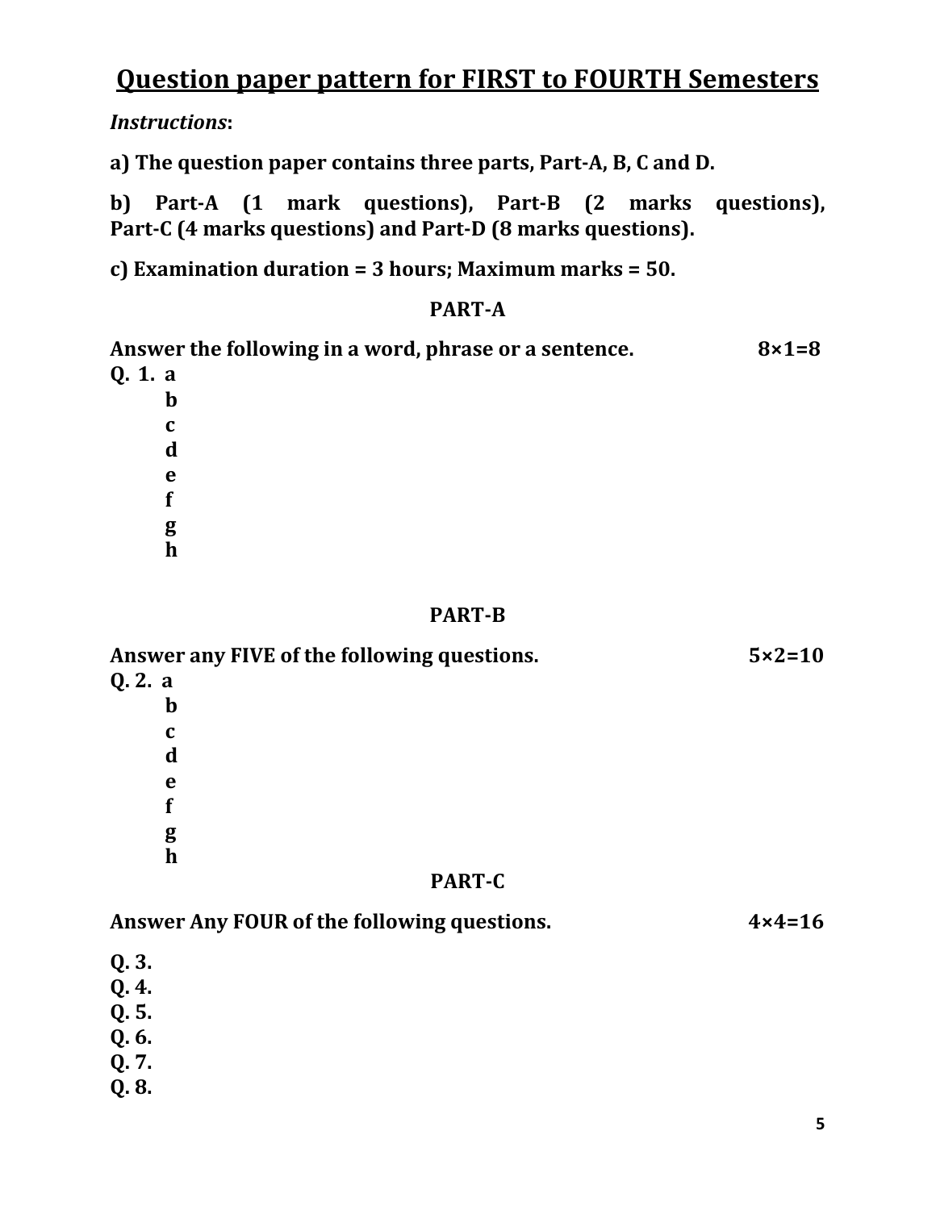# Question paper pattern for FIRST to FOURTH Semesters

***Instructions*:**

**a) The question paper contains three parts, Part-A, B, C and D.**

**b) Part-A (1 mark questions), Part-B (2 marks questions), Part-C (4 marks questions) and Part-D (8 marks questions).**

**c) Examination duration = 3 hours; Maximum marks = 50.**

## PART-A

**Answer the following in a word, phrase or a sentence.** **8×1=8**

**Q. 1. a**
**b**
**c**
**d**
**e**
**f**
**g**
**h**

## PART-B

**Answer any FIVE of the following questions.** **5×2=10**

**Q. 2. a**
**b**
**c**
**d**
**e**
**f**
**g**
**h**

## PART-C

**Answer Any FOUR of the following questions.** **4×4=16**

**Q. 3.**
**Q. 4.**
**Q. 5.**
**Q. 6.**
**Q. 7.**
**Q. 8.**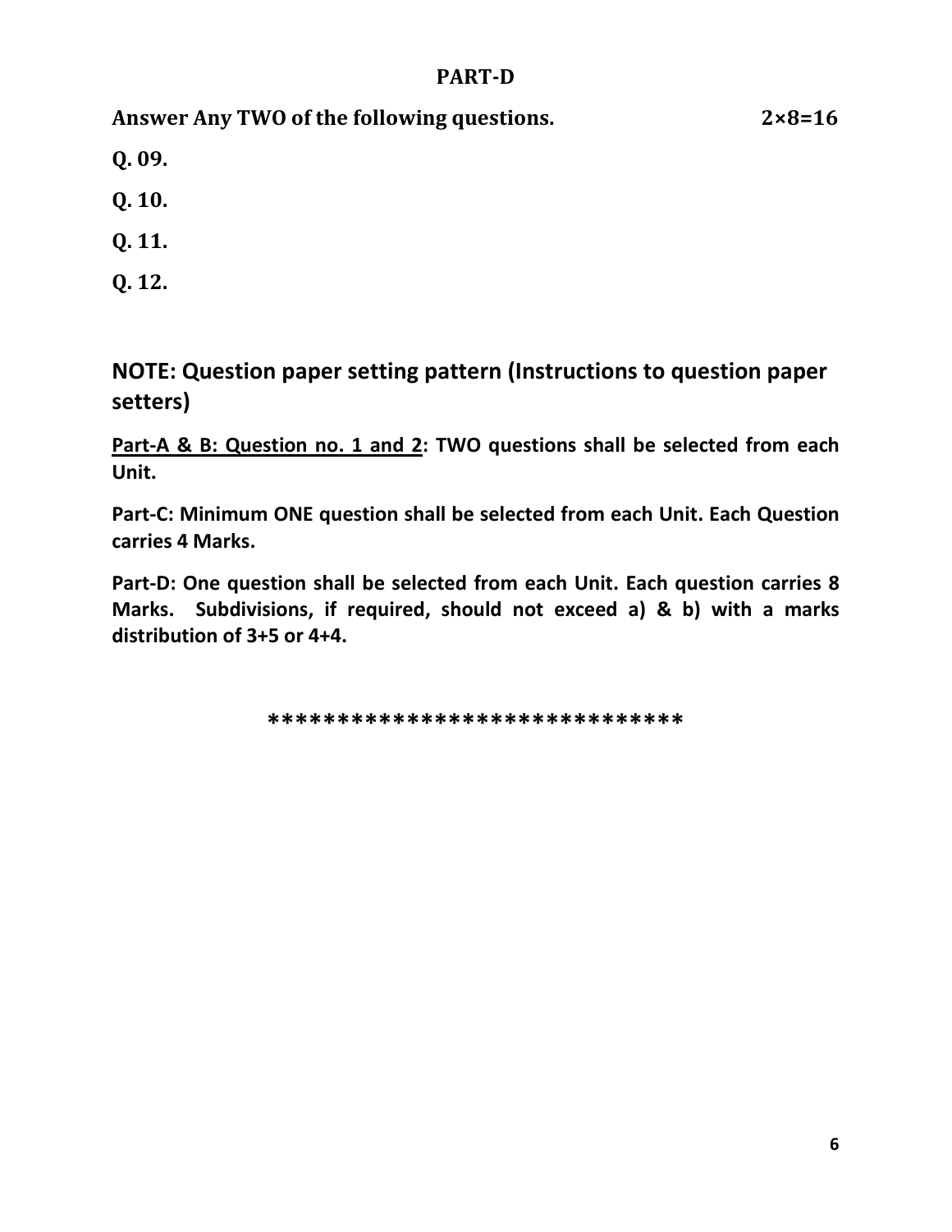## PART-D

**Answer Any TWO of the following questions. 2×8=16**

**Q. 09.**

**Q. 10.**

**Q. 11.**

**Q. 12.**

## NOTE: Question paper setting pattern (Instructions to question paper setters)

**<u>Part-A & B: Question no. 1 and 2</u>: TWO questions shall be selected from each Unit.**

**Part-C: Minimum ONE question shall be selected from each Unit. Each Question carries 4 Marks.**

**Part-D: One question shall be selected from each Unit. Each question carries 8 Marks. Subdivisions, if required, should not exceed a) & b) with a marks distribution of 3+5 or 4+4.**

******************************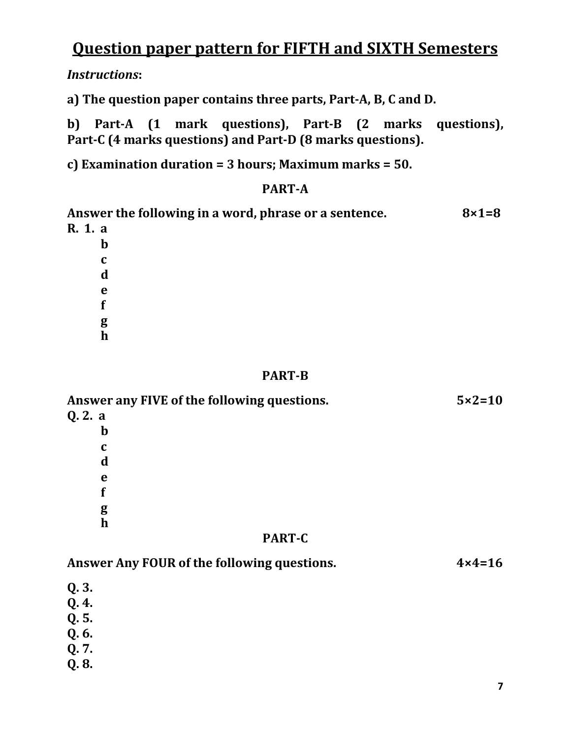# Question paper pattern for FIFTH and SIXTH Semesters

***Instructions*:**

**a) The question paper contains three parts, Part-A, B, C and D.**

**b) Part-A (1 mark questions), Part-B (2 marks questions), Part-C (4 marks questions) and Part-D (8 marks questions).**

**c) Examination duration = 3 hours; Maximum marks = 50.**

## PART-A

**Answer the following in a word, phrase or a sentence. 8×1=8**

**R. 1. a**
**b**
**c**
**d**
**e**
**f**
**g**
**h**

## PART-B

**Answer any FIVE of the following questions. 5×2=10**

**Q. 2. a**
**b**
**c**
**d**
**e**
**f**
**g**
**h**

## PART-C

**Answer Any FOUR of the following questions. 4×4=16**

**Q. 3.**
**Q. 4.**
**Q. 5.**
**Q. 6.**
**Q. 7.**
**Q. 8.**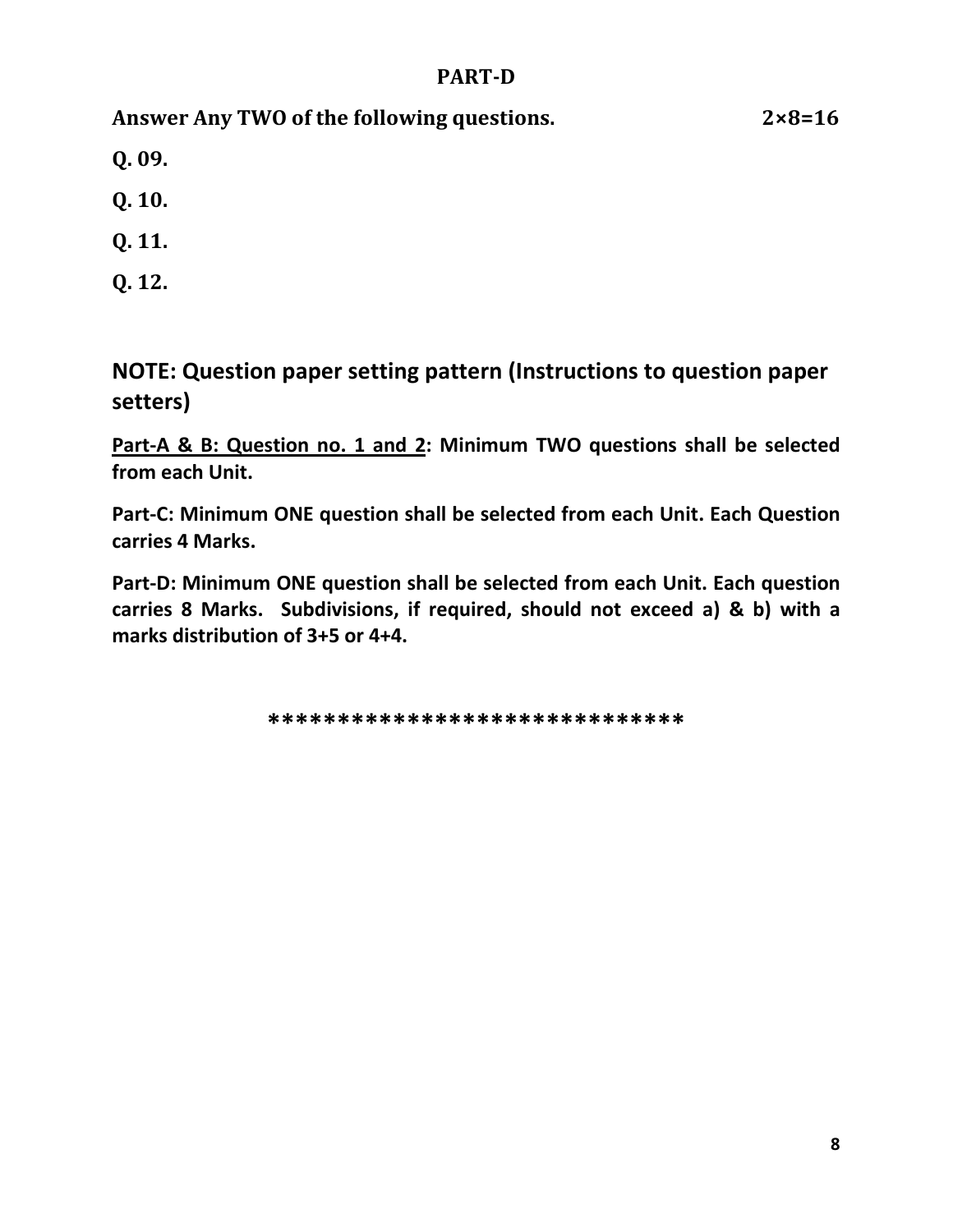## PART-D

**Answer Any TWO of the following questions. 2×8=16**

**Q. 09.**

**Q. 10.**

**Q. 11.**

**Q. 12.**

### NOTE: Question paper setting pattern (Instructions to question paper setters)

**<u>Part-A & B: Question no. 1 and 2</u>: Minimum TWO questions shall be selected from each Unit.**

**Part-C: Minimum ONE question shall be selected from each Unit. Each Question carries 4 Marks.**

**Part-D: Minimum ONE question shall be selected from each Unit. Each question carries 8 Marks. Subdivisions, if required, should not exceed a) & b) with a marks distribution of 3+5 or 4+4.**

******************************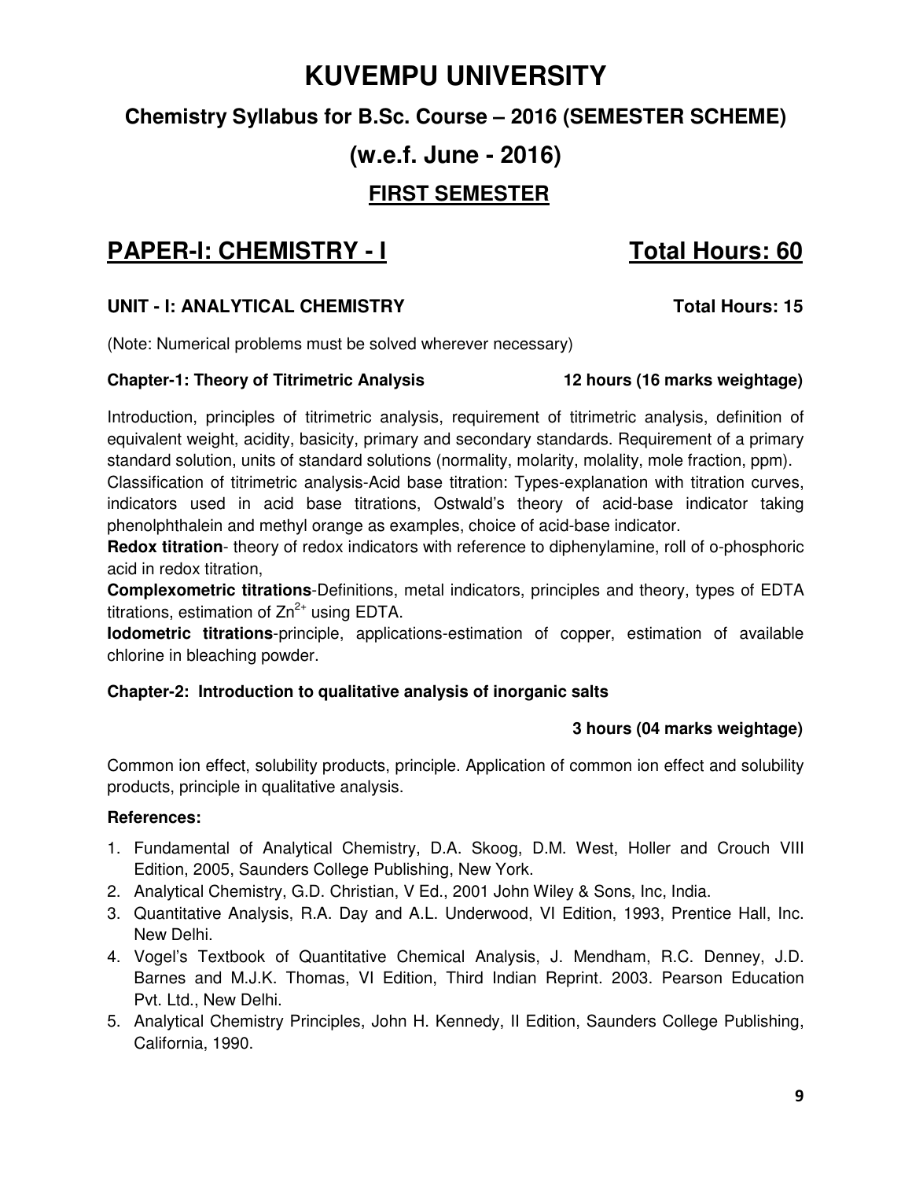# KUVEMPU UNIVERSITY

## Chemistry Syllabus for B.Sc. Course – 2016 (SEMESTER SCHEME)

## (w.e.f. June - 2016)

## FIRST SEMESTER

## PAPER-I: CHEMISTRY - I Total Hours: 60

### UNIT - I: ANALYTICAL CHEMISTRY Total Hours: 15

(Note: Numerical problems must be solved wherever necessary)

**Chapter-1: Theory of Titrimetric Analysis 12 hours (16 marks weightage)**

Introduction, principles of titrimetric analysis, requirement of titrimetric analysis, definition of equivalent weight, acidity, basicity, primary and secondary standards. Requirement of a primary standard solution, units of standard solutions (normality, molarity, molality, mole fraction, ppm).

Classification of titrimetric analysis-Acid base titration: Types-explanation with titration curves, indicators used in acid base titrations, Ostwald's theory of acid-base indicator taking phenolphthalein and methyl orange as examples, choice of acid-base indicator.

**Redox titration**- theory of redox indicators with reference to diphenylamine, roll of o-phosphoric acid in redox titration,

**Complexometric titrations**-Definitions, metal indicators, principles and theory, types of EDTA titrations, estimation of $Zn^{2+}$ using EDTA.

**Iodometric titrations**-principle, applications-estimation of copper, estimation of available chlorine in bleaching powder.

**Chapter-2: Introduction to qualitative analysis of inorganic salts**

**3 hours (04 marks weightage)**

Common ion effect, solubility products, principle. Application of common ion effect and solubility products, principle in qualitative analysis.

**References:**

1. Fundamental of Analytical Chemistry, D.A. Skoog, D.M. West, Holler and Crouch VIII Edition, 2005, Saunders College Publishing, New York.
2. Analytical Chemistry, G.D. Christian, V Ed., 2001 John Wiley & Sons, Inc, India.
3. Quantitative Analysis, R.A. Day and A.L. Underwood, VI Edition, 1993, Prentice Hall, Inc. New Delhi.
4. Vogel's Textbook of Quantitative Chemical Analysis, J. Mendham, R.C. Denney, J.D. Barnes and M.J.K. Thomas, VI Edition, Third Indian Reprint. 2003. Pearson Education Pvt. Ltd., New Delhi.
5. Analytical Chemistry Principles, John H. Kennedy, II Edition, Saunders College Publishing, California, 1990.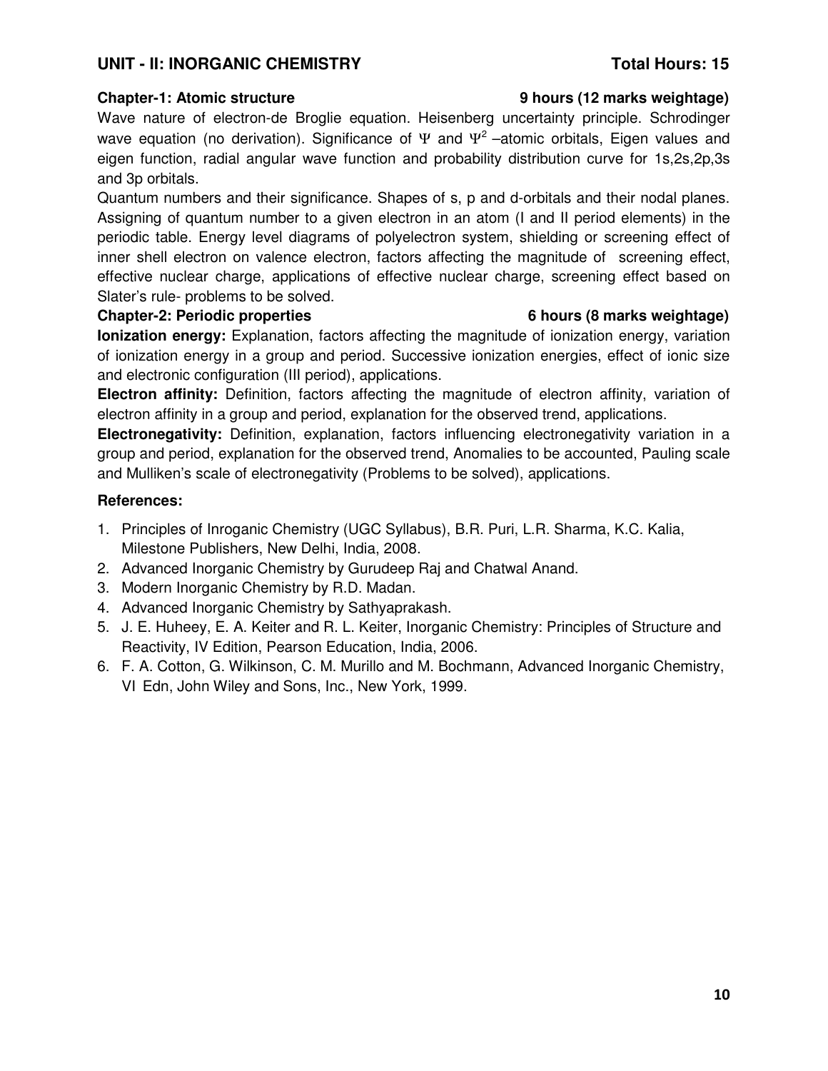## UNIT - II: INORGANIC CHEMISTRY **Total Hours: 15**

**Chapter-1: Atomic structure** **9 hours (12 marks weightage)**

Wave nature of electron-de Broglie equation. Heisenberg uncertainty principle. Schrodinger wave equation (no derivation). Significance of $\Psi$ and $\Psi^2$ –atomic orbitals, Eigen values and eigen function, radial angular wave function and probability distribution curve for 1s,2s,2p,3s and 3p orbitals.

Quantum numbers and their significance. Shapes of s, p and d-orbitals and their nodal planes. Assigning of quantum number to a given electron in an atom (I and II period elements) in the periodic table. Energy level diagrams of polyelectron system, shielding or screening effect of inner shell electron on valence electron, factors affecting the magnitude of screening effect, effective nuclear charge, applications of effective nuclear charge, screening effect based on Slater's rule- problems to be solved.

**Chapter-2: Periodic properties** **6 hours (8 marks weightage)**

**Ionization energy:** Explanation, factors affecting the magnitude of ionization energy, variation of ionization energy in a group and period. Successive ionization energies, effect of ionic size and electronic configuration (III period), applications.

**Electron affinity:** Definition, factors affecting the magnitude of electron affinity, variation of electron affinity in a group and period, explanation for the observed trend, applications.

**Electronegativity:** Definition, explanation, factors influencing electronegativity variation in a group and period, explanation for the observed trend, Anomalies to be accounted, Pauling scale and Mulliken's scale of electronegativity (Problems to be solved), applications.

**References:**

1. Principles of Inroganic Chemistry (UGC Syllabus), B.R. Puri, L.R. Sharma, K.C. Kalia, Milestone Publishers, New Delhi, India, 2008.
2. Advanced Inorganic Chemistry by Gurudeep Raj and Chatwal Anand.
3. Modern Inorganic Chemistry by R.D. Madan.
4. Advanced Inorganic Chemistry by Sathyaprakash.
5. J. E. Huheey, E. A. Keiter and R. L. Keiter, Inorganic Chemistry: Principles of Structure and Reactivity, IV Edition, Pearson Education, India, 2006.
6. F. A. Cotton, G. Wilkinson, C. M. Murillo and M. Bochmann, Advanced Inorganic Chemistry, VI Edn, John Wiley and Sons, Inc., New York, 1999.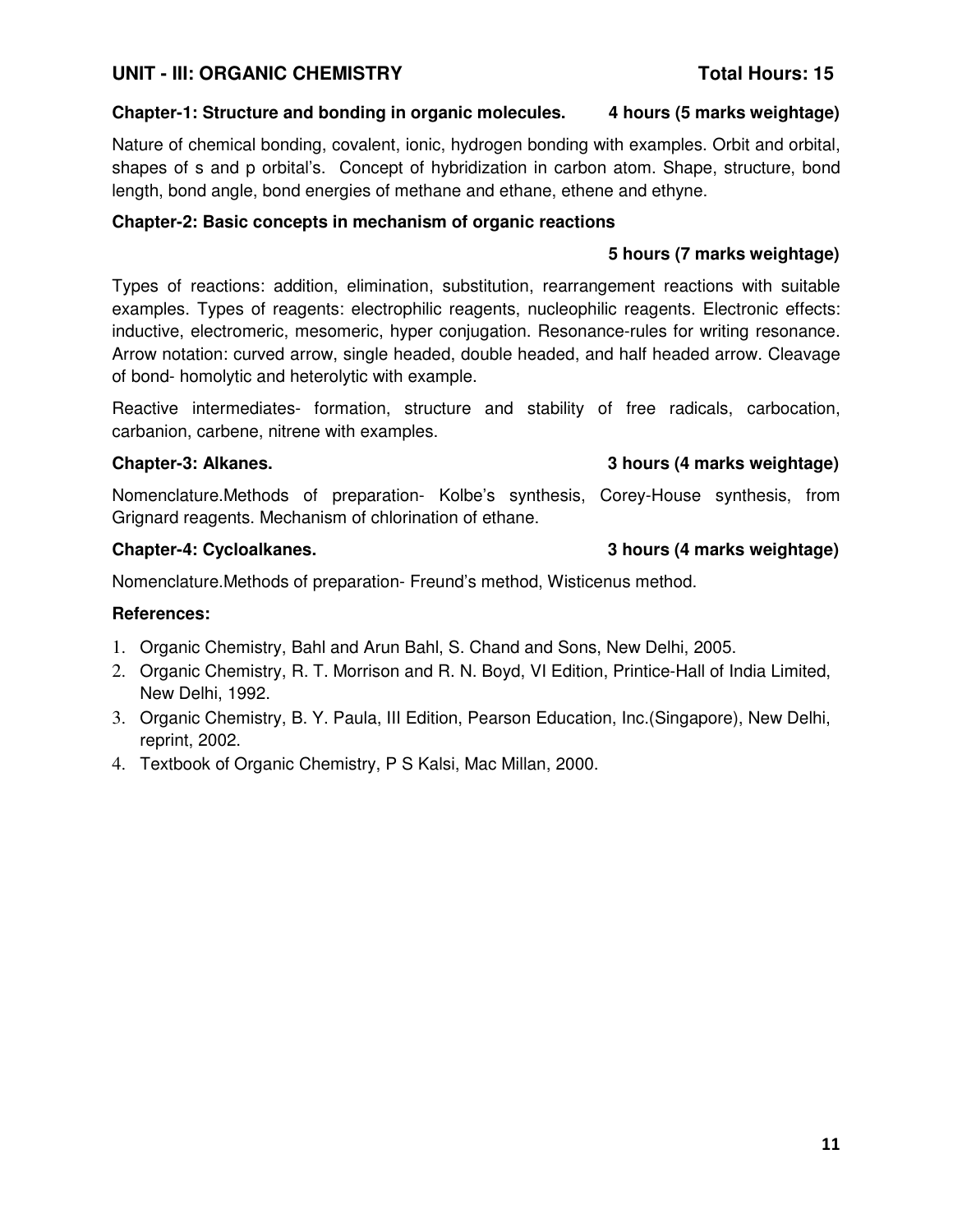## UNIT - III: ORGANIC CHEMISTRY Total Hours: 15

### Chapter-1: Structure and bonding in organic molecules. 4 hours (5 marks weightage)

Nature of chemical bonding, covalent, ionic, hydrogen bonding with examples. Orbit and orbital, shapes of s and p orbital's. Concept of hybridization in carbon atom. Shape, structure, bond length, bond angle, bond energies of methane and ethane, ethene and ethyne.

### Chapter-2: Basic concepts in mechanism of organic reactions

**5 hours (7 marks weightage)**

Types of reactions: addition, elimination, substitution, rearrangement reactions with suitable examples. Types of reagents: electrophilic reagents, nucleophilic reagents. Electronic effects: inductive, electromeric, mesomeric, hyper conjugation. Resonance-rules for writing resonance. Arrow notation: curved arrow, single headed, double headed, and half headed arrow. Cleavage of bond- homolytic and heterolytic with example.

Reactive intermediates- formation, structure and stability of free radicals, carbocation, carbanion, carbene, nitrene with examples.

### Chapter-3: Alkanes. 3 hours (4 marks weightage)

Nomenclature.Methods of preparation- Kolbe's synthesis, Corey-House synthesis, from Grignard reagents. Mechanism of chlorination of ethane.

### Chapter-4: Cycloalkanes. 3 hours (4 marks weightage)

Nomenclature.Methods of preparation- Freund's method, Wisticenus method.

**References:**

1. Organic Chemistry, Bahl and Arun Bahl, S. Chand and Sons, New Delhi, 2005.
2. Organic Chemistry, R. T. Morrison and R. N. Boyd, VI Edition, Printice-Hall of India Limited, New Delhi, 1992.
3. Organic Chemistry, B. Y. Paula, III Edition, Pearson Education, Inc.(Singapore), New Delhi, reprint, 2002.
4. Textbook of Organic Chemistry, P S Kalsi, Mac Millan, 2000.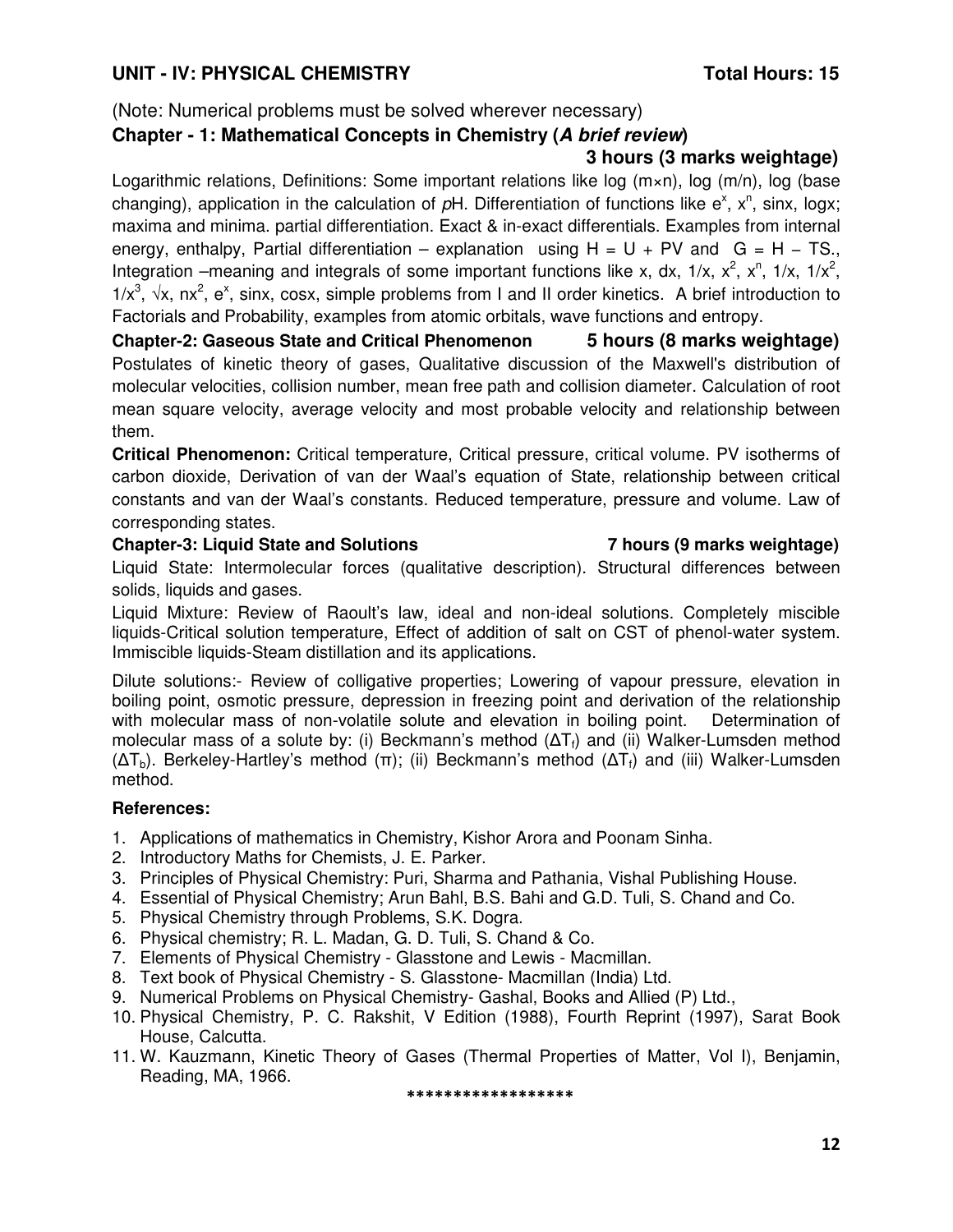## UNIT - IV: PHYSICAL CHEMISTRY — Total Hours: 15

(Note: Numerical problems must be solved wherever necessary)

### Chapter - 1: Mathematical Concepts in Chemistry (*A brief review*)

**3 hours (3 marks weightage)**

Logarithmic relations, Definitions: Some important relations like log ($m \times n$), log ($m/n$), log (base changing), application in the calculation of *p*H. Differentiation of functions like $e^x$, $x^n$, sinx, logx; maxima and minima. partial differentiation. Exact & in-exact differentials. Examples from internal energy, enthalpy, Partial differentiation – explanation using $H = U + PV$ and $G = H - TS$., Integration –meaning and integrals of some important functions like x, dx, $1/x$, $x^2$, $x^n$, $1/x$, $1/x^2$, $1/x^3$, $\sqrt{x}$, $nx^2$, $e^x$, sinx, cosx, simple problems from I and II order kinetics. A brief introduction to Factorials and Probability, examples from atomic orbitals, wave functions and entropy.

### Chapter-2: Gaseous State and Critical Phenomenon — 5 hours (8 marks weightage)

Postulates of kinetic theory of gases, Qualitative discussion of the Maxwell's distribution of molecular velocities, collision number, mean free path and collision diameter. Calculation of root mean square velocity, average velocity and most probable velocity and relationship between them.

**Critical Phenomenon:** Critical temperature, Critical pressure, critical volume. PV isotherms of carbon dioxide, Derivation of van der Waal's equation of State, relationship between critical constants and van der Waal's constants. Reduced temperature, pressure and volume. Law of corresponding states.

### Chapter-3: Liquid State and Solutions — 7 hours (9 marks weightage)

Liquid State: Intermolecular forces (qualitative description). Structural differences between solids, liquids and gases.

Liquid Mixture: Review of Raoult's law, ideal and non-ideal solutions. Completely miscible liquids-Critical solution temperature, Effect of addition of salt on CST of phenol-water system. Immiscible liquids-Steam distillation and its applications.

Dilute solutions:- Review of colligative properties; Lowering of vapour pressure, elevation in boiling point, osmotic pressure, depression in freezing point and derivation of the relationship with molecular mass of non-volatile solute and elevation in boiling point. Determination of molecular mass of a solute by: (i) Beckmann's method ($\Delta T_f$) and (ii) Walker-Lumsden method ($\Delta T_b$). Berkeley-Hartley's method ($\pi$); (ii) Beckmann's method ($\Delta T_f$) and (iii) Walker-Lumsden method.

**References:**

1. Applications of mathematics in Chemistry, Kishor Arora and Poonam Sinha.
2. Introductory Maths for Chemists, J. E. Parker.
3. Principles of Physical Chemistry: Puri, Sharma and Pathania, Vishal Publishing House.
4. Essential of Physical Chemistry; Arun Bahl, B.S. Bahi and G.D. Tuli, S. Chand and Co.
5. Physical Chemistry through Problems, S.K. Dogra.
6. Physical chemistry; R. L. Madan, G. D. Tuli, S. Chand & Co.
7. Elements of Physical Chemistry - Glasstone and Lewis - Macmillan.
8. Text book of Physical Chemistry - S. Glasstone- Macmillan (India) Ltd.
9. Numerical Problems on Physical Chemistry- Gashal, Books and Allied (P) Ltd.,
10. Physical Chemistry, P. C. Rakshit, V Edition (1988), Fourth Reprint (1997), Sarat Book House, Calcutta.
11. W. Kauzmann, Kinetic Theory of Gases (Thermal Properties of Matter, Vol I), Benjamin, Reading, MA, 1966.

******************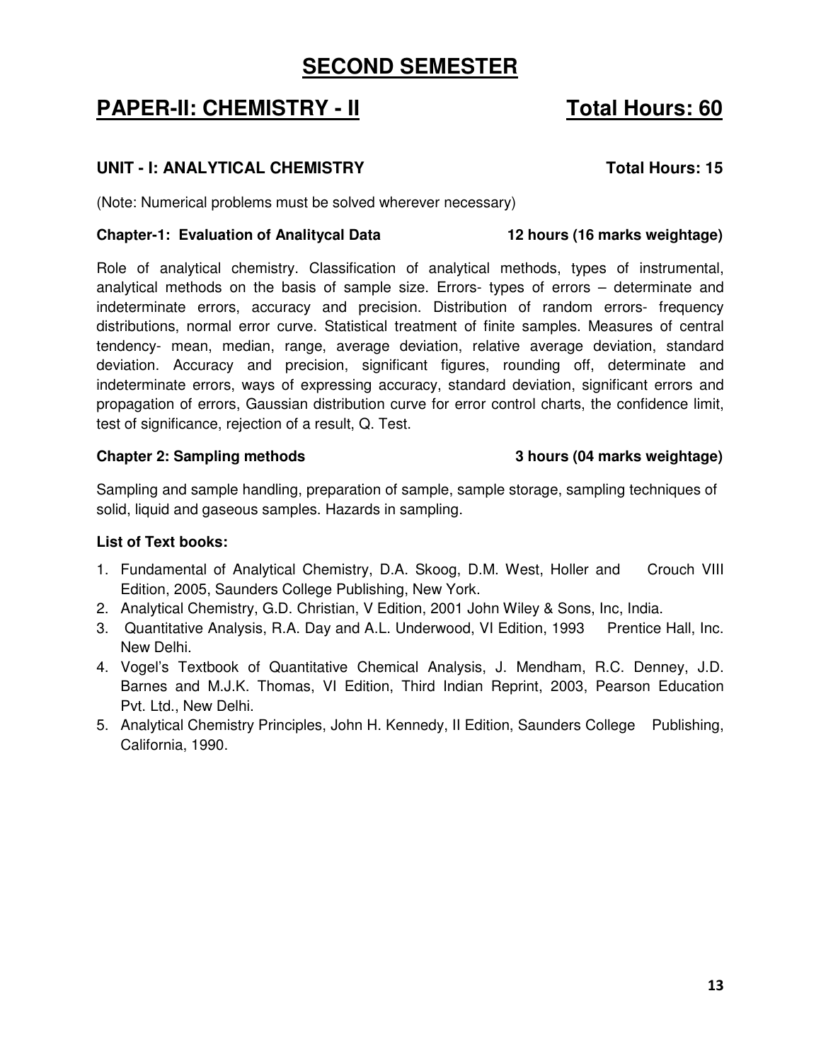# SECOND SEMESTER

## PAPER-II: CHEMISTRY - II &nbsp;&nbsp;&nbsp;&nbsp;&nbsp;&nbsp;&nbsp;&nbsp; Total Hours: 60

### UNIT - I: ANALYTICAL CHEMISTRY &nbsp;&nbsp;&nbsp;&nbsp;&nbsp;&nbsp;&nbsp;&nbsp; Total Hours: 15

(Note: Numerical problems must be solved wherever necessary)

**Chapter-1: Evaluation of Analitycal Data &nbsp;&nbsp;&nbsp;&nbsp;&nbsp;&nbsp;&nbsp;&nbsp; 12 hours (16 marks weightage)**

Role of analytical chemistry. Classification of analytical methods, types of instrumental, analytical methods on the basis of sample size. Errors- types of errors – determinate and indeterminate errors, accuracy and precision. Distribution of random errors- frequency distributions, normal error curve. Statistical treatment of finite samples. Measures of central tendency- mean, median, range, average deviation, relative average deviation, standard deviation. Accuracy and precision, significant figures, rounding off, determinate and indeterminate errors, ways of expressing accuracy, standard deviation, significant errors and propagation of errors, Gaussian distribution curve for error control charts, the confidence limit, test of significance, rejection of a result, Q. Test.

**Chapter 2: Sampling methods &nbsp;&nbsp;&nbsp;&nbsp;&nbsp;&nbsp;&nbsp;&nbsp; 3 hours (04 marks weightage)**

Sampling and sample handling, preparation of sample, sample storage, sampling techniques of solid, liquid and gaseous samples. Hazards in sampling.

**List of Text books:**

1. Fundamental of Analytical Chemistry, D.A. Skoog, D.M. West, Holler and Crouch VIII Edition, 2005, Saunders College Publishing, New York.
2. Analytical Chemistry, G.D. Christian, V Edition, 2001 John Wiley & Sons, Inc, India.
3. Quantitative Analysis, R.A. Day and A.L. Underwood, VI Edition, 1993 Prentice Hall, Inc. New Delhi.
4. Vogel's Textbook of Quantitative Chemical Analysis, J. Mendham, R.C. Denney, J.D. Barnes and M.J.K. Thomas, VI Edition, Third Indian Reprint, 2003, Pearson Education Pvt. Ltd., New Delhi.
5. Analytical Chemistry Principles, John H. Kennedy, II Edition, Saunders College Publishing, California, 1990.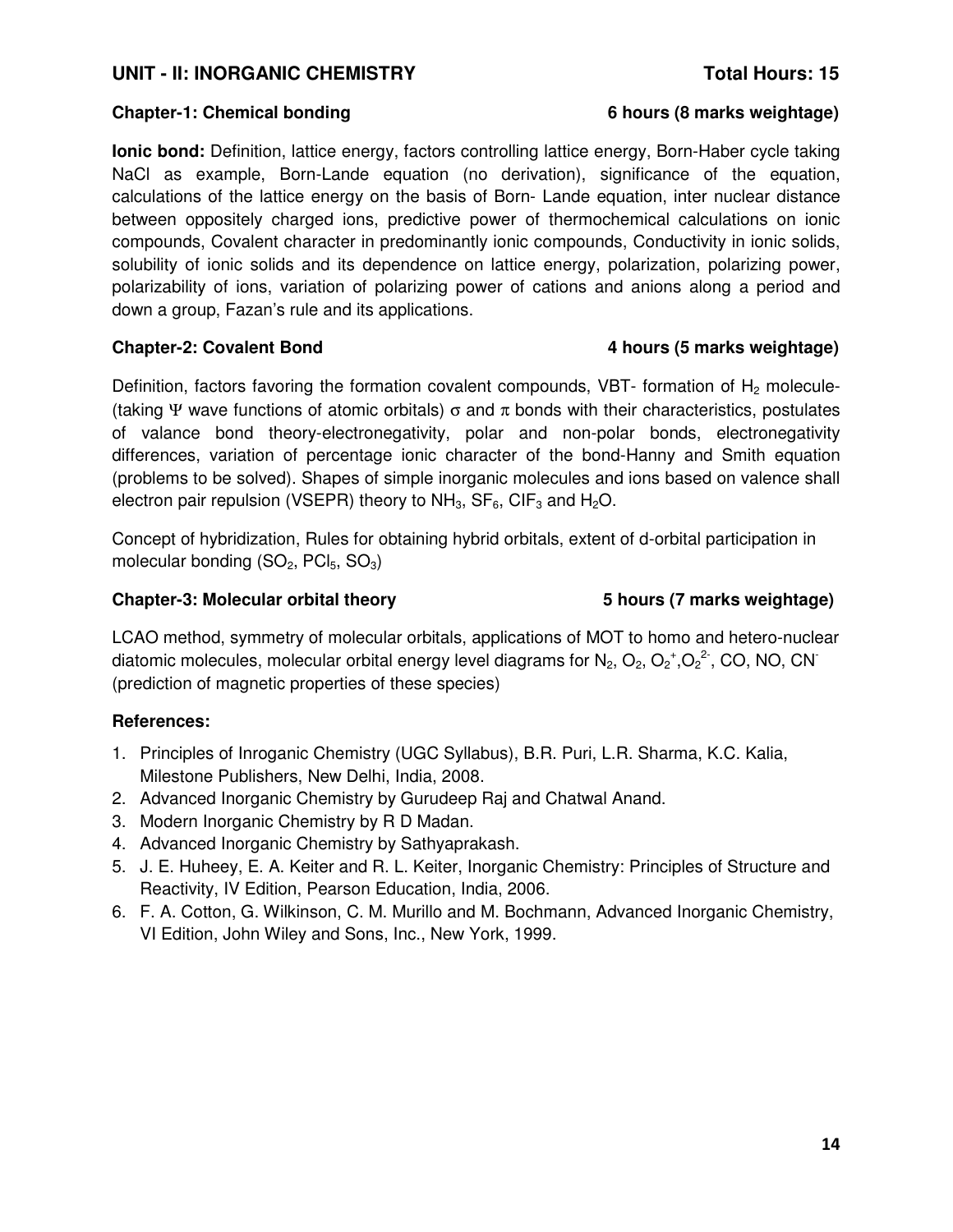## UNIT - II: INORGANIC CHEMISTRY **Total Hours: 15**

### Chapter-1: Chemical bonding **6 hours (8 marks weightage)**

**Ionic bond:** Definition, lattice energy, factors controlling lattice energy, Born-Haber cycle taking NaCl as example, Born-Lande equation (no derivation), significance of the equation, calculations of the lattice energy on the basis of Born- Lande equation, inter nuclear distance between oppositely charged ions, predictive power of thermochemical calculations on ionic compounds, Covalent character in predominantly ionic compounds, Conductivity in ionic solids, solubility of ionic solids and its dependence on lattice energy, polarization, polarizing power, polarizability of ions, variation of polarizing power of cations and anions along a period and down a group, Fazan's rule and its applications.

### Chapter-2: Covalent Bond **4 hours (5 marks weightage)**

Definition, factors favoring the formation covalent compounds, VBT- formation of $H_2$ molecule-(taking $\Psi$ wave functions of atomic orbitals) $\sigma$ and $\pi$ bonds with their characteristics, postulates of valance bond theory-electronegativity, polar and non-polar bonds, electronegativity differences, variation of percentage ionic character of the bond-Hanny and Smith equation (problems to be solved). Shapes of simple inorganic molecules and ions based on valence shall electron pair repulsion (VSEPR) theory to $NH_3$, $SF_6$, $ClF_3$ and $H_2O$.

Concept of hybridization, Rules for obtaining hybrid orbitals, extent of d-orbital participation in molecular bonding ($SO_2$, $PCl_5$, $SO_3$)

### Chapter-3: Molecular orbital theory **5 hours (7 marks weightage)**

LCAO method, symmetry of molecular orbitals, applications of MOT to homo and hetero-nuclear diatomic molecules, molecular orbital energy level diagrams for $N_2$, $O_2$, $O_2^+$,$O_2^{2-}$, CO, NO, $CN^-$ (prediction of magnetic properties of these species)

### References:

1. Principles of Inroganic Chemistry (UGC Syllabus), B.R. Puri, L.R. Sharma, K.C. Kalia, Milestone Publishers, New Delhi, India, 2008.
2. Advanced Inorganic Chemistry by Gurudeep Raj and Chatwal Anand.
3. Modern Inorganic Chemistry by R D Madan.
4. Advanced Inorganic Chemistry by Sathyaprakash.
5. J. E. Huheey, E. A. Keiter and R. L. Keiter, Inorganic Chemistry: Principles of Structure and Reactivity, IV Edition, Pearson Education, India, 2006.
6. F. A. Cotton, G. Wilkinson, C. M. Murillo and M. Bochmann, Advanced Inorganic Chemistry, VI Edition, John Wiley and Sons, Inc., New York, 1999.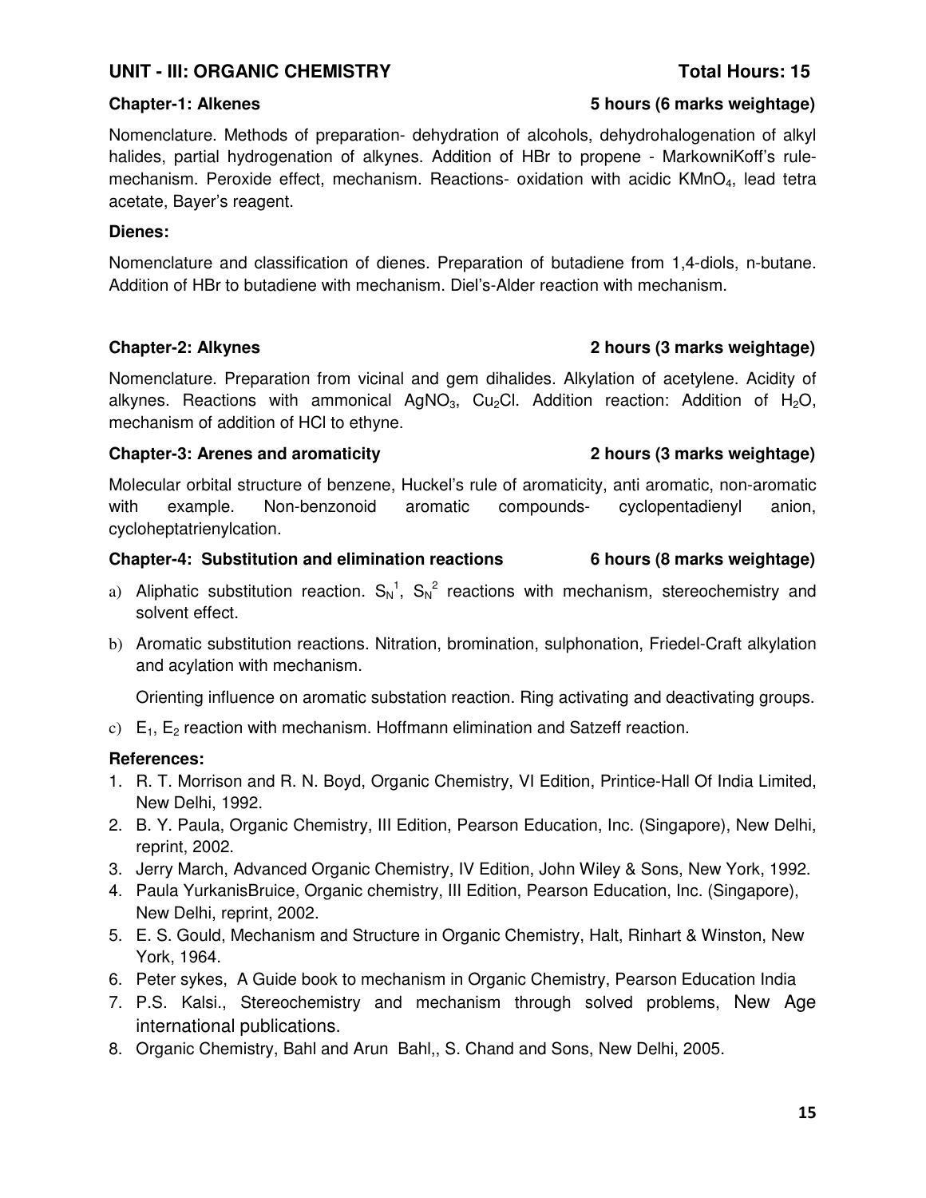## UNIT - III: ORGANIC CHEMISTRY Total Hours: 15

### Chapter-1: Alkenes 5 hours (6 marks weightage)

Nomenclature. Methods of preparation- dehydration of alcohols, dehydrohalogenation of alkyl halides, partial hydrogenation of alkynes. Addition of HBr to propene - MarkowniKoff's rule-mechanism. Peroxide effect, mechanism. Reactions- oxidation with acidic $KMnO_4$, lead tetra acetate, Bayer's reagent.

**Dienes:**

Nomenclature and classification of dienes. Preparation of butadiene from 1,4-diols, n-butane. Addition of HBr to butadiene with mechanism. Diel's-Alder reaction with mechanism.

### Chapter-2: Alkynes 2 hours (3 marks weightage)

Nomenclature. Preparation from vicinal and gem dihalides. Alkylation of acetylene. Acidity of alkynes. Reactions with ammonical $AgNO_3$, $Cu_2Cl$. Addition reaction: Addition of $H_2O$, mechanism of addition of HCl to ethyne.

### Chapter-3: Arenes and aromaticity 2 hours (3 marks weightage)

Molecular orbital structure of benzene, Huckel's rule of aromaticity, anti aromatic, non-aromatic with example. Non-benzonoid aromatic compounds- cyclopentadienyl anion, cycloheptatrienylcation.

### Chapter-4: Substitution and elimination reactions 6 hours (8 marks weightage)

a) Aliphatic substitution reaction. $S_N^1$, $S_N^2$ reactions with mechanism, stereochemistry and solvent effect.

b) Aromatic substitution reactions. Nitration, bromination, sulphonation, Friedel-Craft alkylation and acylation with mechanism.

   Orienting influence on aromatic substation reaction. Ring activating and deactivating groups.

c) $E_1$, $E_2$ reaction with mechanism. Hoffmann elimination and Satzeff reaction.

**References:**

1. R. T. Morrison and R. N. Boyd, Organic Chemistry, VI Edition, Printice-Hall Of India Limited, New Delhi, 1992.
2. B. Y. Paula, Organic Chemistry, III Edition, Pearson Education, Inc. (Singapore), New Delhi, reprint, 2002.
3. Jerry March, Advanced Organic Chemistry, IV Edition, John Wiley & Sons, New York, 1992.
4. Paula YurkanisBruice, Organic chemistry, III Edition, Pearson Education, Inc. (Singapore), New Delhi, reprint, 2002.
5. E. S. Gould, Mechanism and Structure in Organic Chemistry, Halt, Rinhart & Winston, New York, 1964.
6. Peter sykes, A Guide book to mechanism in Organic Chemistry, Pearson Education India
7. P.S. Kalsi., Stereochemistry and mechanism through solved problems, New Age international publications.
8. Organic Chemistry, Bahl and Arun Bahl,, S. Chand and Sons, New Delhi, 2005.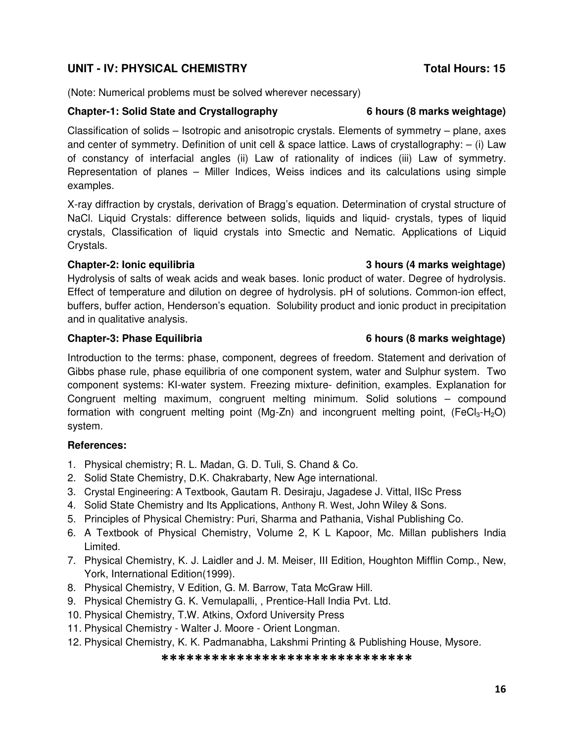## UNIT - IV: PHYSICAL CHEMISTRY Total Hours: 15

(Note: Numerical problems must be solved wherever necessary)

### Chapter-1: Solid State and Crystallography 6 hours (8 marks weightage)

Classification of solids – Isotropic and anisotropic crystals. Elements of symmetry – plane, axes and center of symmetry. Definition of unit cell & space lattice. Laws of crystallography: – (i) Law of constancy of interfacial angles (ii) Law of rationality of indices (iii) Law of symmetry. Representation of planes – Miller Indices, Weiss indices and its calculations using simple examples.

X-ray diffraction by crystals, derivation of Bragg's equation. Determination of crystal structure of NaCl. Liquid Crystals: difference between solids, liquids and liquid- crystals, types of liquid crystals, Classification of liquid crystals into Smectic and Nematic. Applications of Liquid Crystals.

### Chapter-2: Ionic equilibria 3 hours (4 marks weightage)

Hydrolysis of salts of weak acids and weak bases. Ionic product of water. Degree of hydrolysis. Effect of temperature and dilution on degree of hydrolysis. pH of solutions. Common-ion effect, buffers, buffer action, Henderson's equation. Solubility product and ionic product in precipitation and in qualitative analysis.

### Chapter-3: Phase Equilibria 6 hours (8 marks weightage)

Introduction to the terms: phase, component, degrees of freedom. Statement and derivation of Gibbs phase rule, phase equilibria of one component system, water and Sulphur system. Two component systems: KI-water system. Freezing mixture- definition, examples. Explanation for Congruent melting maximum, congruent melting minimum. Solid solutions – compound formation with congruent melting point (Mg-Zn) and incongruent melting point, ($FeCl_3$-$H_2O$) system.

**References:**

1. Physical chemistry; R. L. Madan, G. D. Tuli, S. Chand & Co.
2. Solid State Chemistry, D.K. Chakrabarty, New Age international.
3. Crystal Engineering: A Textbook, Gautam R. Desiraju, Jagadese J. Vittal, IISc Press
4. Solid State Chemistry and Its Applications, Anthony R. West, John Wiley & Sons.
5. Principles of Physical Chemistry: Puri, Sharma and Pathania, Vishal Publishing Co.
6. A Textbook of Physical Chemistry, Volume 2, K L Kapoor, Mc. Millan publishers India Limited.
7. Physical Chemistry, K. J. Laidler and J. M. Meiser, III Edition, Houghton Mifflin Comp., New, York, International Edition(1999).
8. Physical Chemistry, V Edition, G. M. Barrow, Tata McGraw Hill.
9. Physical Chemistry G. K. Vemulapalli, , Prentice-Hall India Pvt. Ltd.
10. Physical Chemistry, T.W. Atkins, Oxford University Press
11. Physical Chemistry - Walter J. Moore - Orient Longman.
12. Physical Chemistry, K. K. Padmanabha, Lakshmi Printing & Publishing House, Mysore.

******************************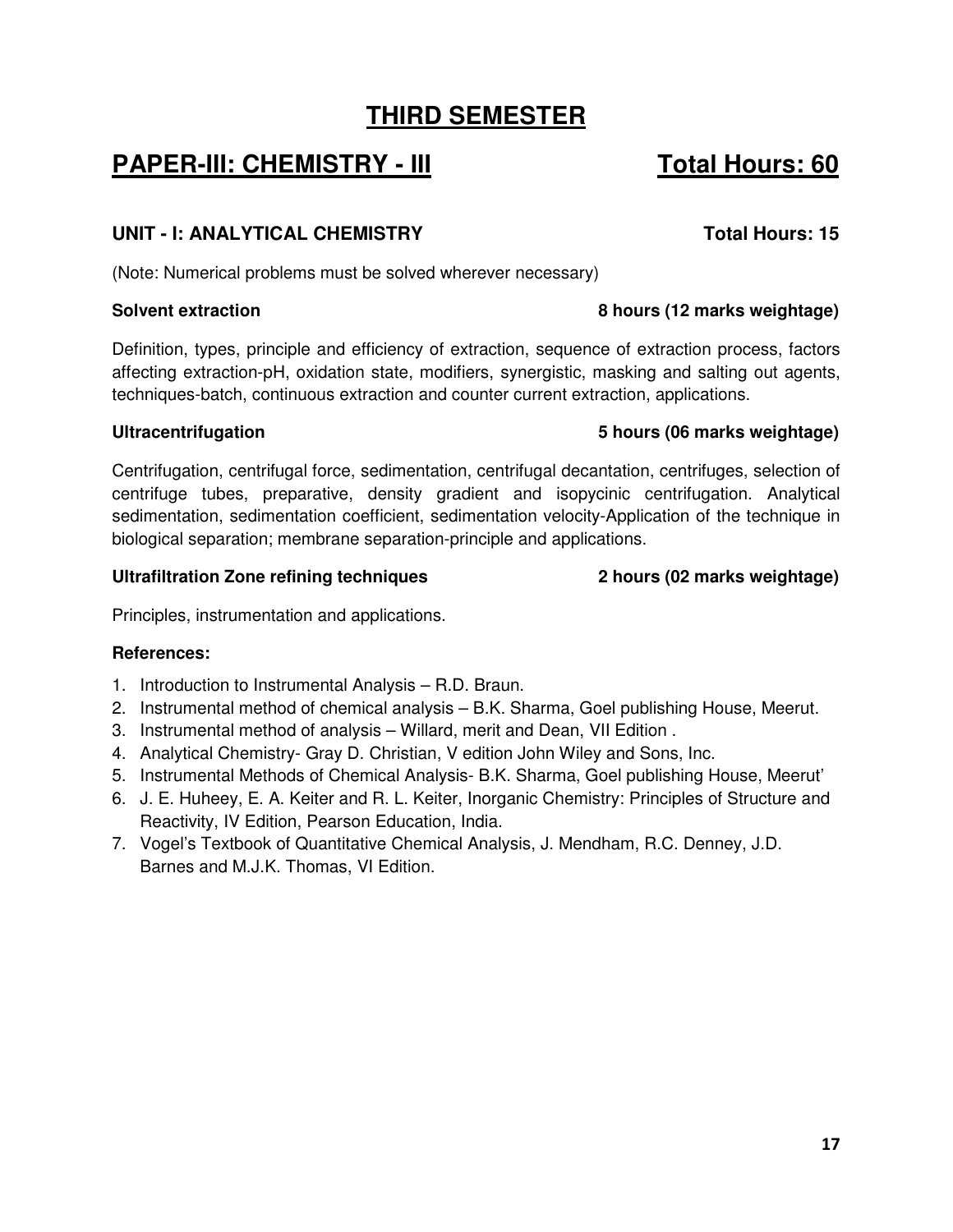# THIRD SEMESTER

## PAPER-III: CHEMISTRY - III — Total Hours: 60

### UNIT - I: ANALYTICAL CHEMISTRY — Total Hours: 15

(Note: Numerical problems must be solved wherever necessary)

**Solvent extraction** — **8 hours (12 marks weightage)**

Definition, types, principle and efficiency of extraction, sequence of extraction process, factors affecting extraction-pH, oxidation state, modifiers, synergistic, masking and salting out agents, techniques-batch, continuous extraction and counter current extraction, applications.

**Ultracentrifugation** — **5 hours (06 marks weightage)**

Centrifugation, centrifugal force, sedimentation, centrifugal decantation, centrifuges, selection of centrifuge tubes, preparative, density gradient and isopycinic centrifugation. Analytical sedimentation, sedimentation coefficient, sedimentation velocity-Application of the technique in biological separation; membrane separation-principle and applications.

**Ultrafiltration Zone refining techniques** — **2 hours (02 marks weightage)**

Principles, instrumentation and applications.

**References:**

1. Introduction to Instrumental Analysis – R.D. Braun.
2. Instrumental method of chemical analysis – B.K. Sharma, Goel publishing House, Meerut.
3. Instrumental method of analysis – Willard, merit and Dean, VII Edition .
4. Analytical Chemistry- Gray D. Christian, V edition John Wiley and Sons, Inc.
5. Instrumental Methods of Chemical Analysis- B.K. Sharma, Goel publishing House, Meerut'
6. J. E. Huheey, E. A. Keiter and R. L. Keiter, Inorganic Chemistry: Principles of Structure and Reactivity, IV Edition, Pearson Education, India.
7. Vogel's Textbook of Quantitative Chemical Analysis, J. Mendham, R.C. Denney, J.D. Barnes and M.J.K. Thomas, VI Edition.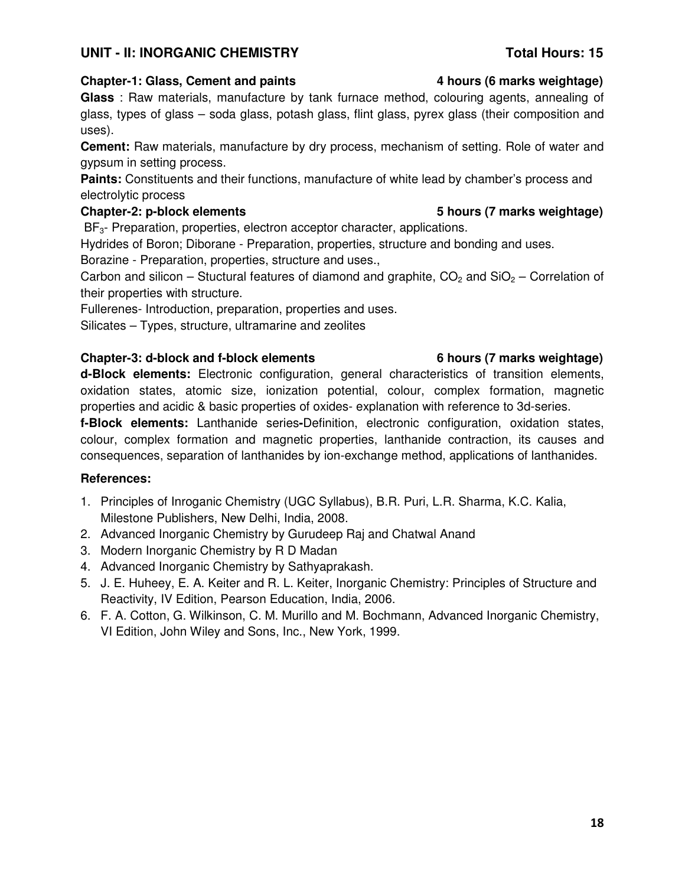## UNIT - II: INORGANIC CHEMISTRY — Total Hours: 15

**Chapter-1: Glass, Cement and paints — 4 hours (6 marks weightage)**

**Glass** : Raw materials, manufacture by tank furnace method, colouring agents, annealing of glass, types of glass – soda glass, potash glass, flint glass, pyrex glass (their composition and uses).

**Cement:** Raw materials, manufacture by dry process, mechanism of setting. Role of water and gypsum in setting process.

**Paints:** Constituents and their functions, manufacture of white lead by chamber's process and electrolytic process

**Chapter-2: p-block elements — 5 hours (7 marks weightage)**

$BF_3$- Preparation, properties, electron acceptor character, applications.

Hydrides of Boron; Diborane - Preparation, properties, structure and bonding and uses.

Borazine - Preparation, properties, structure and uses.,

Carbon and silicon – Stuctural features of diamond and graphite, $CO_2$ and $SiO_2$ – Correlation of their properties with structure.

Fullerenes- Introduction, preparation, properties and uses.

Silicates – Types, structure, ultramarine and zeolites

**Chapter-3: d-block and f-block elements — 6 hours (7 marks weightage)**

**d-Block elements:** Electronic configuration, general characteristics of transition elements, oxidation states, atomic size, ionization potential, colour, complex formation, magnetic properties and acidic & basic properties of oxides- explanation with reference to 3d-series.

**f-Block elements:** Lanthanide series**-**Definition, electronic configuration, oxidation states, colour, complex formation and magnetic properties, lanthanide contraction, its causes and consequences, separation of lanthanides by ion-exchange method, applications of lanthanides.

**References:**

1. Principles of Inroganic Chemistry (UGC Syllabus), B.R. Puri, L.R. Sharma, K.C. Kalia, Milestone Publishers, New Delhi, India, 2008.
2. Advanced Inorganic Chemistry by Gurudeep Raj and Chatwal Anand
3. Modern Inorganic Chemistry by R D Madan
4. Advanced Inorganic Chemistry by Sathyaprakash.
5. J. E. Huheey, E. A. Keiter and R. L. Keiter, Inorganic Chemistry: Principles of Structure and Reactivity, IV Edition, Pearson Education, India, 2006.
6. F. A. Cotton, G. Wilkinson, C. M. Murillo and M. Bochmann, Advanced Inorganic Chemistry, VI Edition, John Wiley and Sons, Inc., New York, 1999.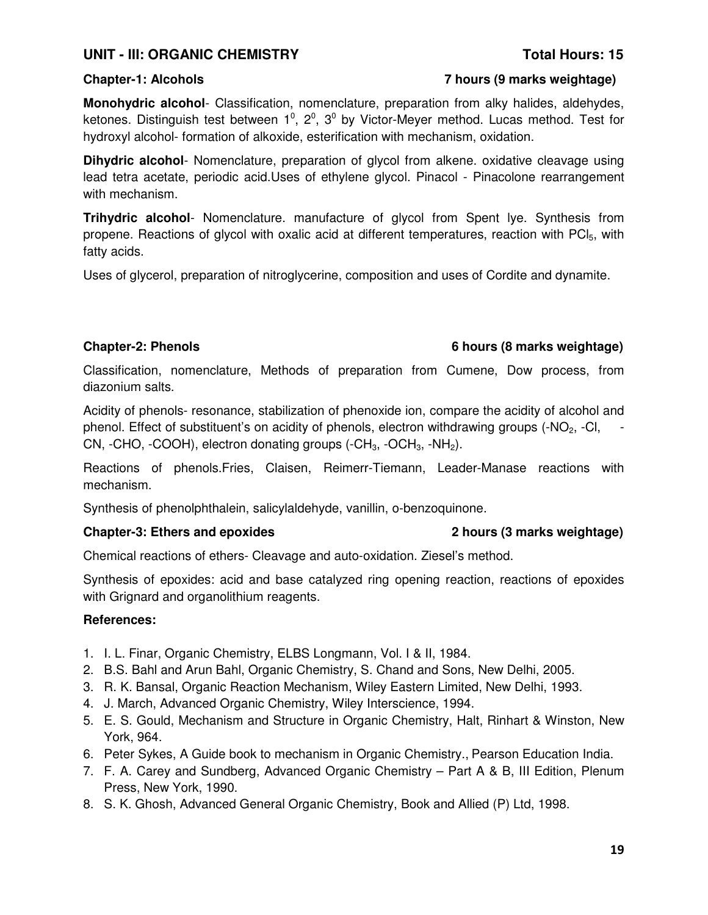## UNIT - III: ORGANIC CHEMISTRY — Total Hours: 15

### Chapter-1: Alcohols — 7 hours (9 marks weightage)

**Monohydric alcohol**- Classification, nomenclature, preparation from alky halides, aldehydes, ketones. Distinguish test between $1^0$, $2^0$, $3^0$ by Victor-Meyer method. Lucas method. Test for hydroxyl alcohol- formation of alkoxide, esterification with mechanism, oxidation.

**Dihydric alcohol**- Nomenclature, preparation of glycol from alkene. oxidative cleavage using lead tetra acetate, periodic acid.Uses of ethylene glycol. Pinacol - Pinacolone rearrangement with mechanism.

**Trihydric alcohol**- Nomenclature. manufacture of glycol from Spent lye. Synthesis from propene. Reactions of glycol with oxalic acid at different temperatures, reaction with $PCl_5$, with fatty acids.

Uses of glycerol, preparation of nitroglycerine, composition and uses of Cordite and dynamite.

### Chapter-2: Phenols — 6 hours (8 marks weightage)

Classification, nomenclature, Methods of preparation from Cumene, Dow process, from diazonium salts.

Acidity of phenols- resonance, stabilization of phenoxide ion, compare the acidity of alcohol and phenol. Effect of substituent's on acidity of phenols, electron withdrawing groups ($-NO_2$, -Cl, -CN, -CHO, -COOH), electron donating groups ($-CH_3$, $-OCH_3$, $-NH_2$).

Reactions of phenols.Fries, Claisen, Reimerr-Tiemann, Leader-Manase reactions with mechanism.

Synthesis of phenolphthalein, salicylaldehyde, vanillin, o-benzoquinone.

### Chapter-3: Ethers and epoxides — 2 hours (3 marks weightage)

Chemical reactions of ethers- Cleavage and auto-oxidation. Ziesel's method.

Synthesis of epoxides: acid and base catalyzed ring opening reaction, reactions of epoxides with Grignard and organolithium reagents.

**References:**

1. I. L. Finar, Organic Chemistry, ELBS Longmann, Vol. I & II, 1984.
2. B.S. Bahl and Arun Bahl, Organic Chemistry, S. Chand and Sons, New Delhi, 2005.
3. R. K. Bansal, Organic Reaction Mechanism, Wiley Eastern Limited, New Delhi, 1993.
4. J. March, Advanced Organic Chemistry, Wiley Interscience, 1994.
5. E. S. Gould, Mechanism and Structure in Organic Chemistry, Halt, Rinhart & Winston, New York, 964.
6. Peter Sykes, A Guide book to mechanism in Organic Chemistry., Pearson Education India.
7. F. A. Carey and Sundberg, Advanced Organic Chemistry – Part A & B, III Edition, Plenum Press, New York, 1990.
8. S. K. Ghosh, Advanced General Organic Chemistry, Book and Allied (P) Ltd, 1998.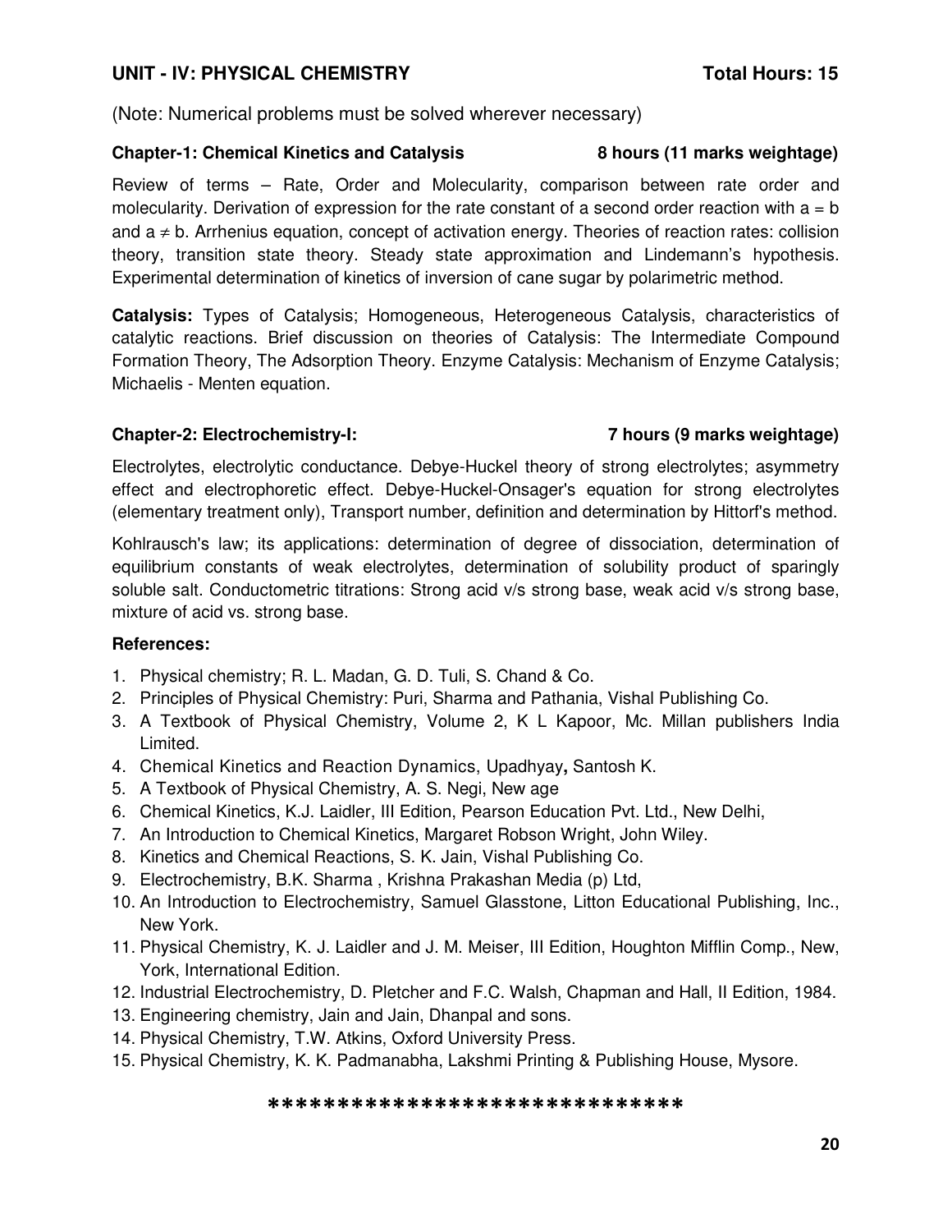## UNIT - IV: PHYSICAL CHEMISTRY **Total Hours: 15**

(Note: Numerical problems must be solved wherever necessary)

### Chapter-1: Chemical Kinetics and Catalysis **8 hours (11 marks weightage)**

Review of terms – Rate, Order and Molecularity, comparison between rate order and molecularity. Derivation of expression for the rate constant of a second order reaction with $a = b$ and $a \neq b$. Arrhenius equation, concept of activation energy. Theories of reaction rates: collision theory, transition state theory. Steady state approximation and Lindemann's hypothesis. Experimental determination of kinetics of inversion of cane sugar by polarimetric method.

**Catalysis:** Types of Catalysis; Homogeneous, Heterogeneous Catalysis, characteristics of catalytic reactions. Brief discussion on theories of Catalysis: The Intermediate Compound Formation Theory, The Adsorption Theory. Enzyme Catalysis: Mechanism of Enzyme Catalysis; Michaelis - Menten equation.

### Chapter-2: Electrochemistry-I: **7 hours (9 marks weightage)**

Electrolytes, electrolytic conductance. Debye-Huckel theory of strong electrolytes; asymmetry effect and electrophoretic effect. Debye-Huckel-Onsager's equation for strong electrolytes (elementary treatment only), Transport number, definition and determination by Hittorf's method.

Kohlrausch's law; its applications: determination of degree of dissociation, determination of equilibrium constants of weak electrolytes, determination of solubility product of sparingly soluble salt. Conductometric titrations: Strong acid v/s strong base, weak acid v/s strong base, mixture of acid vs. strong base.

**References:**

1. Physical chemistry; R. L. Madan, G. D. Tuli, S. Chand & Co.
2. Principles of Physical Chemistry: Puri, Sharma and Pathania, Vishal Publishing Co.
3. A Textbook of Physical Chemistry, Volume 2, K L Kapoor, Mc. Millan publishers India Limited.
4. Chemical Kinetics and Reaction Dynamics, Upadhyay**,** Santosh K.
5. A Textbook of Physical Chemistry, A. S. Negi, New age
6. Chemical Kinetics, K.J. Laidler, III Edition, Pearson Education Pvt. Ltd., New Delhi,
7. An Introduction to Chemical Kinetics, Margaret Robson Wright, John Wiley.
8. Kinetics and Chemical Reactions, S. K. Jain, Vishal Publishing Co.
9. Electrochemistry, B.K. Sharma , Krishna Prakashan Media (p) Ltd,
10. An Introduction to Electrochemistry, Samuel Glasstone, Litton Educational Publishing, Inc., New York.
11. Physical Chemistry, K. J. Laidler and J. M. Meiser, III Edition, Houghton Mifflin Comp., New, York, International Edition.
12. Industrial Electrochemistry, D. Pletcher and F.C. Walsh, Chapman and Hall, II Edition, 1984.
13. Engineering chemistry, Jain and Jain, Dhanpal and sons.
14. Physical Chemistry, T.W. Atkins, Oxford University Press.
15. Physical Chemistry, K. K. Padmanabha, Lakshmi Printing & Publishing House, Mysore.

******************************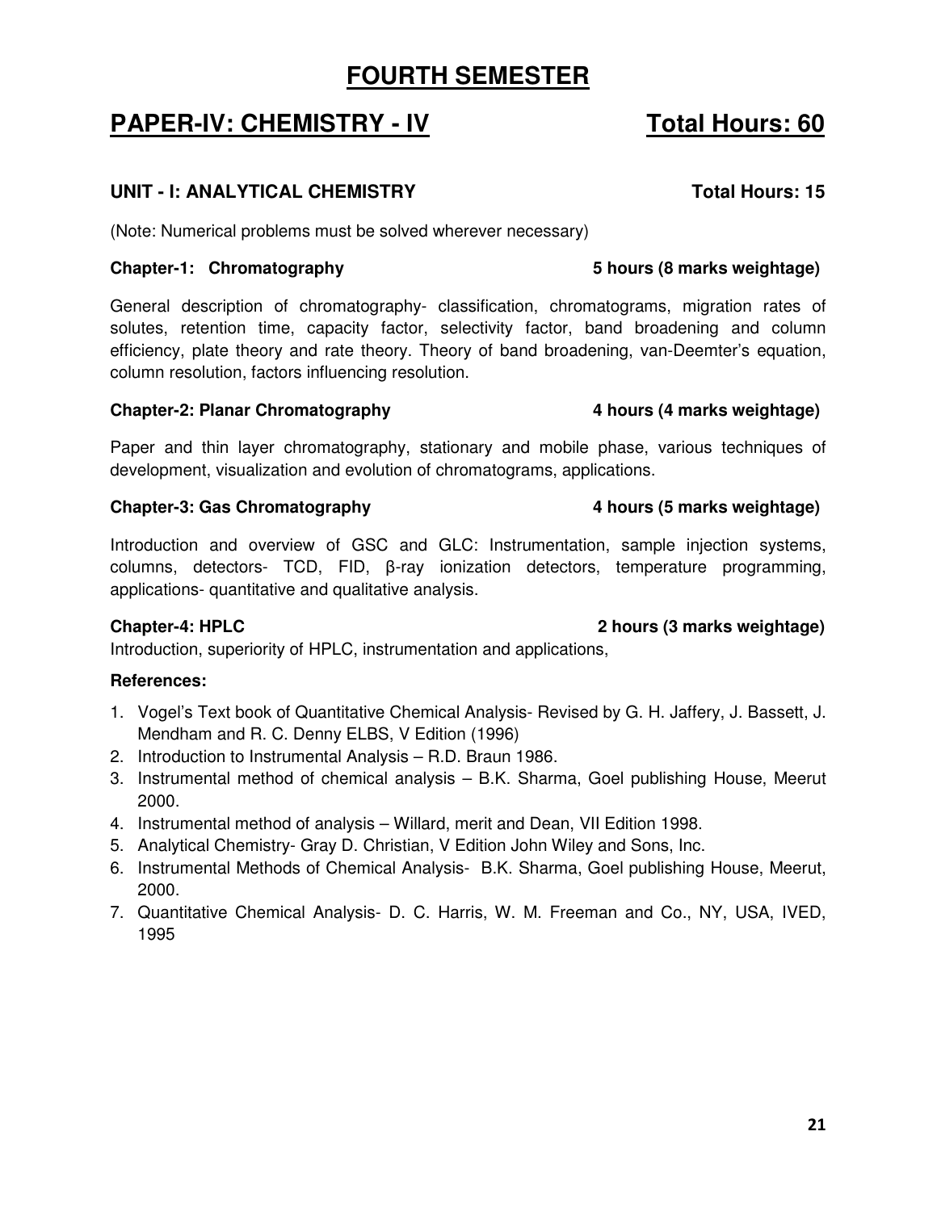# FOURTH SEMESTER

## PAPER-IV: CHEMISTRY - IV                    Total Hours: 60

### UNIT - I: ANALYTICAL CHEMISTRY                    Total Hours: 15

(Note: Numerical problems must be solved wherever necessary)

**Chapter-1: Chromatography                    5 hours (8 marks weightage)**

General description of chromatography- classification, chromatograms, migration rates of solutes, retention time, capacity factor, selectivity factor, band broadening and column efficiency, plate theory and rate theory. Theory of band broadening, van-Deemter's equation, column resolution, factors influencing resolution.

**Chapter-2: Planar Chromatography                    4 hours (4 marks weightage)**

Paper and thin layer chromatography, stationary and mobile phase, various techniques of development, visualization and evolution of chromatograms, applications.

**Chapter-3: Gas Chromatography                    4 hours (5 marks weightage)**

Introduction and overview of GSC and GLC: Instrumentation, sample injection systems, columns, detectors- TCD, FID, β-ray ionization detectors, temperature programming, applications- quantitative and qualitative analysis.

**Chapter-4: HPLC                    2 hours (3 marks weightage)**

Introduction, superiority of HPLC, instrumentation and applications,

**References:**

1. Vogel's Text book of Quantitative Chemical Analysis- Revised by G. H. Jaffery, J. Bassett, J. Mendham and R. C. Denny ELBS, V Edition (1996)
2. Introduction to Instrumental Analysis – R.D. Braun 1986.
3. Instrumental method of chemical analysis – B.K. Sharma, Goel publishing House, Meerut 2000.
4. Instrumental method of analysis – Willard, merit and Dean, VII Edition 1998.
5. Analytical Chemistry- Gray D. Christian, V Edition John Wiley and Sons, Inc.
6. Instrumental Methods of Chemical Analysis- B.K. Sharma, Goel publishing House, Meerut, 2000.
7. Quantitative Chemical Analysis- D. C. Harris, W. M. Freeman and Co., NY, USA, IVED, 1995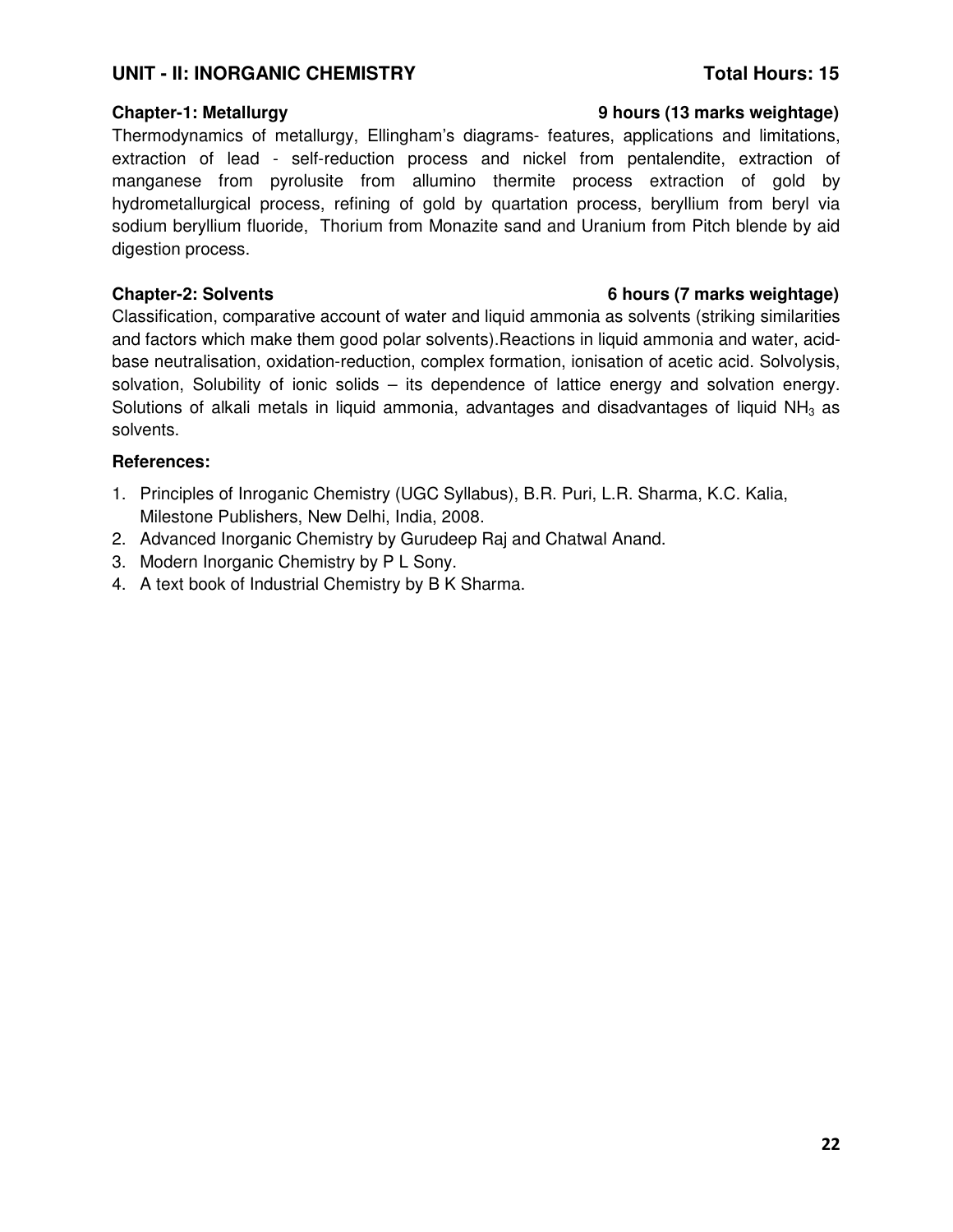## UNIT - II: INORGANIC CHEMISTRY **Total Hours: 15**

### Chapter-1: Metallurgy **9 hours (13 marks weightage)**

Thermodynamics of metallurgy, Ellingham's diagrams- features, applications and limitations, extraction of lead - self-reduction process and nickel from pentalendite, extraction of manganese from pyrolusite from allumino thermite process extraction of gold by hydrometallurgical process, refining of gold by quartation process, beryllium from beryl via sodium beryllium fluoride, Thorium from Monazite sand and Uranium from Pitch blende by aid digestion process.

### Chapter-2: Solvents **6 hours (7 marks weightage)**

Classification, comparative account of water and liquid ammonia as solvents (striking similarities and factors which make them good polar solvents).Reactions in liquid ammonia and water, acid-base neutralisation, oxidation-reduction, complex formation, ionisation of acetic acid. Solvolysis, solvation, Solubility of ionic solids – its dependence of lattice energy and solvation energy. Solutions of alkali metals in liquid ammonia, advantages and disadvantages of liquid $NH_3$ as solvents.

**References:**

1. Principles of Inroganic Chemistry (UGC Syllabus), B.R. Puri, L.R. Sharma, K.C. Kalia, Milestone Publishers, New Delhi, India, 2008.
2. Advanced Inorganic Chemistry by Gurudeep Raj and Chatwal Anand.
3. Modern Inorganic Chemistry by P L Sony.
4. A text book of Industrial Chemistry by B K Sharma.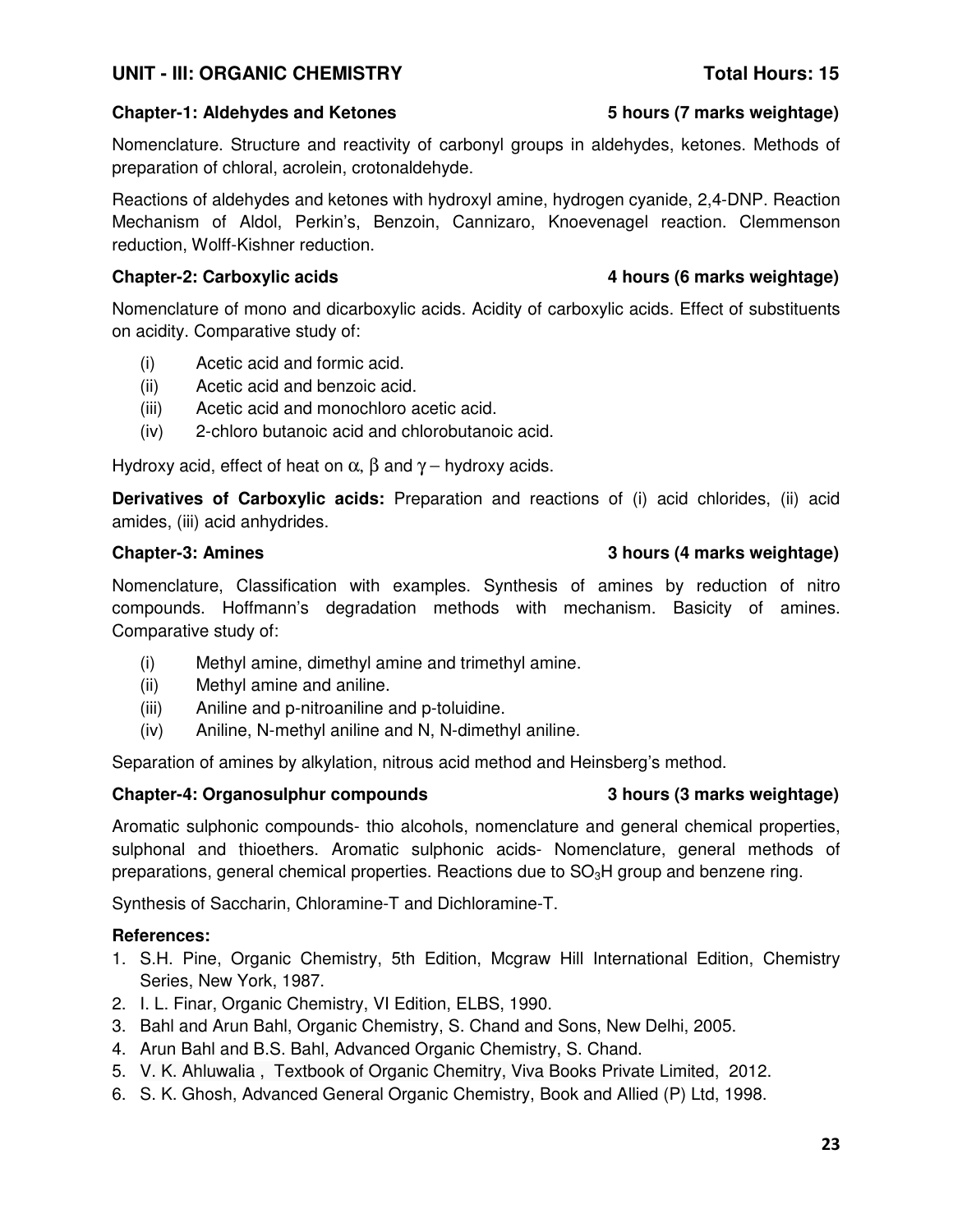## UNIT - III: ORGANIC CHEMISTRY **Total Hours: 15**

**Chapter-1: Aldehydes and Ketones** **5 hours (7 marks weightage)**

Nomenclature. Structure and reactivity of carbonyl groups in aldehydes, ketones. Methods of preparation of chloral, acrolein, crotonaldehyde.

Reactions of aldehydes and ketones with hydroxyl amine, hydrogen cyanide, 2,4-DNP. Reaction Mechanism of Aldol, Perkin's, Benzoin, Cannizaro, Knoevenagel reaction. Clemmenson reduction, Wolff-Kishner reduction.

**Chapter-2: Carboxylic acids** **4 hours (6 marks weightage)**

Nomenclature of mono and dicarboxylic acids. Acidity of carboxylic acids. Effect of substituents on acidity. Comparative study of:

(i) Acetic acid and formic acid.
(ii) Acetic acid and benzoic acid.
(iii) Acetic acid and monochloro acetic acid.
(iv) 2-chloro butanoic acid and chlorobutanoic acid.

Hydroxy acid, effect of heat on $\alpha$, $\beta$ and $\gamma$ – hydroxy acids.

**Derivatives of Carboxylic acids:** Preparation and reactions of (i) acid chlorides, (ii) acid amides, (iii) acid anhydrides.

**Chapter-3: Amines** **3 hours (4 marks weightage)**

Nomenclature, Classification with examples. Synthesis of amines by reduction of nitro compounds. Hoffmann's degradation methods with mechanism. Basicity of amines. Comparative study of:

(i) Methyl amine, dimethyl amine and trimethyl amine.
(ii) Methyl amine and aniline.
(iii) Aniline and p-nitroaniline and p-toluidine.
(iv) Aniline, N-methyl aniline and N, N-dimethyl aniline.

Separation of amines by alkylation, nitrous acid method and Heinsberg's method.

**Chapter-4: Organosulphur compounds** **3 hours (3 marks weightage)**

Aromatic sulphonic compounds- thio alcohols, nomenclature and general chemical properties, sulphonal and thioethers. Aromatic sulphonic acids- Nomenclature, general methods of preparations, general chemical properties. Reactions due to $SO_3H$ group and benzene ring.

Synthesis of Saccharin, Chloramine-T and Dichloramine-T.

**References:**

1. S.H. Pine, Organic Chemistry, 5th Edition, Mcgraw Hill International Edition, Chemistry Series, New York, 1987.
2. I. L. Finar, Organic Chemistry, VI Edition, ELBS, 1990.
3. Bahl and Arun Bahl, Organic Chemistry, S. Chand and Sons, New Delhi, 2005.
4. Arun Bahl and B.S. Bahl, Advanced Organic Chemistry, S. Chand.
5. V. K. Ahluwalia , Textbook of Organic Chemitry, Viva Books Private Limited, 2012.
6. S. K. Ghosh, Advanced General Organic Chemistry, Book and Allied (P) Ltd, 1998.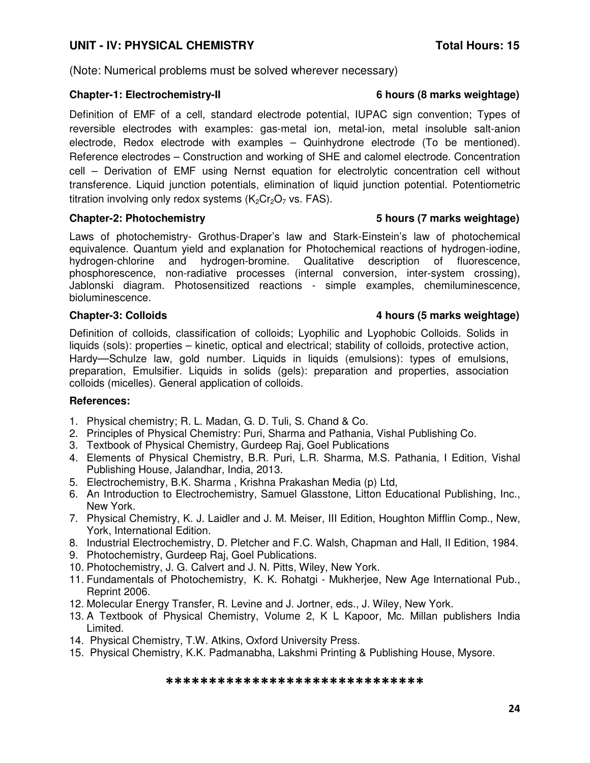## UNIT - IV: PHYSICAL CHEMISTRY — Total Hours: 15

(Note: Numerical problems must be solved wherever necessary)

### Chapter-1: Electrochemistry-II — 6 hours (8 marks weightage)

Definition of EMF of a cell, standard electrode potential, IUPAC sign convention; Types of reversible electrodes with examples: gas-metal ion, metal-ion, metal insoluble salt-anion electrode, Redox electrode with examples – Quinhydrone electrode (To be mentioned). Reference electrodes – Construction and working of SHE and calomel electrode. Concentration cell – Derivation of EMF using Nernst equation for electrolytic concentration cell without transference. Liquid junction potentials, elimination of liquid junction potential. Potentiometric titration involving only redox systems ($K_2Cr_2O_7$ vs. FAS).

### Chapter-2: Photochemistry — 5 hours (7 marks weightage)

Laws of photochemistry- Grothus-Draper's law and Stark-Einstein's law of photochemical equivalence. Quantum yield and explanation for Photochemical reactions of hydrogen-iodine, hydrogen-chlorine and hydrogen-bromine. Qualitative description of fluorescence, phosphorescence, non-radiative processes (internal conversion, inter-system crossing), Jablonski diagram. Photosensitized reactions - simple examples, chemiluminescence, bioluminescence.

### Chapter-3: Colloids — 4 hours (5 marks weightage)

Definition of colloids, classification of colloids; Lyophilic and Lyophobic Colloids. Solids in liquids (sols): properties – kinetic, optical and electrical; stability of colloids, protective action, Hardy—Schulze law, gold number. Liquids in liquids (emulsions): types of emulsions, preparation, Emulsifier. Liquids in solids (gels): preparation and properties, association colloids (micelles). General application of colloids.

### References:

1. Physical chemistry; R. L. Madan, G. D. Tuli, S. Chand & Co.
2. Principles of Physical Chemistry: Puri, Sharma and Pathania, Vishal Publishing Co.
3. Textbook of Physical Chemistry, Gurdeep Raj, Goel Publications
4. Elements of Physical Chemistry, B.R. Puri, L.R. Sharma, M.S. Pathania, I Edition, Vishal Publishing House, Jalandhar, India, 2013.
5. Electrochemistry, B.K. Sharma , Krishna Prakashan Media (p) Ltd,
6. An Introduction to Electrochemistry, Samuel Glasstone, Litton Educational Publishing, Inc., New York.
7. Physical Chemistry, K. J. Laidler and J. M. Meiser, III Edition, Houghton Mifflin Comp., New, York, International Edition.
8. Industrial Electrochemistry, D. Pletcher and F.C. Walsh, Chapman and Hall, II Edition, 1984.
9. Photochemistry, Gurdeep Raj, Goel Publications.
10. Photochemistry, J. G. Calvert and J. N. Pitts, Wiley, New York.
11. Fundamentals of Photochemistry, K. K. Rohatgi - Mukherjee, New Age International Pub., Reprint 2006.
12. Molecular Energy Transfer, R. Levine and J. Jortner, eds., J. Wiley, New York.
13. A Textbook of Physical Chemistry, Volume 2, K L Kapoor, Mc. Millan publishers India Limited.
14. Physical Chemistry, T.W. Atkins, Oxford University Press.
15. Physical Chemistry, K.K. Padmanabha, Lakshmi Printing & Publishing House, Mysore.

******************************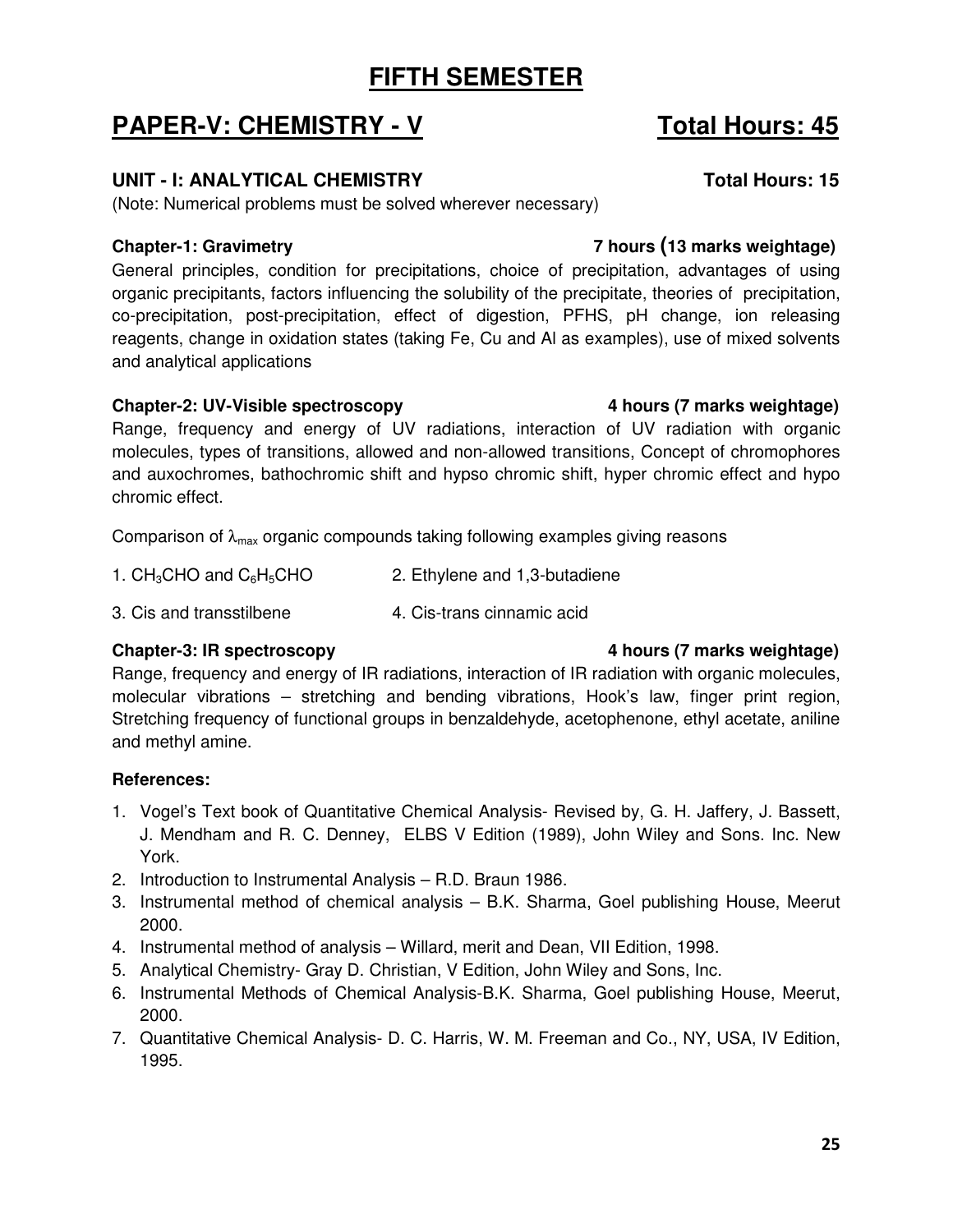# FIFTH SEMESTER

## PAPER-V: CHEMISTRY - V — Total Hours: 45

### UNIT - I: ANALYTICAL CHEMISTRY — Total Hours: 15

(Note: Numerical problems must be solved wherever necessary)

**Chapter-1: Gravimetry — 7 hours (13 marks weightage)**

General principles, condition for precipitations, choice of precipitation, advantages of using organic precipitants, factors influencing the solubility of the precipitate, theories of precipitation, co-precipitation, post-precipitation, effect of digestion, PFHS, pH change, ion releasing reagents, change in oxidation states (taking Fe, Cu and Al as examples), use of mixed solvents and analytical applications

**Chapter-2: UV-Visible spectroscopy — 4 hours (7 marks weightage)**

Range, frequency and energy of UV radiations, interaction of UV radiation with organic molecules, types of transitions, allowed and non-allowed transitions, Concept of chromophores and auxochromes, bathochromic shift and hypso chromic shift, hyper chromic effect and hypo chromic effect.

Comparison of $\lambda_{max}$ organic compounds taking following examples giving reasons

1. $CH_3CHO$ and $C_6H_5CHO$
2. Ethylene and 1,3-butadiene
3. Cis and transstilbene
4. Cis-trans cinnamic acid

**Chapter-3: IR spectroscopy — 4 hours (7 marks weightage)**

Range, frequency and energy of IR radiations, interaction of IR radiation with organic molecules, molecular vibrations – stretching and bending vibrations, Hook's law, finger print region, Stretching frequency of functional groups in benzaldehyde, acetophenone, ethyl acetate, aniline and methyl amine.

**References:**

1. Vogel's Text book of Quantitative Chemical Analysis- Revised by, G. H. Jaffery, J. Bassett, J. Mendham and R. C. Denney, ELBS V Edition (1989), John Wiley and Sons. Inc. New York.
2. Introduction to Instrumental Analysis – R.D. Braun 1986.
3. Instrumental method of chemical analysis – B.K. Sharma, Goel publishing House, Meerut 2000.
4. Instrumental method of analysis – Willard, merit and Dean, VII Edition, 1998.
5. Analytical Chemistry- Gray D. Christian, V Edition, John Wiley and Sons, Inc.
6. Instrumental Methods of Chemical Analysis-B.K. Sharma, Goel publishing House, Meerut, 2000.
7. Quantitative Chemical Analysis- D. C. Harris, W. M. Freeman and Co., NY, USA, IV Edition, 1995.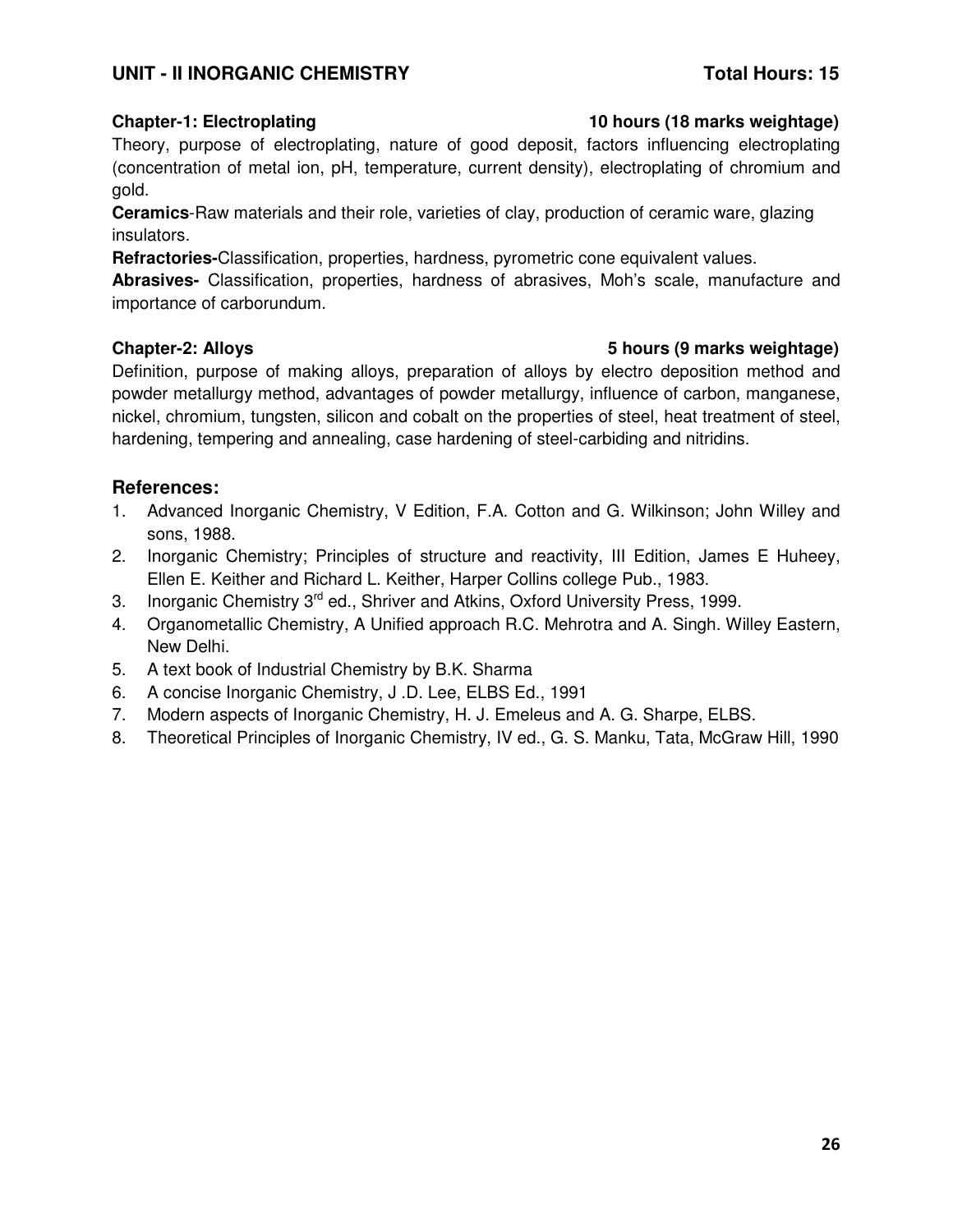## UNIT - II INORGANIC CHEMISTRY Total Hours: 15

**Chapter-1: Electroplating 10 hours (18 marks weightage)**

Theory, purpose of electroplating, nature of good deposit, factors influencing electroplating (concentration of metal ion, pH, temperature, current density), electroplating of chromium and gold.

**Ceramics**-Raw materials and their role, varieties of clay, production of ceramic ware, glazing insulators.

**Refractories-**Classification, properties, hardness, pyrometric cone equivalent values.

**Abrasives-** Classification, properties, hardness of abrasives, Moh's scale, manufacture and importance of carborundum.

**Chapter-2: Alloys 5 hours (9 marks weightage)**

Definition, purpose of making alloys, preparation of alloys by electro deposition method and powder metallurgy method, advantages of powder metallurgy, influence of carbon, manganese, nickel, chromium, tungsten, silicon and cobalt on the properties of steel, heat treatment of steel, hardening, tempering and annealing, case hardening of steel-carbiding and nitridins.

### References:

1. Advanced Inorganic Chemistry, V Edition, F.A. Cotton and G. Wilkinson; John Willey and sons, 1988.
2. Inorganic Chemistry; Principles of structure and reactivity, III Edition, James E Huheey, Ellen E. Keither and Richard L. Keither, Harper Collins college Pub., 1983.
3. Inorganic Chemistry 3rd ed., Shriver and Atkins, Oxford University Press, 1999.
4. Organometallic Chemistry, A Unified approach R.C. Mehrotra and A. Singh. Willey Eastern, New Delhi.
5. A text book of Industrial Chemistry by B.K. Sharma
6. A concise Inorganic Chemistry, J .D. Lee, ELBS Ed., 1991
7. Modern aspects of Inorganic Chemistry, H. J. Emeleus and A. G. Sharpe, ELBS.
8. Theoretical Principles of Inorganic Chemistry, IV ed., G. S. Manku, Tata, McGraw Hill, 1990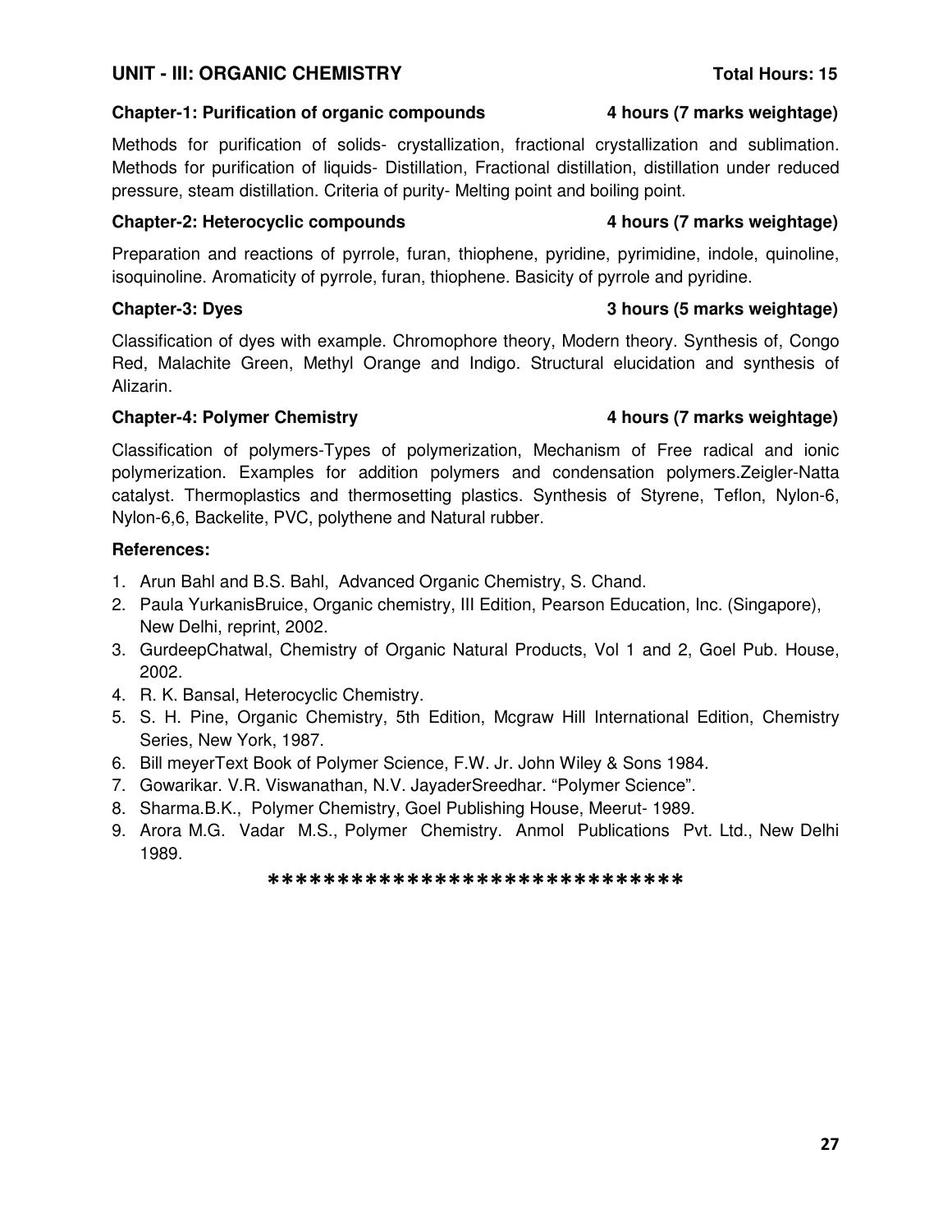## UNIT - III: ORGANIC CHEMISTRY **Total Hours: 15**

### Chapter-1: Purification of organic compounds 4 hours (7 marks weightage)

Methods for purification of solids- crystallization, fractional crystallization and sublimation. Methods for purification of liquids- Distillation, Fractional distillation, distillation under reduced pressure, steam distillation. Criteria of purity- Melting point and boiling point.

### Chapter-2: Heterocyclic compounds 4 hours (7 marks weightage)

Preparation and reactions of pyrrole, furan, thiophene, pyridine, pyrimidine, indole, quinoline, isoquinoline. Aromaticity of pyrrole, furan, thiophene. Basicity of pyrrole and pyridine.

### Chapter-3: Dyes 3 hours (5 marks weightage)

Classification of dyes with example. Chromophore theory, Modern theory. Synthesis of, Congo Red, Malachite Green, Methyl Orange and Indigo. Structural elucidation and synthesis of Alizarin.

### Chapter-4: Polymer Chemistry 4 hours (7 marks weightage)

Classification of polymers-Types of polymerization, Mechanism of Free radical and ionic polymerization. Examples for addition polymers and condensation polymers.Zeigler-Natta catalyst. Thermoplastics and thermosetting plastics. Synthesis of Styrene, Teflon, Nylon-6, Nylon-6,6, Backelite, PVC, polythene and Natural rubber.

**References:**

1. Arun Bahl and B.S. Bahl, Advanced Organic Chemistry, S. Chand.
2. Paula YurkanisBruice, Organic chemistry, III Edition, Pearson Education, Inc. (Singapore), New Delhi, reprint, 2002.
3. GurdeepChatwal, Chemistry of Organic Natural Products, Vol 1 and 2, Goel Pub. House, 2002.
4. R. K. Bansal, Heterocyclic Chemistry.
5. S. H. Pine, Organic Chemistry, 5th Edition, Mcgraw Hill International Edition, Chemistry Series, New York, 1987.
6. Bill meyerText Book of Polymer Science, F.W. Jr. John Wiley & Sons 1984.
7. Gowarikar. V.R. Viswanathan, N.V. JayaderSreedhar. "Polymer Science".
8. Sharma.B.K., Polymer Chemistry, Goel Publishing House, Meerut- 1989.
9. Arora M.G. Vadar M.S., Polymer Chemistry. Anmol Publications Pvt. Ltd., New Delhi 1989.

*****************************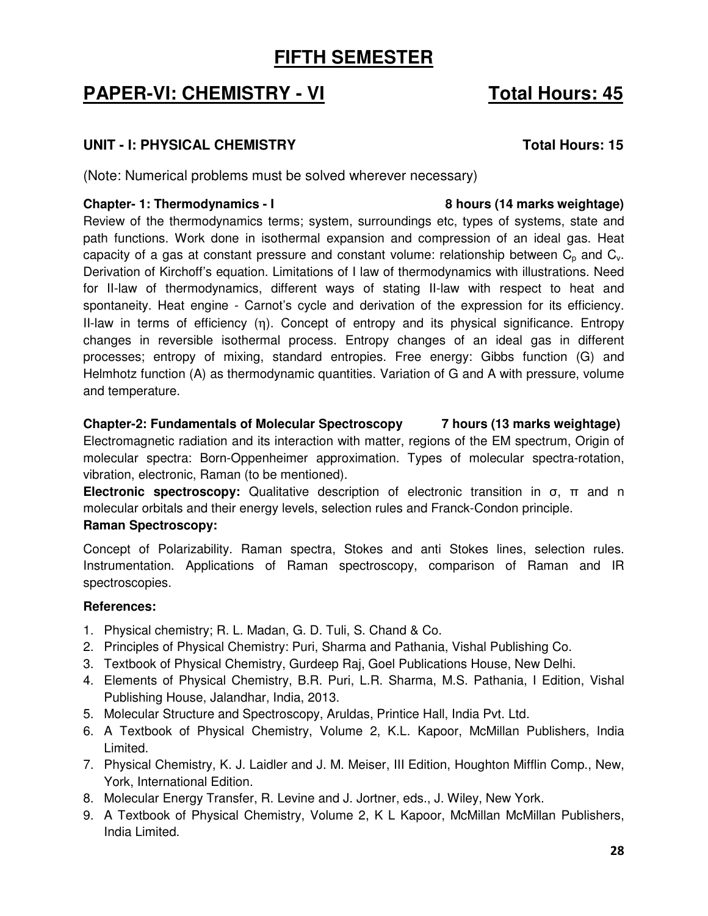# FIFTH SEMESTER

## PAPER-VI: CHEMISTRY - VI    Total Hours: 45

### UNIT - I: PHYSICAL CHEMISTRY    Total Hours: 15

(Note: Numerical problems must be solved wherever necessary)

**Chapter- 1: Thermodynamics - I    8 hours (14 marks weightage)**

Review of the thermodynamics terms; system, surroundings etc, types of systems, state and path functions. Work done in isothermal expansion and compression of an ideal gas. Heat capacity of a gas at constant pressure and constant volume: relationship between $C_p$ and $C_v$. Derivation of Kirchoff's equation. Limitations of I law of thermodynamics with illustrations. Need for II-law of thermodynamics, different ways of stating II-law with respect to heat and spontaneity. Heat engine - Carnot's cycle and derivation of the expression for its efficiency. II-law in terms of efficiency ($\eta$). Concept of entropy and its physical significance. Entropy changes in reversible isothermal process. Entropy changes of an ideal gas in different processes; entropy of mixing, standard entropies. Free energy: Gibbs function (G) and Helmhotz function (A) as thermodynamic quantities. Variation of G and A with pressure, volume and temperature.

**Chapter-2: Fundamentals of Molecular Spectroscopy    7 hours (13 marks weightage)**

Electromagnetic radiation and its interaction with matter, regions of the EM spectrum, Origin of molecular spectra: Born-Oppenheimer approximation. Types of molecular spectra-rotation, vibration, electronic, Raman (to be mentioned).

**Electronic spectroscopy:** Qualitative description of electronic transition in $\sigma$, $\pi$ and n molecular orbitals and their energy levels, selection rules and Franck-Condon principle.

**Raman Spectroscopy:**

Concept of Polarizability. Raman spectra, Stokes and anti Stokes lines, selection rules. Instrumentation. Applications of Raman spectroscopy, comparison of Raman and IR spectroscopies.

**References:**

1. Physical chemistry; R. L. Madan, G. D. Tuli, S. Chand & Co.
2. Principles of Physical Chemistry: Puri, Sharma and Pathania, Vishal Publishing Co.
3. Textbook of Physical Chemistry, Gurdeep Raj, Goel Publications House, New Delhi.
4. Elements of Physical Chemistry, B.R. Puri, L.R. Sharma, M.S. Pathania, I Edition, Vishal Publishing House, Jalandhar, India, 2013.
5. Molecular Structure and Spectroscopy, Aruldas, Printice Hall, India Pvt. Ltd.
6. A Textbook of Physical Chemistry, Volume 2, K.L. Kapoor, McMillan Publishers, India Limited.
7. Physical Chemistry, K. J. Laidler and J. M. Meiser, III Edition, Houghton Mifflin Comp., New, York, International Edition.
8. Molecular Energy Transfer, R. Levine and J. Jortner, eds., J. Wiley, New York.
9. A Textbook of Physical Chemistry, Volume 2, K L Kapoor, McMillan McMillan Publishers, India Limited.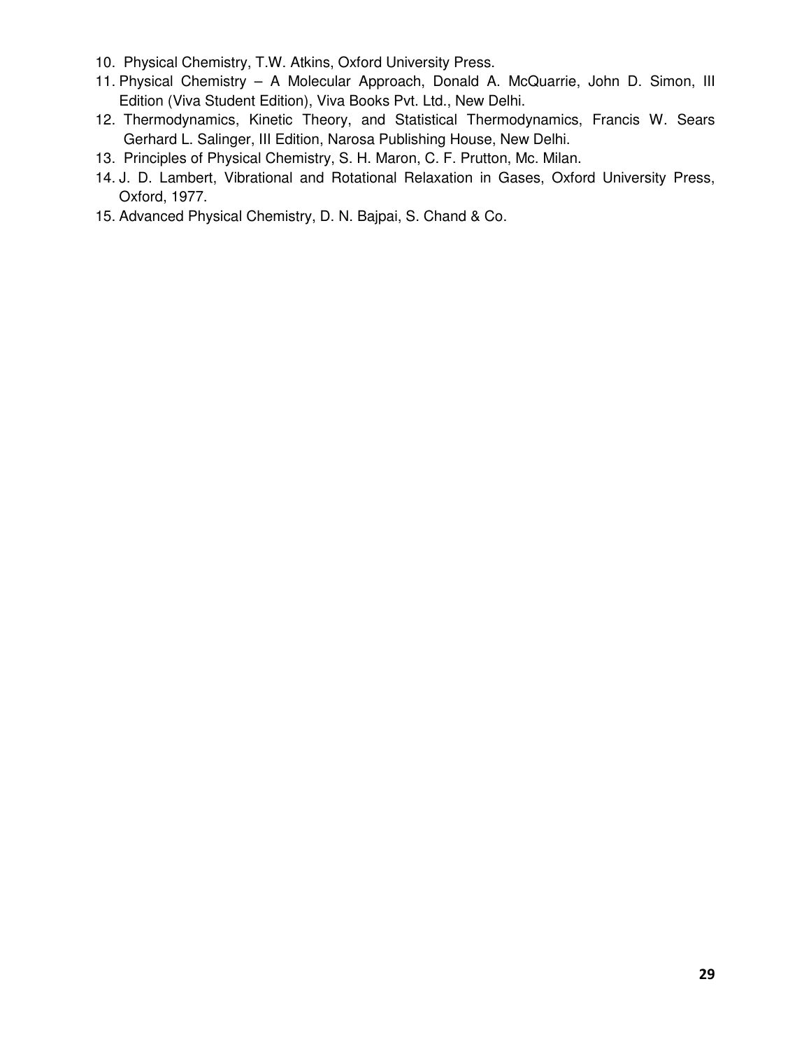10. Physical Chemistry, T.W. Atkins, Oxford University Press.
11. Physical Chemistry – A Molecular Approach, Donald A. McQuarrie, John D. Simon, III Edition (Viva Student Edition), Viva Books Pvt. Ltd., New Delhi.
12. Thermodynamics, Kinetic Theory, and Statistical Thermodynamics, Francis W. Sears Gerhard L. Salinger, III Edition, Narosa Publishing House, New Delhi.
13. Principles of Physical Chemistry, S. H. Maron, C. F. Prutton, Mc. Milan.
14. J. D. Lambert, Vibrational and Rotational Relaxation in Gases, Oxford University Press, Oxford, 1977.
15. Advanced Physical Chemistry, D. N. Bajpai, S. Chand & Co.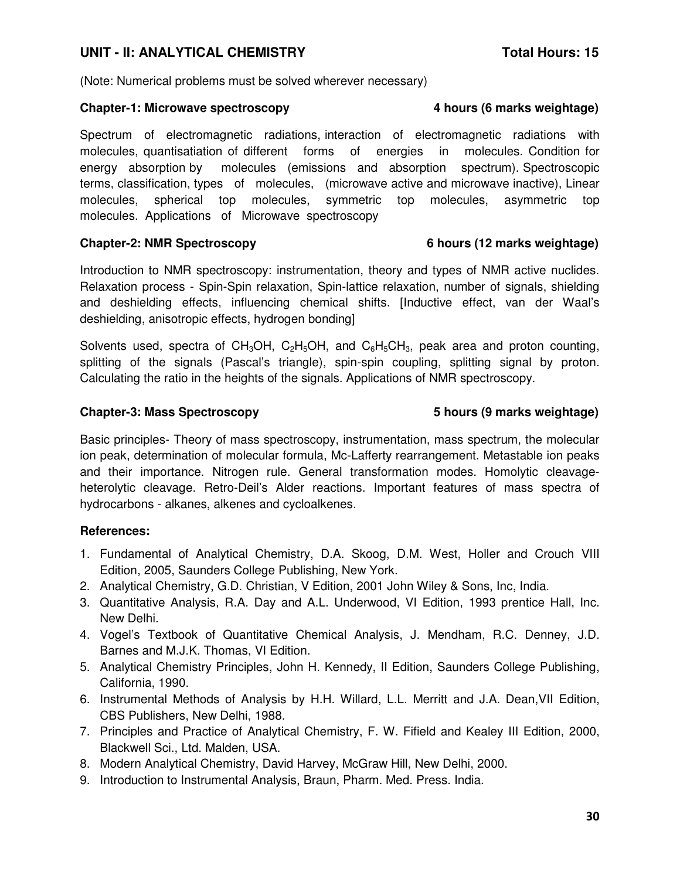## UNIT - II: ANALYTICAL CHEMISTRY **Total Hours: 15**

(Note: Numerical problems must be solved wherever necessary)

### Chapter-1: Microwave spectroscopy **4 hours (6 marks weightage)**

Spectrum of electromagnetic radiations, interaction of electromagnetic radiations with molecules, quantisatiation of different forms of energies in molecules. Condition for energy absorption by molecules (emissions and absorption spectrum). Spectroscopic terms, classification, types of molecules, (microwave active and microwave inactive), Linear molecules, spherical top molecules, symmetric top molecules, asymmetric top molecules. Applications of Microwave spectroscopy

### Chapter-2: NMR Spectroscopy **6 hours (12 marks weightage)**

Introduction to NMR spectroscopy: instrumentation, theory and types of NMR active nuclides. Relaxation process - Spin-Spin relaxation, Spin-lattice relaxation, number of signals, shielding and deshielding effects, influencing chemical shifts. [Inductive effect, van der Waal's deshielding, anisotropic effects, hydrogen bonding]

Solvents used, spectra of $CH_3OH$, $C_2H_5OH$, and $C_6H_5CH_3$, peak area and proton counting, splitting of the signals (Pascal's triangle), spin-spin coupling, splitting signal by proton. Calculating the ratio in the heights of the signals. Applications of NMR spectroscopy.

### Chapter-3: Mass Spectroscopy **5 hours (9 marks weightage)**

Basic principles- Theory of mass spectroscopy, instrumentation, mass spectrum, the molecular ion peak, determination of molecular formula, Mc-Lafferty rearrangement. Metastable ion peaks and their importance. Nitrogen rule. General transformation modes. Homolytic cleavage-heterolytic cleavage. Retro-Deil's Alder reactions. Important features of mass spectra of hydrocarbons - alkanes, alkenes and cycloalkenes.

**References:**

1. Fundamental of Analytical Chemistry, D.A. Skoog, D.M. West, Holler and Crouch VIII Edition, 2005, Saunders College Publishing, New York.
2. Analytical Chemistry, G.D. Christian, V Edition, 2001 John Wiley & Sons, Inc, India.
3. Quantitative Analysis, R.A. Day and A.L. Underwood, VI Edition, 1993 prentice Hall, Inc. New Delhi.
4. Vogel's Textbook of Quantitative Chemical Analysis, J. Mendham, R.C. Denney, J.D. Barnes and M.J.K. Thomas, VI Edition.
5. Analytical Chemistry Principles, John H. Kennedy, II Edition, Saunders College Publishing, California, 1990.
6. Instrumental Methods of Analysis by H.H. Willard, L.L. Merritt and J.A. Dean,VII Edition, CBS Publishers, New Delhi, 1988.
7. Principles and Practice of Analytical Chemistry, F. W. Fifield and Kealey III Edition, 2000, Blackwell Sci., Ltd. Malden, USA.
8. Modern Analytical Chemistry, David Harvey, McGraw Hill, New Delhi, 2000.
9. Introduction to Instrumental Analysis, Braun, Pharm. Med. Press. India.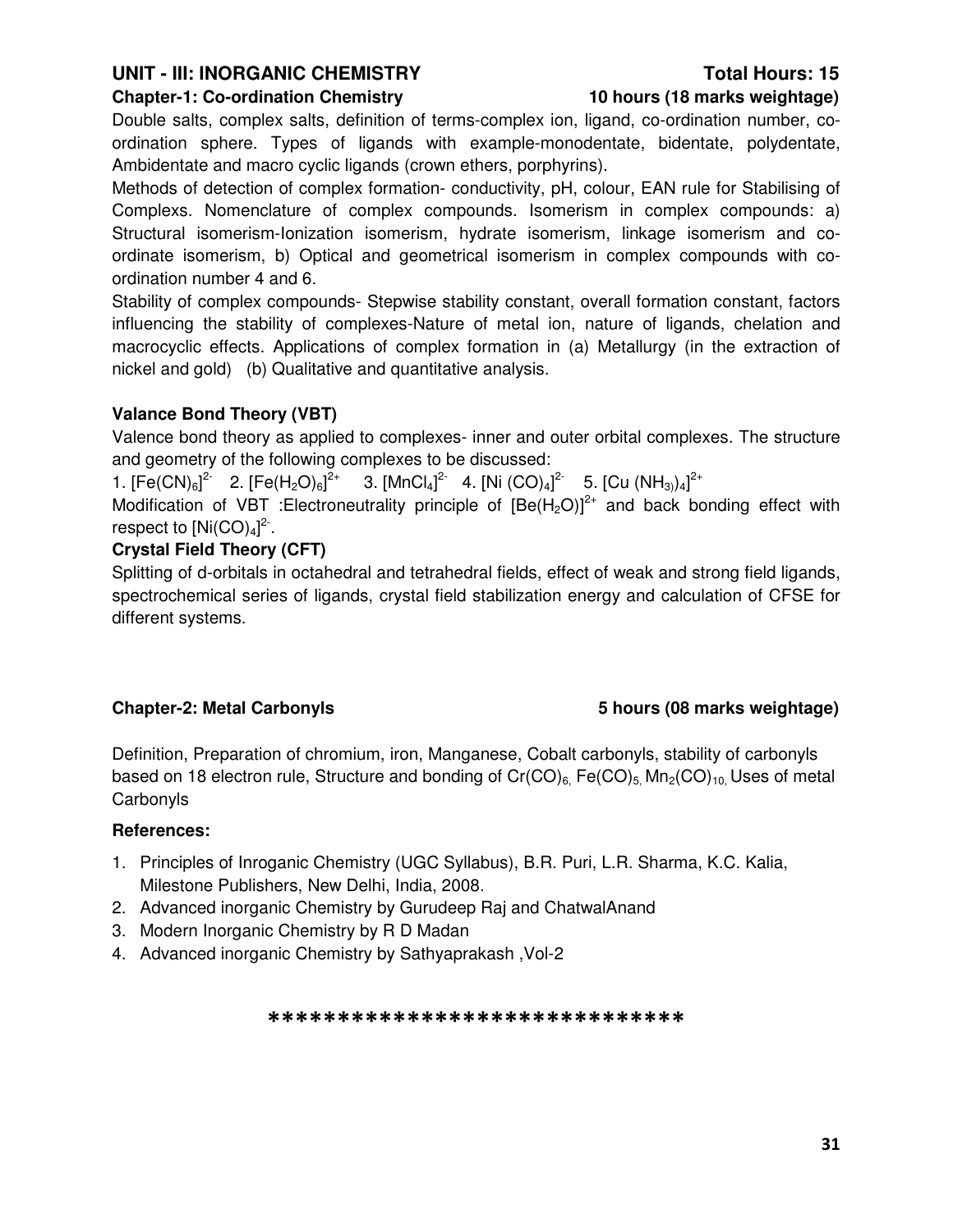## UNIT - III: INORGANIC CHEMISTRY — Total Hours: 15

### Chapter-1: Co-ordination Chemistry — 10 hours (18 marks weightage)

Double salts, complex salts, definition of terms-complex ion, ligand, co-ordination number, co-ordination sphere. Types of ligands with example-monodentate, bidentate, polydentate, Ambidentate and macro cyclic ligands (crown ethers, porphyrins).

Methods of detection of complex formation- conductivity, pH, colour, EAN rule for Stabilising of Complexs. Nomenclature of complex compounds. Isomerism in complex compounds: a) Structural isomerism-Ionization isomerism, hydrate isomerism, linkage isomerism and co-ordinate isomerism, b) Optical and geometrical isomerism in complex compounds with co-ordination number 4 and 6.

Stability of complex compounds- Stepwise stability constant, overall formation constant, factors influencing the stability of complexes-Nature of metal ion, nature of ligands, chelation and macrocyclic effects. Applications of complex formation in (a) Metallurgy (in the extraction of nickel and gold) (b) Qualitative and quantitative analysis.

**Valance Bond Theory (VBT)**

Valence bond theory as applied to complexes- inner and outer orbital complexes. The structure and geometry of the following complexes to be discussed:

1. $[Fe(CN)_6]^{2-}$ 2. $[Fe(H_2O)_6]^{2+}$ 3. $[MnCl_4]^{2-}$ 4. $[Ni(CO)_4]^{2-}$ 5. $[Cu(NH_3)_4]^{2+}$

Modification of VBT :Electroneutrality principle of $[Be(H_2O)]^{2+}$ and back bonding effect with respect to $[Ni(CO)_4]^{2-}$.

**Crystal Field Theory (CFT)**

Splitting of d-orbitals in octahedral and tetrahedral fields, effect of weak and strong field ligands, spectrochemical series of ligands, crystal field stabilization energy and calculation of CFSE for different systems.

### Chapter-2: Metal Carbonyls — 5 hours (08 marks weightage)

Definition, Preparation of chromium, iron, Manganese, Cobalt carbonyls, stability of carbonyls based on 18 electron rule, Structure and bonding of $Cr(CO)_6$, $Fe(CO)_5$, $Mn_2(CO)_{10}$, Uses of metal Carbonyls

**References:**

1. Principles of Inroganic Chemistry (UGC Syllabus), B.R. Puri, L.R. Sharma, K.C. Kalia, Milestone Publishers, New Delhi, India, 2008.
2. Advanced inorganic Chemistry by Gurudeep Raj and ChatwalAnand
3. Modern Inorganic Chemistry by R D Madan
4. Advanced inorganic Chemistry by Sathyaprakash ,Vol-2

******************************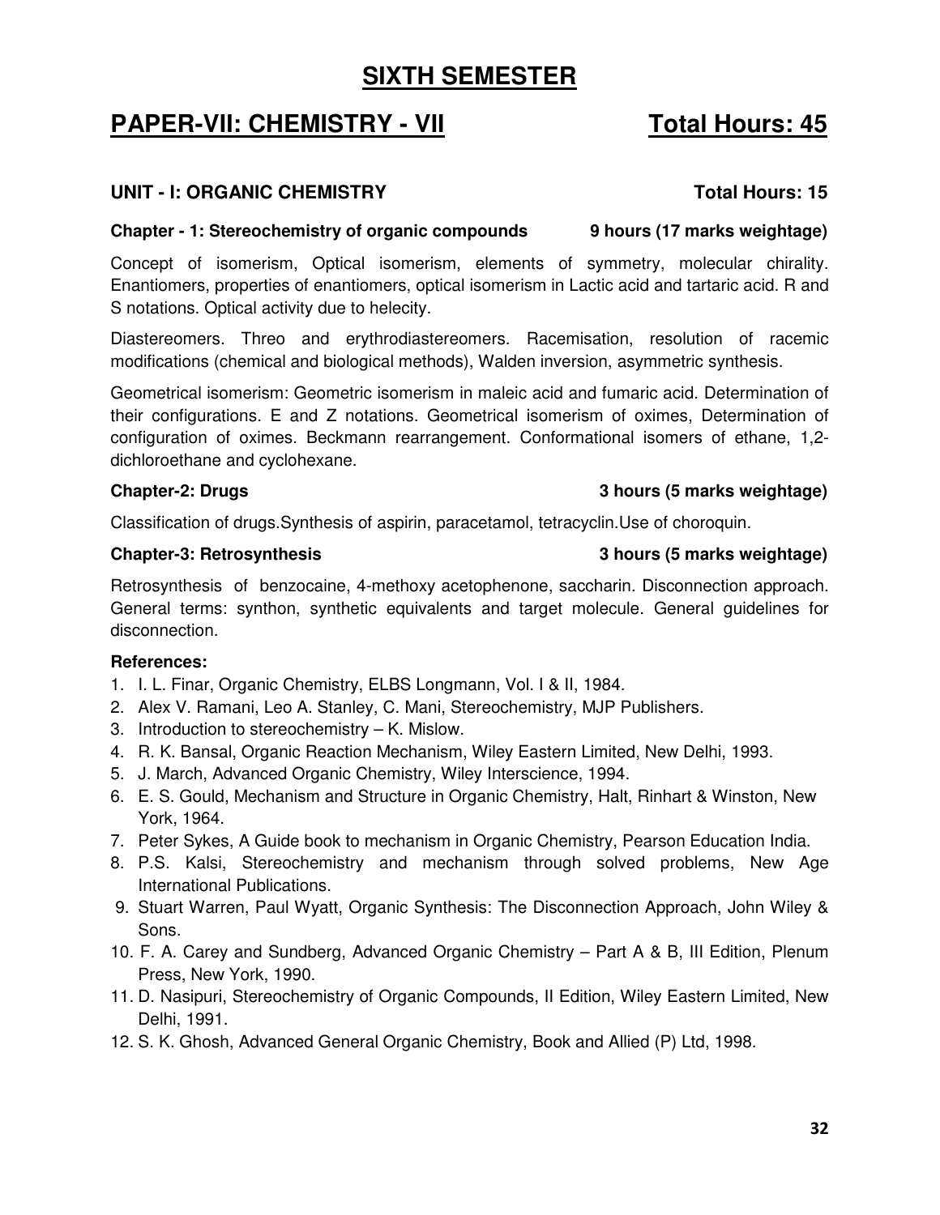# SIXTH SEMESTER

## PAPER-VII: CHEMISTRY - VII — Total Hours: 45

### UNIT - I: ORGANIC CHEMISTRY — Total Hours: 15

**Chapter - 1: Stereochemistry of organic compounds — 9 hours (17 marks weightage)**

Concept of isomerism, Optical isomerism, elements of symmetry, molecular chirality. Enantiomers, properties of enantiomers, optical isomerism in Lactic acid and tartaric acid. R and S notations. Optical activity due to helecity.

Diastereomers. Threo and erythrodiastereomers. Racemisation, resolution of racemic modifications (chemical and biological methods), Walden inversion, asymmetric synthesis.

Geometrical isomerism: Geometric isomerism in maleic acid and fumaric acid. Determination of their configurations. E and Z notations. Geometrical isomerism of oximes, Determination of configuration of oximes. Beckmann rearrangement. Conformational isomers of ethane, 1,2-dichloroethane and cyclohexane.

**Chapter-2: Drugs — 3 hours (5 marks weightage)**

Classification of drugs.Synthesis of aspirin, paracetamol, tetracyclin.Use of choroquin.

**Chapter-3: Retrosynthesis — 3 hours (5 marks weightage)**

Retrosynthesis of benzocaine, 4-methoxy acetophenone, saccharin. Disconnection approach. General terms: synthon, synthetic equivalents and target molecule. General guidelines for disconnection.

**References:**

1. I. L. Finar, Organic Chemistry, ELBS Longmann, Vol. I & II, 1984.
2. Alex V. Ramani, Leo A. Stanley, C. Mani, Stereochemistry, MJP Publishers.
3. Introduction to stereochemistry – K. Mislow.
4. R. K. Bansal, Organic Reaction Mechanism, Wiley Eastern Limited, New Delhi, 1993.
5. J. March, Advanced Organic Chemistry, Wiley Interscience, 1994.
6. E. S. Gould, Mechanism and Structure in Organic Chemistry, Halt, Rinhart & Winston, New York, 1964.
7. Peter Sykes, A Guide book to mechanism in Organic Chemistry, Pearson Education India.
8. P.S. Kalsi, Stereochemistry and mechanism through solved problems, New Age International Publications.
9. Stuart Warren, Paul Wyatt, Organic Synthesis: The Disconnection Approach, John Wiley & Sons.
10. F. A. Carey and Sundberg, Advanced Organic Chemistry – Part A & B, III Edition, Plenum Press, New York, 1990.
11. D. Nasipuri, Stereochemistry of Organic Compounds, II Edition, Wiley Eastern Limited, New Delhi, 1991.
12. S. K. Ghosh, Advanced General Organic Chemistry, Book and Allied (P) Ltd, 1998.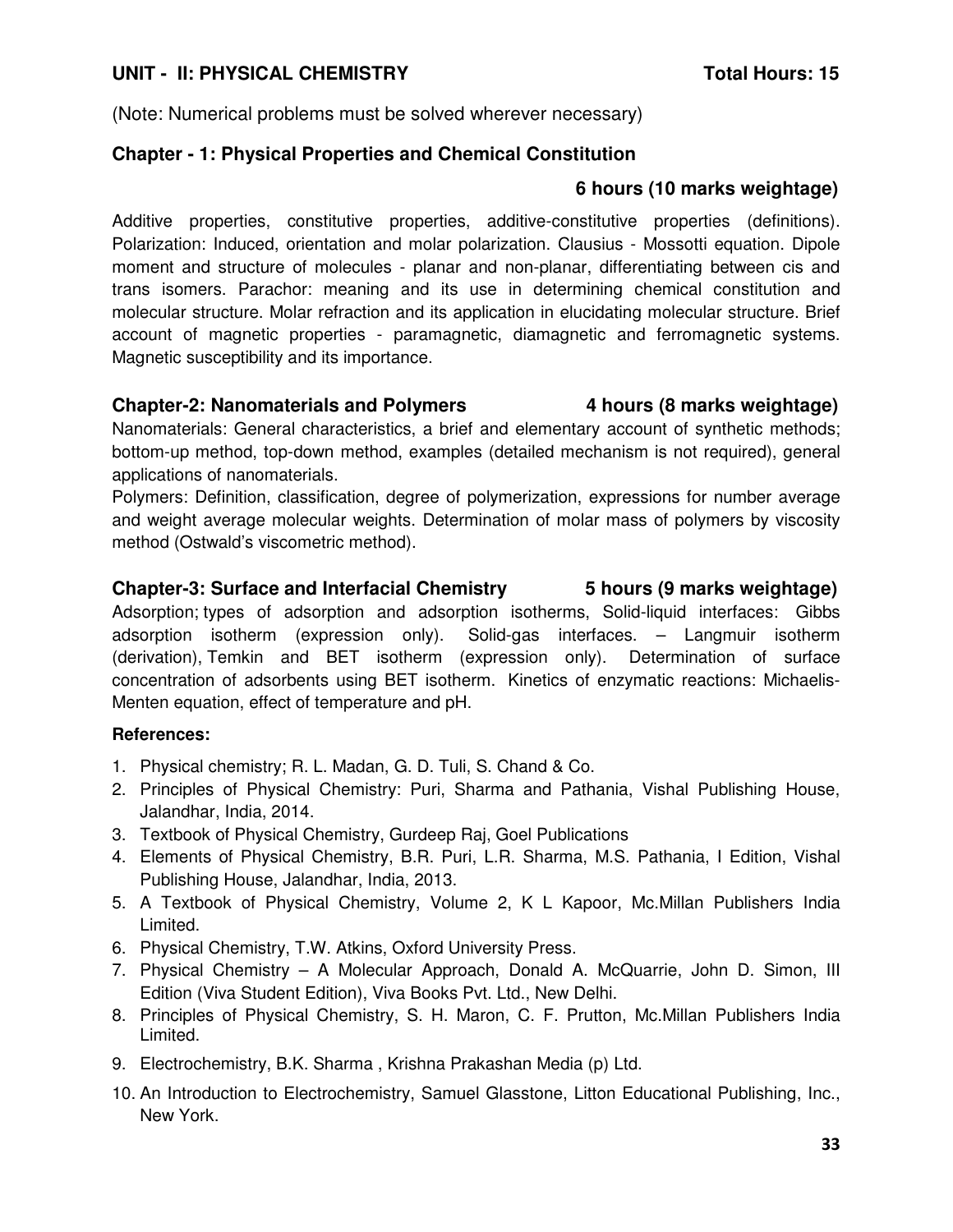## UNIT - II: PHYSICAL CHEMISTRY **Total Hours: 15**

(Note: Numerical problems must be solved wherever necessary)

### Chapter - 1: Physical Properties and Chemical Constitution

**6 hours (10 marks weightage)**

Additive properties, constitutive properties, additive-constitutive properties (definitions). Polarization: Induced, orientation and molar polarization. Clausius - Mossotti equation. Dipole moment and structure of molecules - planar and non-planar, differentiating between cis and trans isomers. Parachor: meaning and its use in determining chemical constitution and molecular structure. Molar refraction and its application in elucidating molecular structure. Brief account of magnetic properties - paramagnetic, diamagnetic and ferromagnetic systems. Magnetic susceptibility and its importance.

### Chapter-2: Nanomaterials and Polymers **4 hours (8 marks weightage)**

Nanomaterials: General characteristics, a brief and elementary account of synthetic methods; bottom-up method, top-down method, examples (detailed mechanism is not required), general applications of nanomaterials.

Polymers: Definition, classification, degree of polymerization, expressions for number average and weight average molecular weights. Determination of molar mass of polymers by viscosity method (Ostwald's viscometric method).

### Chapter-3: Surface and Interfacial Chemistry **5 hours (9 marks weightage)**

Adsorption; types of adsorption and adsorption isotherms, Solid-liquid interfaces: Gibbs adsorption isotherm (expression only). Solid-gas interfaces. – Langmuir isotherm (derivation), Temkin and BET isotherm (expression only). Determination of surface concentration of adsorbents using BET isotherm. Kinetics of enzymatic reactions: Michaelis-Menten equation, effect of temperature and pH.

**References:**

1. Physical chemistry; R. L. Madan, G. D. Tuli, S. Chand & Co.
2. Principles of Physical Chemistry: Puri, Sharma and Pathania, Vishal Publishing House, Jalandhar, India, 2014.
3. Textbook of Physical Chemistry, Gurdeep Raj, Goel Publications
4. Elements of Physical Chemistry, B.R. Puri, L.R. Sharma, M.S. Pathania, I Edition, Vishal Publishing House, Jalandhar, India, 2013.
5. A Textbook of Physical Chemistry, Volume 2, K L Kapoor, Mc.Millan Publishers India Limited.
6. Physical Chemistry, T.W. Atkins, Oxford University Press.
7. Physical Chemistry – A Molecular Approach, Donald A. McQuarrie, John D. Simon, III Edition (Viva Student Edition), Viva Books Pvt. Ltd., New Delhi.
8. Principles of Physical Chemistry, S. H. Maron, C. F. Prutton, Mc.Millan Publishers India Limited.
9. Electrochemistry, B.K. Sharma , Krishna Prakashan Media (p) Ltd.
10. An Introduction to Electrochemistry, Samuel Glasstone, Litton Educational Publishing, Inc., New York.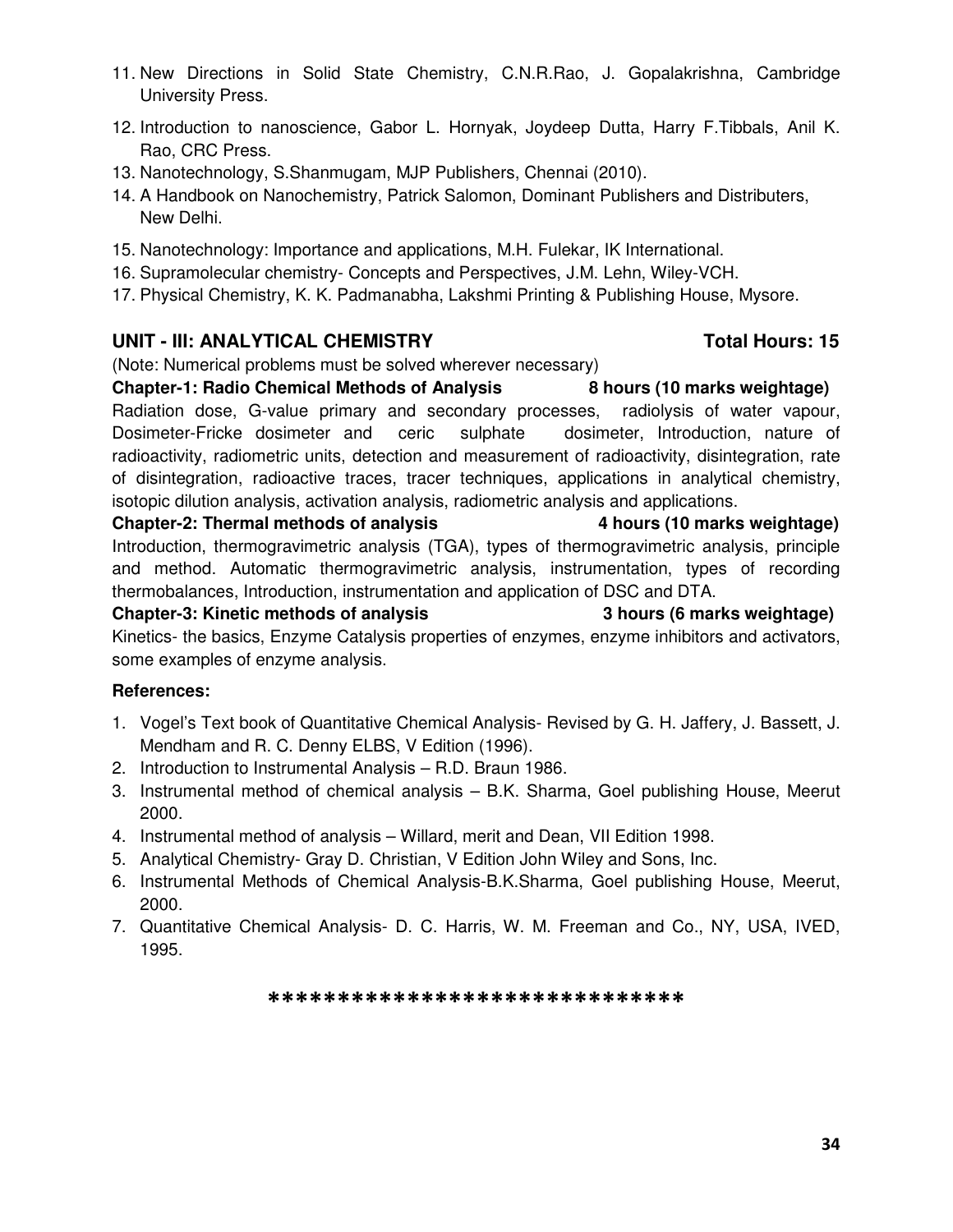11. New Directions in Solid State Chemistry, C.N.R.Rao, J. Gopalakrishna, Cambridge University Press.
12. Introduction to nanoscience, Gabor L. Hornyak, Joydeep Dutta, Harry F.Tibbals, Anil K. Rao, CRC Press.
13. Nanotechnology, S.Shanmugam, MJP Publishers, Chennai (2010).
14. A Handbook on Nanochemistry, Patrick Salomon, Dominant Publishers and Distributers, New Delhi.
15. Nanotechnology: Importance and applications, M.H. Fulekar, IK International.
16. Supramolecular chemistry- Concepts and Perspectives, J.M. Lehn, Wiley-VCH.
17. Physical Chemistry, K. K. Padmanabha, Lakshmi Printing & Publishing House, Mysore.

## UNIT - III: ANALYTICAL CHEMISTRY — Total Hours: 15

(Note: Numerical problems must be solved wherever necessary)

**Chapter-1: Radio Chemical Methods of Analysis — 8 hours (10 marks weightage)**

Radiation dose, G-value primary and secondary processes, radiolysis of water vapour, Dosimeter-Fricke dosimeter and ceric sulphate dosimeter, Introduction, nature of radioactivity, radiometric units, detection and measurement of radioactivity, disintegration, rate of disintegration, radioactive traces, tracer techniques, applications in analytical chemistry, isotopic dilution analysis, activation analysis, radiometric analysis and applications.

**Chapter-2: Thermal methods of analysis — 4 hours (10 marks weightage)**

Introduction, thermogravimetric analysis (TGA), types of thermogravimetric analysis, principle and method. Automatic thermogravimetric analysis, instrumentation, types of recording thermobalances, Introduction, instrumentation and application of DSC and DTA.

**Chapter-3: Kinetic methods of analysis — 3 hours (6 marks weightage)**

Kinetics- the basics, Enzyme Catalysis properties of enzymes, enzyme inhibitors and activators, some examples of enzyme analysis.

**References:**

1. Vogel's Text book of Quantitative Chemical Analysis- Revised by G. H. Jaffery, J. Bassett, J. Mendham and R. C. Denny ELBS, V Edition (1996).
2. Introduction to Instrumental Analysis – R.D. Braun 1986.
3. Instrumental method of chemical analysis – B.K. Sharma, Goel publishing House, Meerut 2000.
4. Instrumental method of analysis – Willard, merit and Dean, VII Edition 1998.
5. Analytical Chemistry- Gray D. Christian, V Edition John Wiley and Sons, Inc.
6. Instrumental Methods of Chemical Analysis-B.K.Sharma, Goel publishing House, Meerut, 2000.
7. Quantitative Chemical Analysis- D. C. Harris, W. M. Freeman and Co., NY, USA, IVED, 1995.

******************************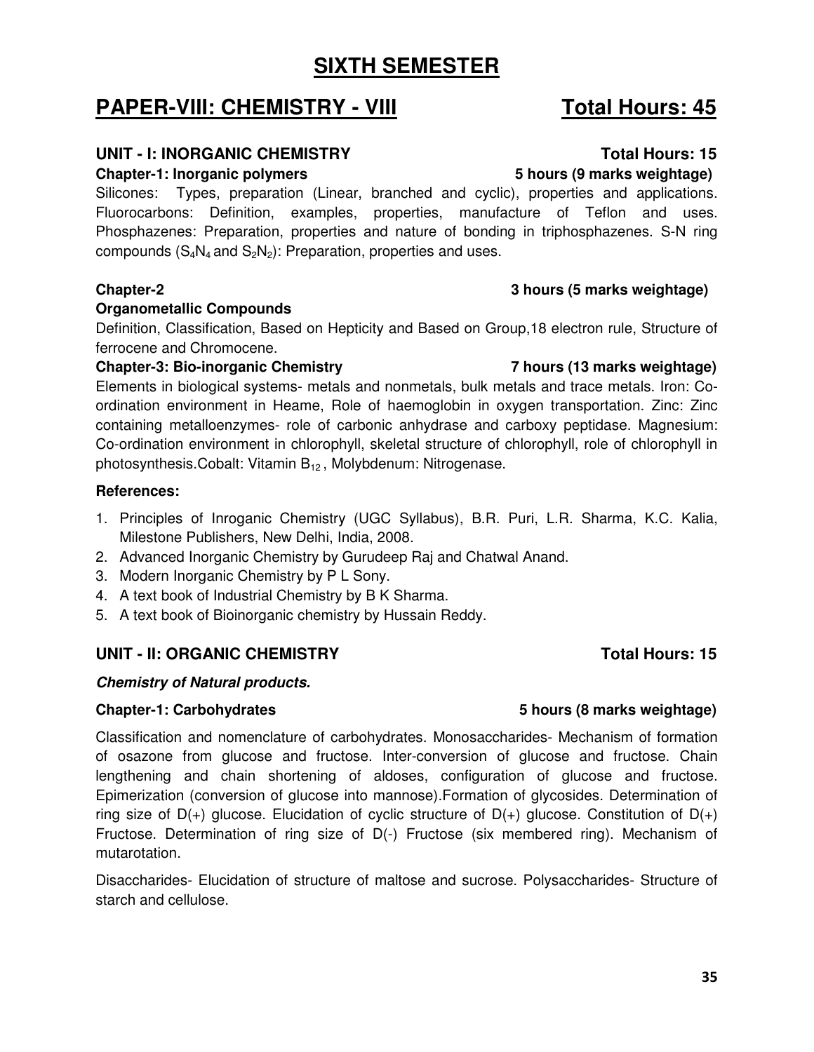# SIXTH SEMESTER

## PAPER-VIII: CHEMISTRY - VIII — Total Hours: 45

### UNIT - I: INORGANIC CHEMISTRY — Total Hours: 15

**Chapter-1: Inorganic polymers — 5 hours (9 marks weightage)**

Silicones: Types, preparation (Linear, branched and cyclic), properties and applications. Fluorocarbons: Definition, examples, properties, manufacture of Teflon and uses. Phosphazenes: Preparation, properties and nature of bonding in triphosphazenes. S-N ring compounds ($S_4N_4$ and $S_2N_2$): Preparation, properties and uses.

**Chapter-2 — 3 hours (5 marks weightage)**

**Organometallic Compounds**

Definition, Classification, Based on Hepticity and Based on Group,18 electron rule, Structure of ferrocene and Chromocene.

**Chapter-3: Bio-inorganic Chemistry — 7 hours (13 marks weightage)**

Elements in biological systems- metals and nonmetals, bulk metals and trace metals. Iron: Co-ordination environment in Heame, Role of haemoglobin in oxygen transportation. Zinc: Zinc containing metalloenzymes- role of carbonic anhydrase and carboxy peptidase. Magnesium: Co-ordination environment in chlorophyll, skeletal structure of chlorophyll, role of chlorophyll in photosynthesis.Cobalt: Vitamin $B_{12}$ , Molybdenum: Nitrogenase.

**References:**

1. Principles of Inroganic Chemistry (UGC Syllabus), B.R. Puri, L.R. Sharma, K.C. Kalia, Milestone Publishers, New Delhi, India, 2008.
2. Advanced Inorganic Chemistry by Gurudeep Raj and Chatwal Anand.
3. Modern Inorganic Chemistry by P L Sony.
4. A text book of Industrial Chemistry by B K Sharma.
5. A text book of Bioinorganic chemistry by Hussain Reddy.

### UNIT - II: ORGANIC CHEMISTRY — Total Hours: 15

***Chemistry of Natural products.***

**Chapter-1: Carbohydrates — 5 hours (8 marks weightage)**

Classification and nomenclature of carbohydrates. Monosaccharides- Mechanism of formation of osazone from glucose and fructose. Inter-conversion of glucose and fructose. Chain lengthening and chain shortening of aldoses, configuration of glucose and fructose. Epimerization (conversion of glucose into mannose).Formation of glycosides. Determination of ring size of D(+) glucose. Elucidation of cyclic structure of D(+) glucose. Constitution of D(+) Fructose. Determination of ring size of D(-) Fructose (six membered ring). Mechanism of mutarotation.

Disaccharides- Elucidation of structure of maltose and sucrose. Polysaccharides- Structure of starch and cellulose.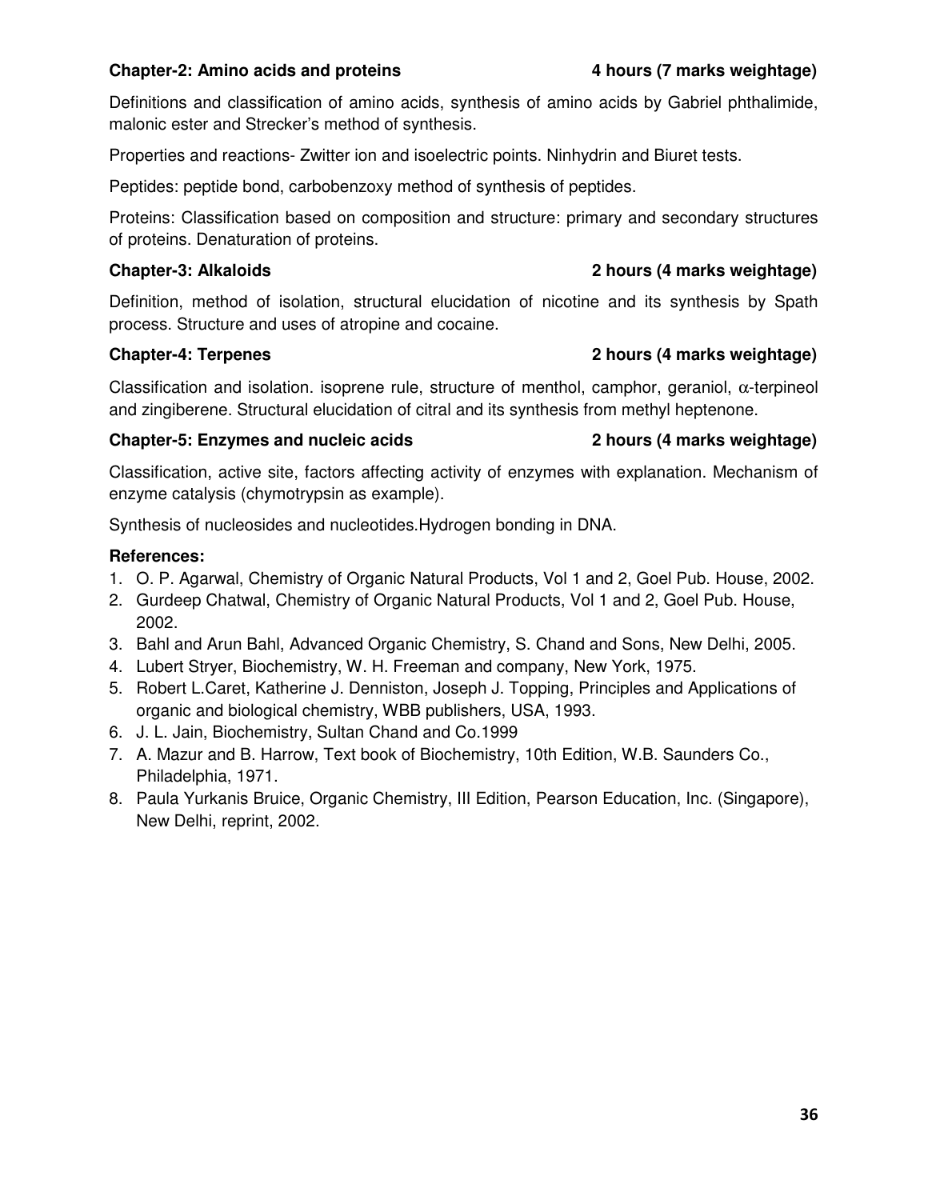**Chapter-2: Amino acids and proteins** **4 hours (7 marks weightage)**

Definitions and classification of amino acids, synthesis of amino acids by Gabriel phthalimide, malonic ester and Strecker's method of synthesis.

Properties and reactions- Zwitter ion and isoelectric points. Ninhydrin and Biuret tests.

Peptides: peptide bond, carbobenzoxy method of synthesis of peptides.

Proteins: Classification based on composition and structure: primary and secondary structures of proteins. Denaturation of proteins.

**Chapter-3: Alkaloids** **2 hours (4 marks weightage)**

Definition, method of isolation, structural elucidation of nicotine and its synthesis by Spath process. Structure and uses of atropine and cocaine.

**Chapter-4: Terpenes** **2 hours (4 marks weightage)**

Classification and isolation. isoprene rule, structure of menthol, camphor, geraniol, $\alpha$-terpineol and zingiberene. Structural elucidation of citral and its synthesis from methyl heptenone.

**Chapter-5: Enzymes and nucleic acids** **2 hours (4 marks weightage)**

Classification, active site, factors affecting activity of enzymes with explanation. Mechanism of enzyme catalysis (chymotrypsin as example).

Synthesis of nucleosides and nucleotides.Hydrogen bonding in DNA.

**References:**

1. O. P. Agarwal, Chemistry of Organic Natural Products, Vol 1 and 2, Goel Pub. House, 2002.
2. Gurdeep Chatwal, Chemistry of Organic Natural Products, Vol 1 and 2, Goel Pub. House, 2002.
3. Bahl and Arun Bahl, Advanced Organic Chemistry, S. Chand and Sons, New Delhi, 2005.
4. Lubert Stryer, Biochemistry, W. H. Freeman and company, New York, 1975.
5. Robert L.Caret, Katherine J. Denniston, Joseph J. Topping, Principles and Applications of organic and biological chemistry, WBB publishers, USA, 1993.
6. J. L. Jain, Biochemistry, Sultan Chand and Co.1999
7. A. Mazur and B. Harrow, Text book of Biochemistry, 10th Edition, W.B. Saunders Co., Philadelphia, 1971.
8. Paula Yurkanis Bruice, Organic Chemistry, III Edition, Pearson Education, Inc. (Singapore), New Delhi, reprint, 2002.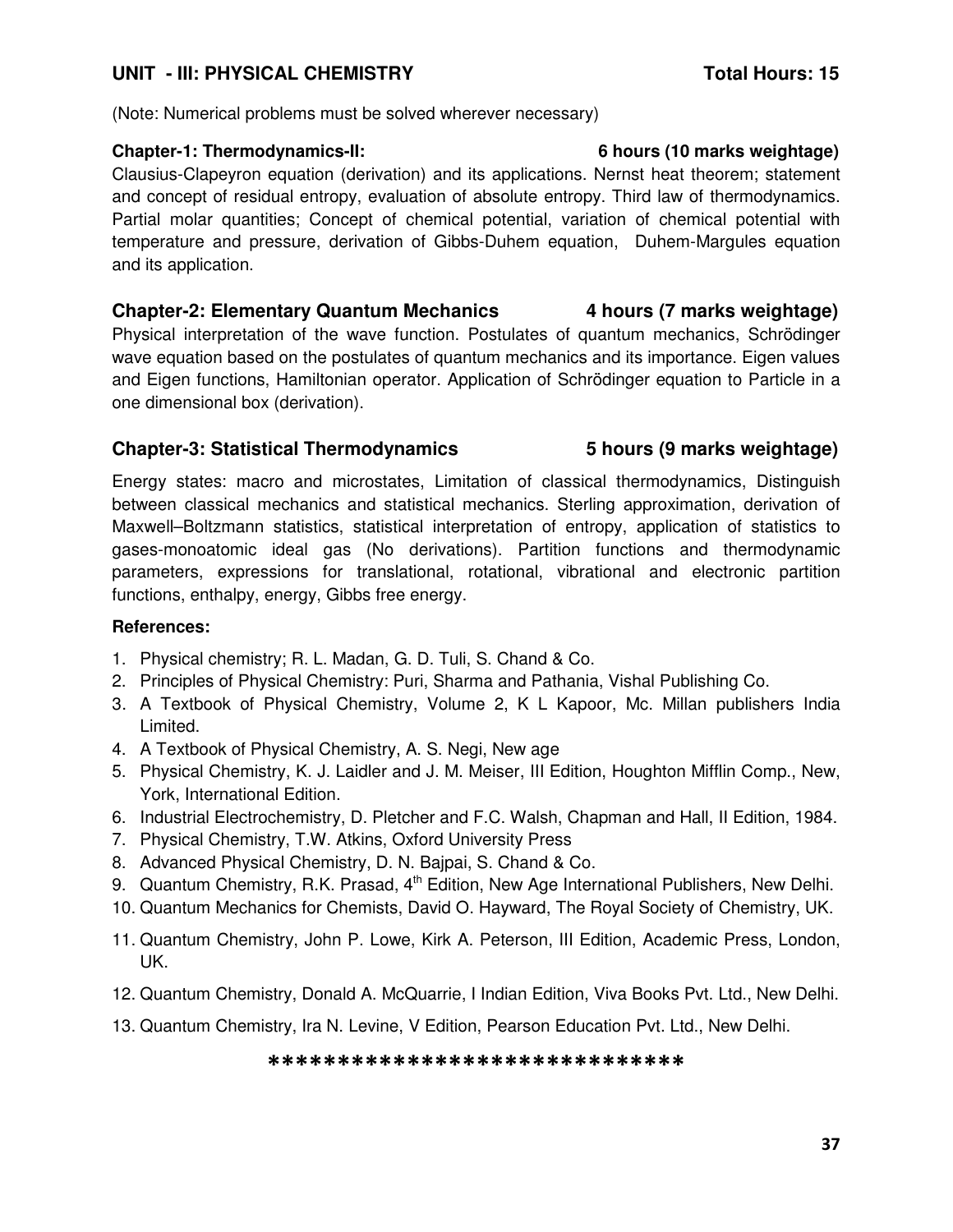## UNIT - III: PHYSICAL CHEMISTRY **Total Hours: 15**

(Note: Numerical problems must be solved wherever necessary)

### Chapter-1: Thermodynamics-II: 6 hours (10 marks weightage)

Clausius-Clapeyron equation (derivation) and its applications. Nernst heat theorem; statement and concept of residual entropy, evaluation of absolute entropy. Third law of thermodynamics. Partial molar quantities; Concept of chemical potential, variation of chemical potential with temperature and pressure, derivation of Gibbs-Duhem equation, Duhem-Margules equation and its application.

### Chapter-2: Elementary Quantum Mechanics 4 hours (7 marks weightage)

Physical interpretation of the wave function. Postulates of quantum mechanics, Schrödinger wave equation based on the postulates of quantum mechanics and its importance. Eigen values and Eigen functions, Hamiltonian operator. Application of Schrödinger equation to Particle in a one dimensional box (derivation).

### Chapter-3: Statistical Thermodynamics 5 hours (9 marks weightage)

Energy states: macro and microstates, Limitation of classical thermodynamics, Distinguish between classical mechanics and statistical mechanics. Sterling approximation, derivation of Maxwell–Boltzmann statistics, statistical interpretation of entropy, application of statistics to gases-monoatomic ideal gas (No derivations). Partition functions and thermodynamic parameters, expressions for translational, rotational, vibrational and electronic partition functions, enthalpy, energy, Gibbs free energy.

**References:**

1. Physical chemistry; R. L. Madan, G. D. Tuli, S. Chand & Co.
2. Principles of Physical Chemistry: Puri, Sharma and Pathania, Vishal Publishing Co.
3. A Textbook of Physical Chemistry, Volume 2, K L Kapoor, Mc. Millan publishers India Limited.
4. A Textbook of Physical Chemistry, A. S. Negi, New age
5. Physical Chemistry, K. J. Laidler and J. M. Meiser, III Edition, Houghton Mifflin Comp., New, York, International Edition.
6. Industrial Electrochemistry, D. Pletcher and F.C. Walsh, Chapman and Hall, II Edition, 1984.
7. Physical Chemistry, T.W. Atkins, Oxford University Press
8. Advanced Physical Chemistry, D. N. Bajpai, S. Chand & Co.
9. Quantum Chemistry, R.K. Prasad, 4th Edition, New Age International Publishers, New Delhi.
10. Quantum Mechanics for Chemists, David O. Hayward, The Royal Society of Chemistry, UK.
11. Quantum Chemistry, John P. Lowe, Kirk A. Peterson, III Edition, Academic Press, London, UK.
12. Quantum Chemistry, Donald A. McQuarrie, I Indian Edition, Viva Books Pvt. Ltd., New Delhi.
13. Quantum Chemistry, Ira N. Levine, V Edition, Pearson Education Pvt. Ltd., New Delhi.

******************************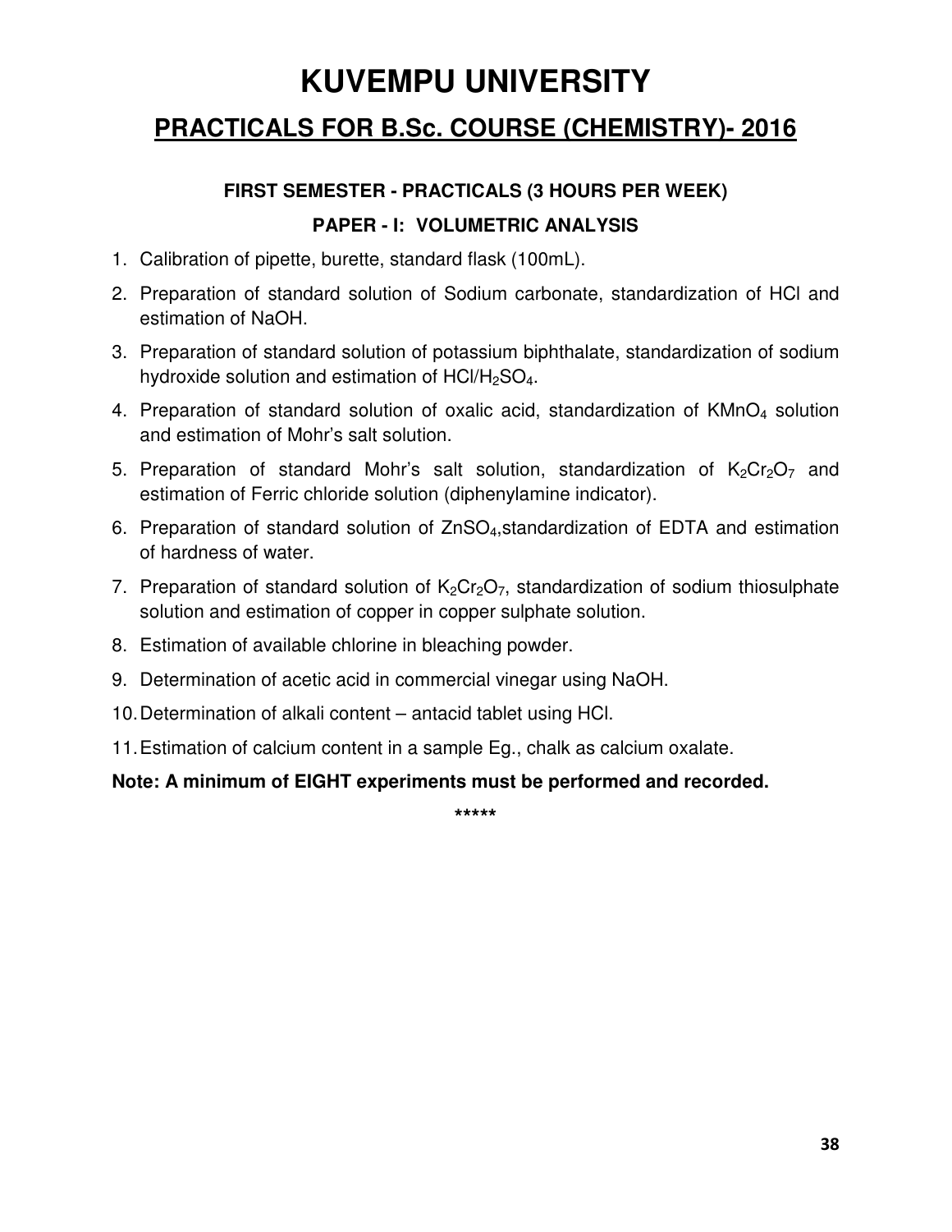# KUVEMPU UNIVERSITY

## PRACTICALS FOR B.Sc. COURSE (CHEMISTRY)- 2016

### FIRST SEMESTER - PRACTICALS (3 HOURS PER WEEK)

### PAPER - I: VOLUMETRIC ANALYSIS

1. Calibration of pipette, burette, standard flask (100mL).
2. Preparation of standard solution of Sodium carbonate, standardization of HCl and estimation of NaOH.
3. Preparation of standard solution of potassium biphthalate, standardization of sodium hydroxide solution and estimation of HCl/$H_2SO_4$.
4. Preparation of standard solution of oxalic acid, standardization of $KMnO_4$ solution and estimation of Mohr's salt solution.
5. Preparation of standard Mohr's salt solution, standardization of $K_2Cr_2O_7$ and estimation of Ferric chloride solution (diphenylamine indicator).
6. Preparation of standard solution of $ZnSO_4$,standardization of EDTA and estimation of hardness of water.
7. Preparation of standard solution of $K_2Cr_2O_7$, standardization of sodium thiosulphate solution and estimation of copper in copper sulphate solution.
8. Estimation of available chlorine in bleaching powder.
9. Determination of acetic acid in commercial vinegar using NaOH.
10. Determination of alkali content – antacid tablet using HCl.
11. Estimation of calcium content in a sample Eg., chalk as calcium oxalate.

**Note: A minimum of EIGHT experiments must be performed and recorded.**

*****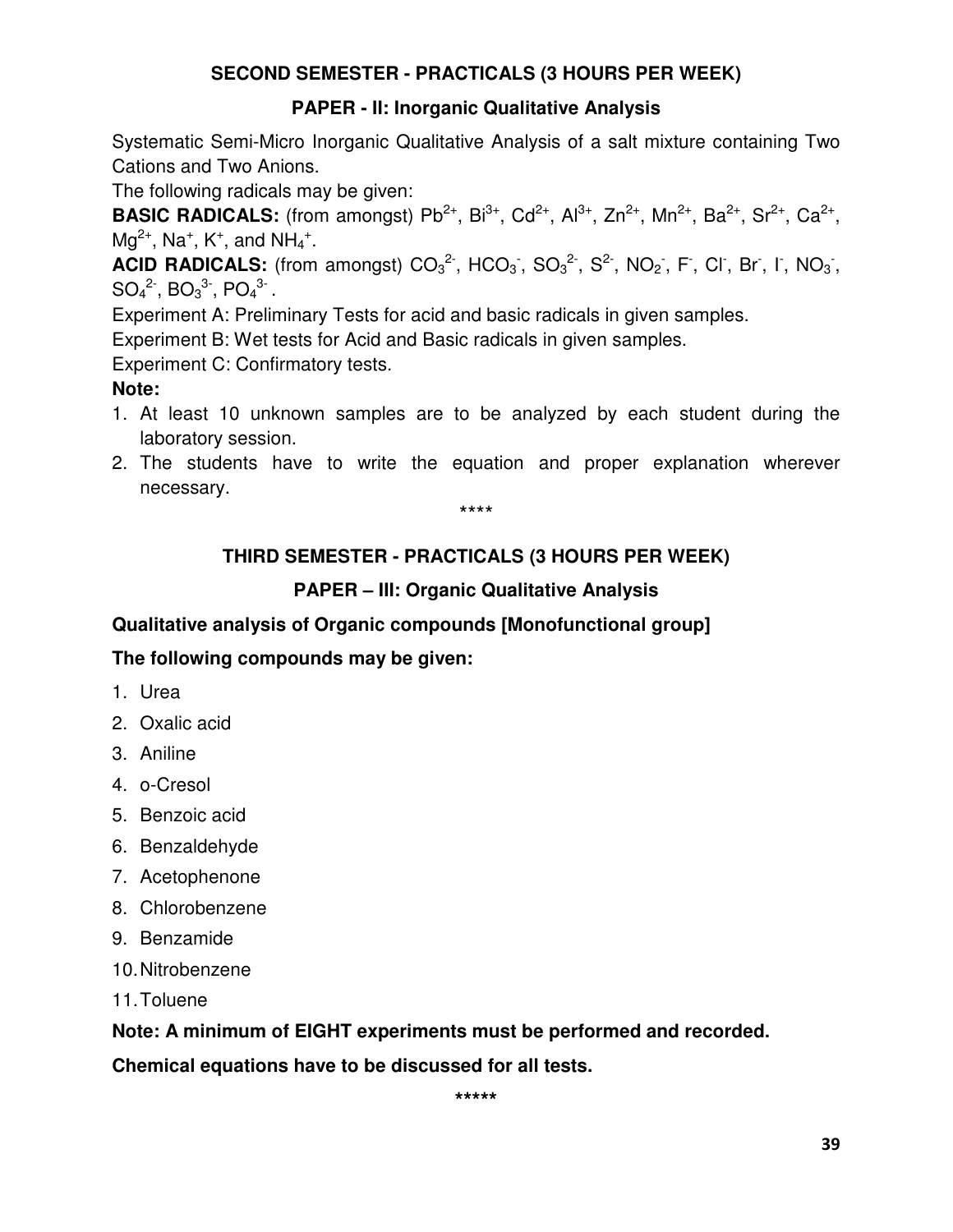## SECOND SEMESTER - PRACTICALS (3 HOURS PER WEEK)

### PAPER - II: Inorganic Qualitative Analysis

Systematic Semi-Micro Inorganic Qualitative Analysis of a salt mixture containing Two Cations and Two Anions.

The following radicals may be given:

**BASIC RADICALS:** (from amongst) $Pb^{2+}$, $Bi^{3+}$, $Cd^{2+}$, $Al^{3+}$, $Zn^{2+}$, $Mn^{2+}$, $Ba^{2+}$, $Sr^{2+}$, $Ca^{2+}$, $Mg^{2+}$, $Na^{+}$, $K^{+}$, and $NH_4^{+}$.

**ACID RADICALS:** (from amongst) $CO_3^{2-}$, $HCO_3^{-}$, $SO_3^{2-}$, $S^{2-}$, $NO_2^{-}$, $F^{-}$, $Cl^{-}$, $Br^{-}$, $I^{-}$, $NO_3^{-}$, $SO_4^{2-}$, $BO_3^{3-}$, $PO_4^{3-}$ .

Experiment A: Preliminary Tests for acid and basic radicals in given samples.

Experiment B: Wet tests for Acid and Basic radicals in given samples.

Experiment C: Confirmatory tests.

**Note:**

1. At least 10 unknown samples are to be analyzed by each student during the laboratory session.
2. The students have to write the equation and proper explanation wherever necessary.

****

## THIRD SEMESTER - PRACTICALS (3 HOURS PER WEEK)

### PAPER – III: Organic Qualitative Analysis

**Qualitative analysis of Organic compounds [Monofunctional group]**

**The following compounds may be given:**

1. Urea
2. Oxalic acid
3. Aniline
4. o-Cresol
5. Benzoic acid
6. Benzaldehyde
7. Acetophenone
8. Chlorobenzene
9. Benzamide
10. Nitrobenzene
11. Toluene

**Note: A minimum of EIGHT experiments must be performed and recorded.**

**Chemical equations have to be discussed for all tests.**

*****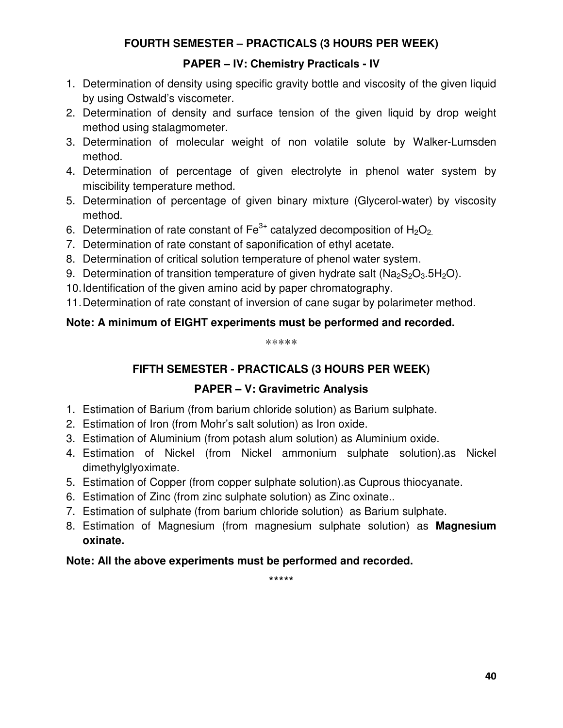## FOURTH SEMESTER – PRACTICALS (3 HOURS PER WEEK)

### PAPER – IV: Chemistry Practicals - IV

1. Determination of density using specific gravity bottle and viscosity of the given liquid by using Ostwald's viscometer.
2. Determination of density and surface tension of the given liquid by drop weight method using stalagmometer.
3. Determination of molecular weight of non volatile solute by Walker-Lumsden method.
4. Determination of percentage of given electrolyte in phenol water system by miscibility temperature method.
5. Determination of percentage of given binary mixture (Glycerol-water) by viscosity method.
6. Determination of rate constant of $Fe^{3+}$ catalyzed decomposition of $H_2O_2$.
7. Determination of rate constant of saponification of ethyl acetate.
8. Determination of critical solution temperature of phenol water system.
9. Determination of transition temperature of given hydrate salt ($Na_2S_2O_3.5H_2O$).
10. Identification of the given amino acid by paper chromatography.
11. Determination of rate constant of inversion of cane sugar by polarimeter method.

**Note: A minimum of EIGHT experiments must be performed and recorded.**

*****

## FIFTH SEMESTER - PRACTICALS (3 HOURS PER WEEK)

### PAPER – V: Gravimetric Analysis

1. Estimation of Barium (from barium chloride solution) as Barium sulphate.
2. Estimation of Iron (from Mohr's salt solution) as Iron oxide.
3. Estimation of Aluminium (from potash alum solution) as Aluminium oxide.
4. Estimation of Nickel (from Nickel ammonium sulphate solution).as Nickel dimethylglyoximate.
5. Estimation of Copper (from copper sulphate solution).as Cuprous thiocyanate.
6. Estimation of Zinc (from zinc sulphate solution) as Zinc oxinate..
7. Estimation of sulphate (from barium chloride solution) as Barium sulphate.
8. Estimation of Magnesium (from magnesium sulphate solution) as **Magnesium oxinate.**

**Note: All the above experiments must be performed and recorded.**

*****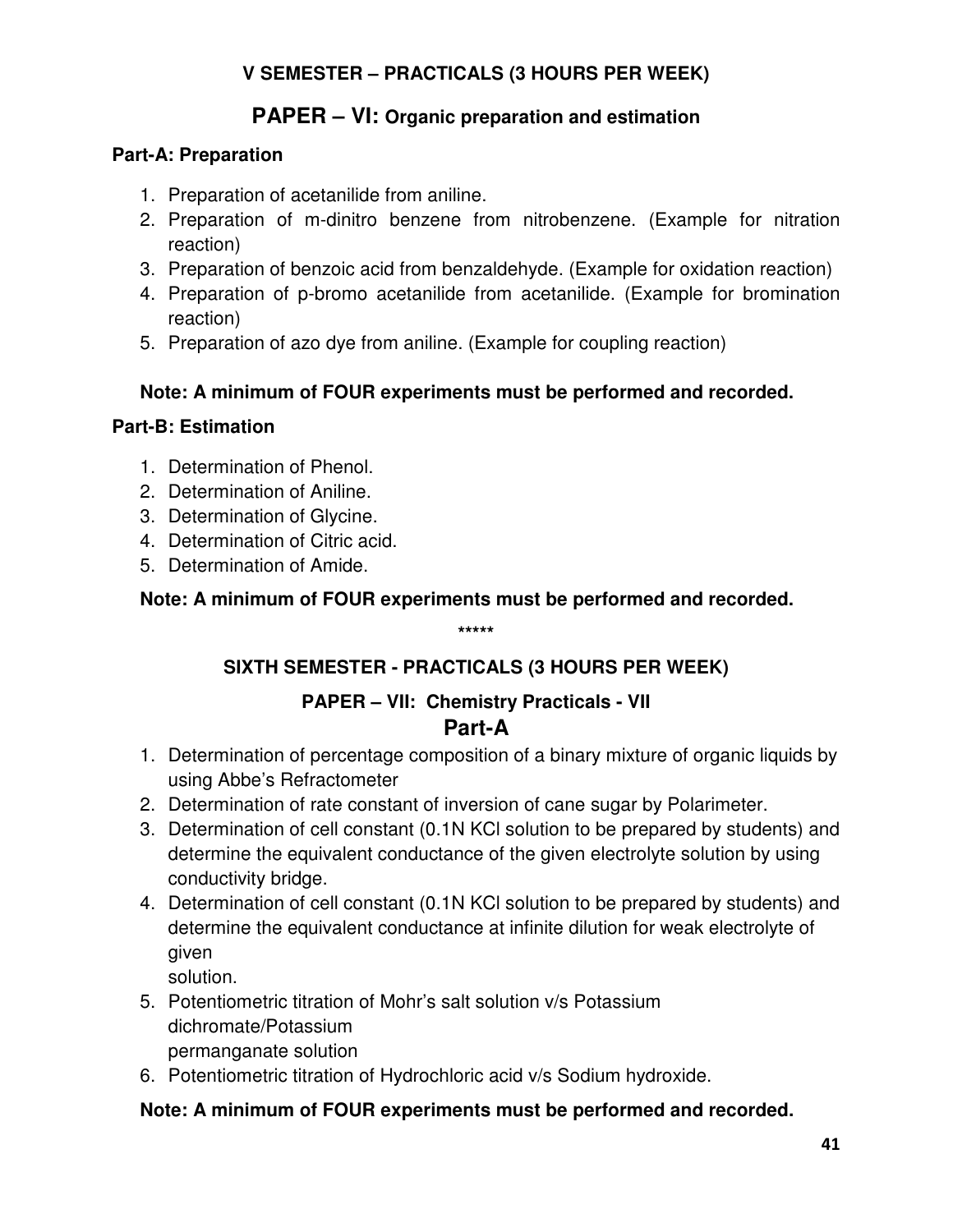## V SEMESTER – PRACTICALS (3 HOURS PER WEEK)

## PAPER – VI: Organic preparation and estimation

### Part-A: Preparation

1. Preparation of acetanilide from aniline.
2. Preparation of m-dinitro benzene from nitrobenzene. (Example for nitration reaction)
3. Preparation of benzoic acid from benzaldehyde. (Example for oxidation reaction)
4. Preparation of p-bromo acetanilide from acetanilide. (Example for bromination reaction)
5. Preparation of azo dye from aniline. (Example for coupling reaction)

**Note: A minimum of FOUR experiments must be performed and recorded.**

### Part-B: Estimation

1. Determination of Phenol.
2. Determination of Aniline.
3. Determination of Glycine.
4. Determination of Citric acid.
5. Determination of Amide.

**Note: A minimum of FOUR experiments must be performed and recorded.**

*****

## SIXTH SEMESTER - PRACTICALS (3 HOURS PER WEEK)

### PAPER – VII: Chemistry Practicals - VII

### Part-A

1. Determination of percentage composition of a binary mixture of organic liquids by using Abbe's Refractometer
2. Determination of rate constant of inversion of cane sugar by Polarimeter.
3. Determination of cell constant (0.1N KCl solution to be prepared by students) and determine the equivalent conductance of the given electrolyte solution by using conductivity bridge.
4. Determination of cell constant (0.1N KCl solution to be prepared by students) and determine the equivalent conductance at infinite dilution for weak electrolyte of given solution.
5. Potentiometric titration of Mohr's salt solution v/s Potassium dichromate/Potassium permanganate solution
6. Potentiometric titration of Hydrochloric acid v/s Sodium hydroxide.

**Note: A minimum of FOUR experiments must be performed and recorded.**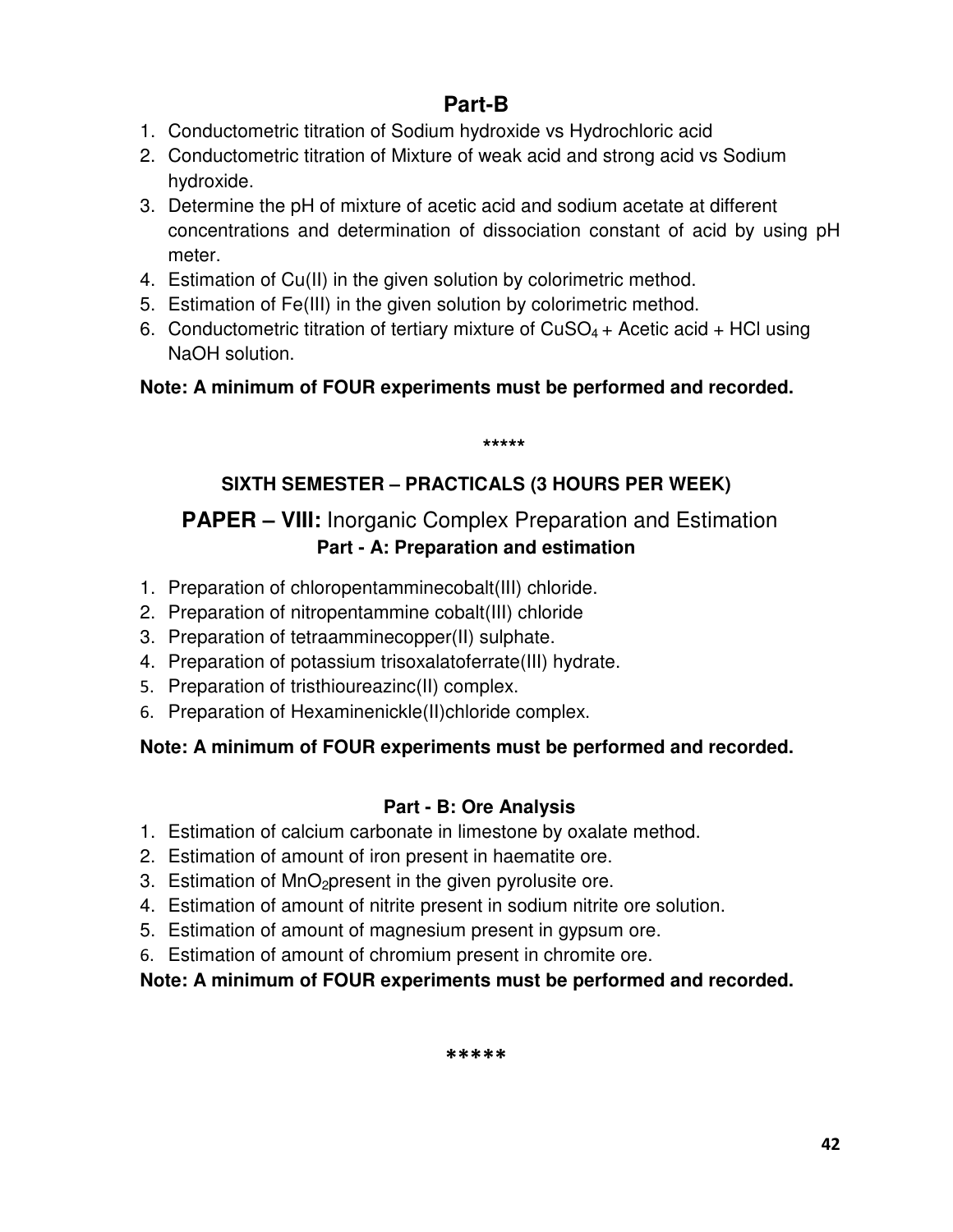## Part-B

1. Conductometric titration of Sodium hydroxide vs Hydrochloric acid
2. Conductometric titration of Mixture of weak acid and strong acid vs Sodium hydroxide.
3. Determine the pH of mixture of acetic acid and sodium acetate at different concentrations and determination of dissociation constant of acid by using pH meter.
4. Estimation of Cu(II) in the given solution by colorimetric method.
5. Estimation of Fe(III) in the given solution by colorimetric method.
6. Conductometric titration of tertiary mixture of $CuSO_4$ + Acetic acid + HCl using NaOH solution.

**Note: A minimum of FOUR experiments must be performed and recorded.**

*****

### SIXTH SEMESTER – PRACTICALS (3 HOURS PER WEEK)

## PAPER – VIII: Inorganic Complex Preparation and Estimation

### Part - A: Preparation and estimation

1. Preparation of chloropentamminecobalt(III) chloride.
2. Preparation of nitropentammine cobalt(III) chloride
3. Preparation of tetraamminecopper(II) sulphate.
4. Preparation of potassium trisoxalatoferrate(III) hydrate.
5. Preparation of tristhioureazinc(II) complex.
6. Preparation of Hexaminenickle(II)chloride complex.

**Note: A minimum of FOUR experiments must be performed and recorded.**

### Part - B: Ore Analysis

1. Estimation of calcium carbonate in limestone by oxalate method.
2. Estimation of amount of iron present in haematite ore.
3. Estimation of $MnO_2$present in the given pyrolusite ore.
4. Estimation of amount of nitrite present in sodium nitrite ore solution.
5. Estimation of amount of magnesium present in gypsum ore.
6. Estimation of amount of chromium present in chromite ore.

**Note: A minimum of FOUR experiments must be performed and recorded.**

*****